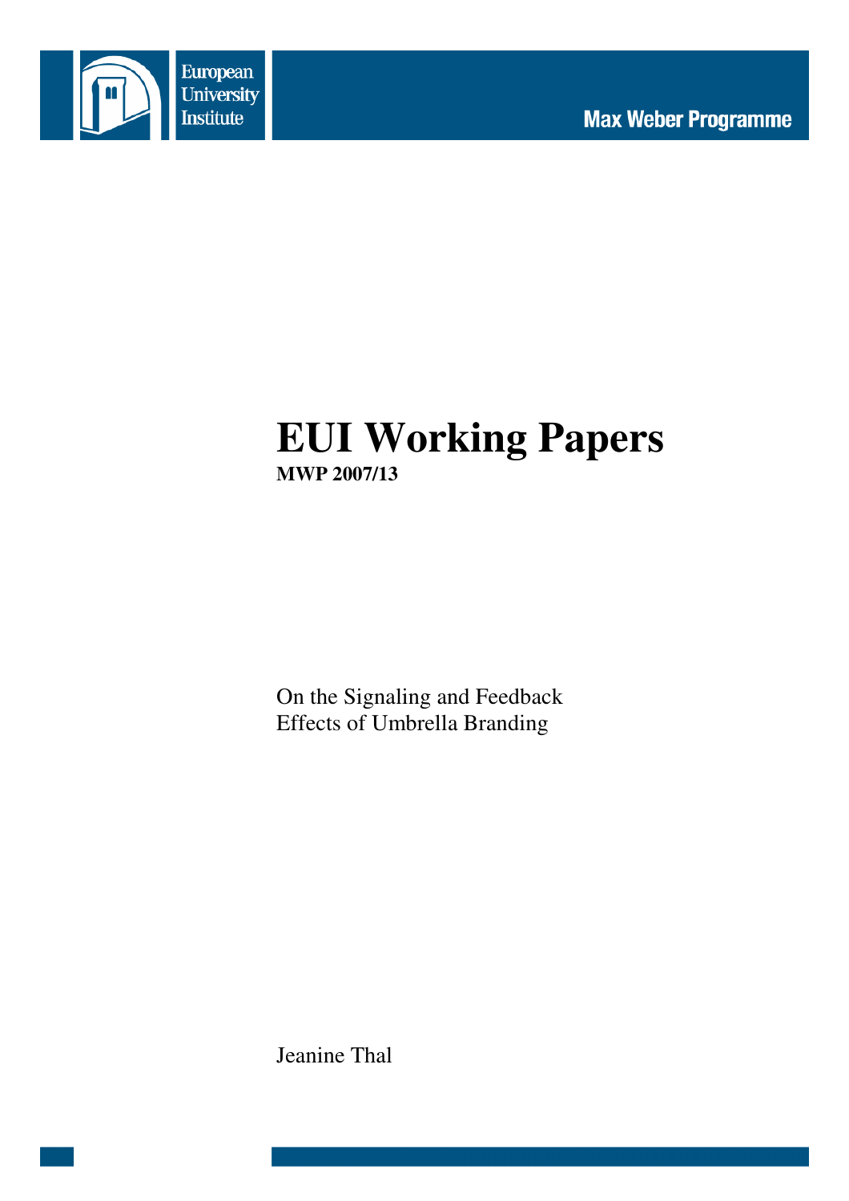European University Institute

Max Weber Programme

# EUI Working Papers

**MWP 2007/13**

On the Signaling and Feedback Effects of Umbrella Branding

Jeanine Thal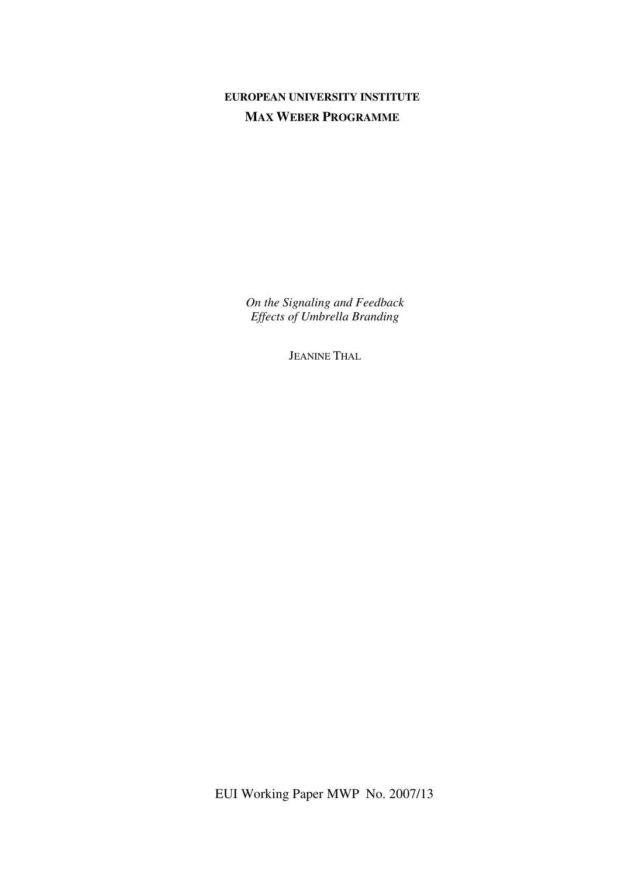**EUROPEAN UNIVERSITY INSTITUTE**

**MAX WEBER PROGRAMME**

*On the Signaling and Feedback Effects of Umbrella Branding*

JEANINE THAL

EUI Working Paper MWP No. 2007/13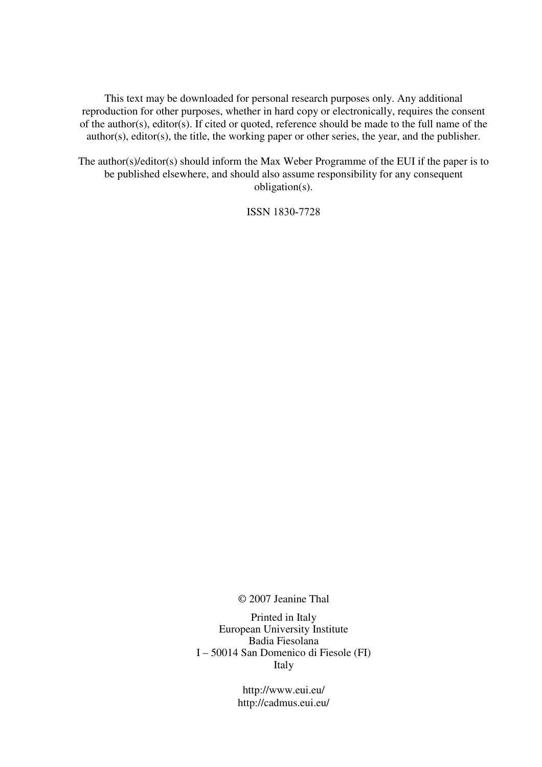This text may be downloaded for personal research purposes only. Any additional reproduction for other purposes, whether in hard copy or electronically, requires the consent of the author(s), editor(s). If cited or quoted, reference should be made to the full name of the author(s), editor(s), the title, the working paper or other series, the year, and the publisher.

The author(s)/editor(s) should inform the Max Weber Programme of the EUI if the paper is to be published elsewhere, and should also assume responsibility for any consequent obligation(s).

ISSN 1830-7728

© 2007 Jeanine Thal

Printed in Italy
European University Institute
Badia Fiesolana
I – 50014 San Domenico di Fiesole (FI)
Italy

http://www.eui.eu/
http://cadmus.eui.eu/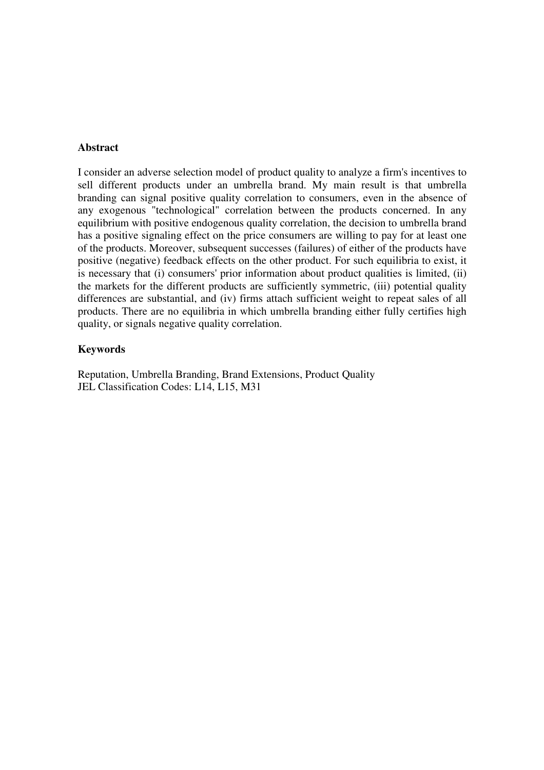**Abstract**

I consider an adverse selection model of product quality to analyze a firm's incentives to sell different products under an umbrella brand. My main result is that umbrella branding can signal positive quality correlation to consumers, even in the absence of any exogenous "technological" correlation between the products concerned. In any equilibrium with positive endogenous quality correlation, the decision to umbrella brand has a positive signaling effect on the price consumers are willing to pay for at least one of the products. Moreover, subsequent successes (failures) of either of the products have positive (negative) feedback effects on the other product. For such equilibria to exist, it is necessary that (i) consumers' prior information about product qualities is limited, (ii) the markets for the different products are sufficiently symmetric, (iii) potential quality differences are substantial, and (iv) firms attach sufficient weight to repeat sales of all products. There are no equilibria in which umbrella branding either fully certifies high quality, or signals negative quality correlation.

**Keywords**

Reputation, Umbrella Branding, Brand Extensions, Product Quality
JEL Classification Codes: L14, L15, M31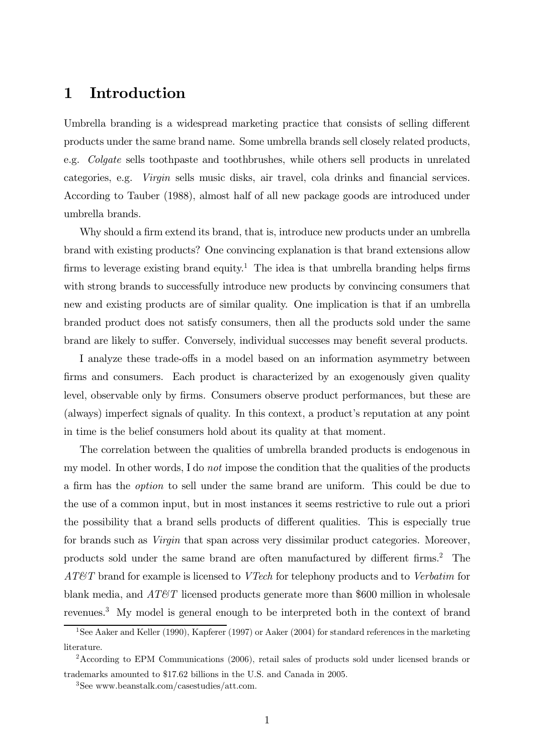# 1 Introduction

Umbrella branding is a widespread marketing practice that consists of selling different products under the same brand name. Some umbrella brands sell closely related products, e.g. *Colgate* sells toothpaste and toothbrushes, while others sell products in unrelated categories, e.g. *Virgin* sells music disks, air travel, cola drinks and financial services. According to Tauber (1988), almost half of all new package goods are introduced under umbrella brands.

Why should a firm extend its brand, that is, introduce new products under an umbrella brand with existing products? One convincing explanation is that brand extensions allow firms to leverage existing brand equity.[1] The idea is that umbrella branding helps firms with strong brands to successfully introduce new products by convincing consumers that new and existing products are of similar quality. One implication is that if an umbrella branded product does not satisfy consumers, then all the products sold under the same brand are likely to suffer. Conversely, individual successes may benefit several products.

I analyze these trade-offs in a model based on an information asymmetry between firms and consumers. Each product is characterized by an exogenously given quality level, observable only by firms. Consumers observe product performances, but these are (always) imperfect signals of quality. In this context, a product's reputation at any point in time is the belief consumers hold about its quality at that moment.

The correlation between the qualities of umbrella branded products is endogenous in my model. In other words, I do *not* impose the condition that the qualities of the products a firm has the *option* to sell under the same brand are uniform. This could be due to the use of a common input, but in most instances it seems restrictive to rule out a priori the possibility that a brand sells products of different qualities. This is especially true for brands such as *Virgin* that span across very dissimilar product categories. Moreover, products sold under the same brand are often manufactured by different firms.[2] The *AT&T* brand for example is licensed to *VTech* for telephony products and to *Verbatim* for blank media, and *AT&T* licensed products generate more than $600 million in wholesale revenues.[3] My model is general enough to be interpreted both in the context of brand

[1] See Aaker and Keller (1990), Kapferer (1997) or Aaker (2004) for standard references in the marketing literature.

[2] According to EPM Communications (2006), retail sales of products sold under licensed brands or trademarks amounted to $17.62 billions in the U.S. and Canada in 2005.

[3] See www.beanstalk.com/casestudies/att.com.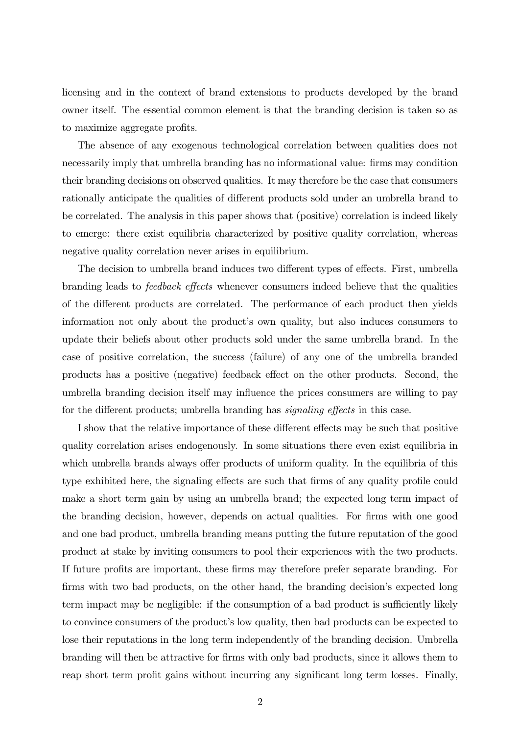licensing and in the context of brand extensions to products developed by the brand owner itself. The essential common element is that the branding decision is taken so as to maximize aggregate profits.

The absence of any exogenous technological correlation between qualities does not necessarily imply that umbrella branding has no informational value: firms may condition their branding decisions on observed qualities. It may therefore be the case that consumers rationally anticipate the qualities of different products sold under an umbrella brand to be correlated. The analysis in this paper shows that (positive) correlation is indeed likely to emerge: there exist equilibria characterized by positive quality correlation, whereas negative quality correlation never arises in equilibrium.

The decision to umbrella brand induces two different types of effects. First, umbrella branding leads to *feedback effects* whenever consumers indeed believe that the qualities of the different products are correlated. The performance of each product then yields information not only about the product's own quality, but also induces consumers to update their beliefs about other products sold under the same umbrella brand. In the case of positive correlation, the success (failure) of any one of the umbrella branded products has a positive (negative) feedback effect on the other products. Second, the umbrella branding decision itself may influence the prices consumers are willing to pay for the different products; umbrella branding has *signaling effects* in this case.

I show that the relative importance of these different effects may be such that positive quality correlation arises endogenously. In some situations there even exist equilibria in which umbrella brands always offer products of uniform quality. In the equilibria of this type exhibited here, the signaling effects are such that firms of any quality profile could make a short term gain by using an umbrella brand; the expected long term impact of the branding decision, however, depends on actual qualities. For firms with one good and one bad product, umbrella branding means putting the future reputation of the good product at stake by inviting consumers to pool their experiences with the two products. If future profits are important, these firms may therefore prefer separate branding. For firms with two bad products, on the other hand, the branding decision's expected long term impact may be negligible: if the consumption of a bad product is sufficiently likely to convince consumers of the product's low quality, then bad products can be expected to lose their reputations in the long term independently of the branding decision. Umbrella branding will then be attractive for firms with only bad products, since it allows them to reap short term profit gains without incurring any significant long term losses. Finally,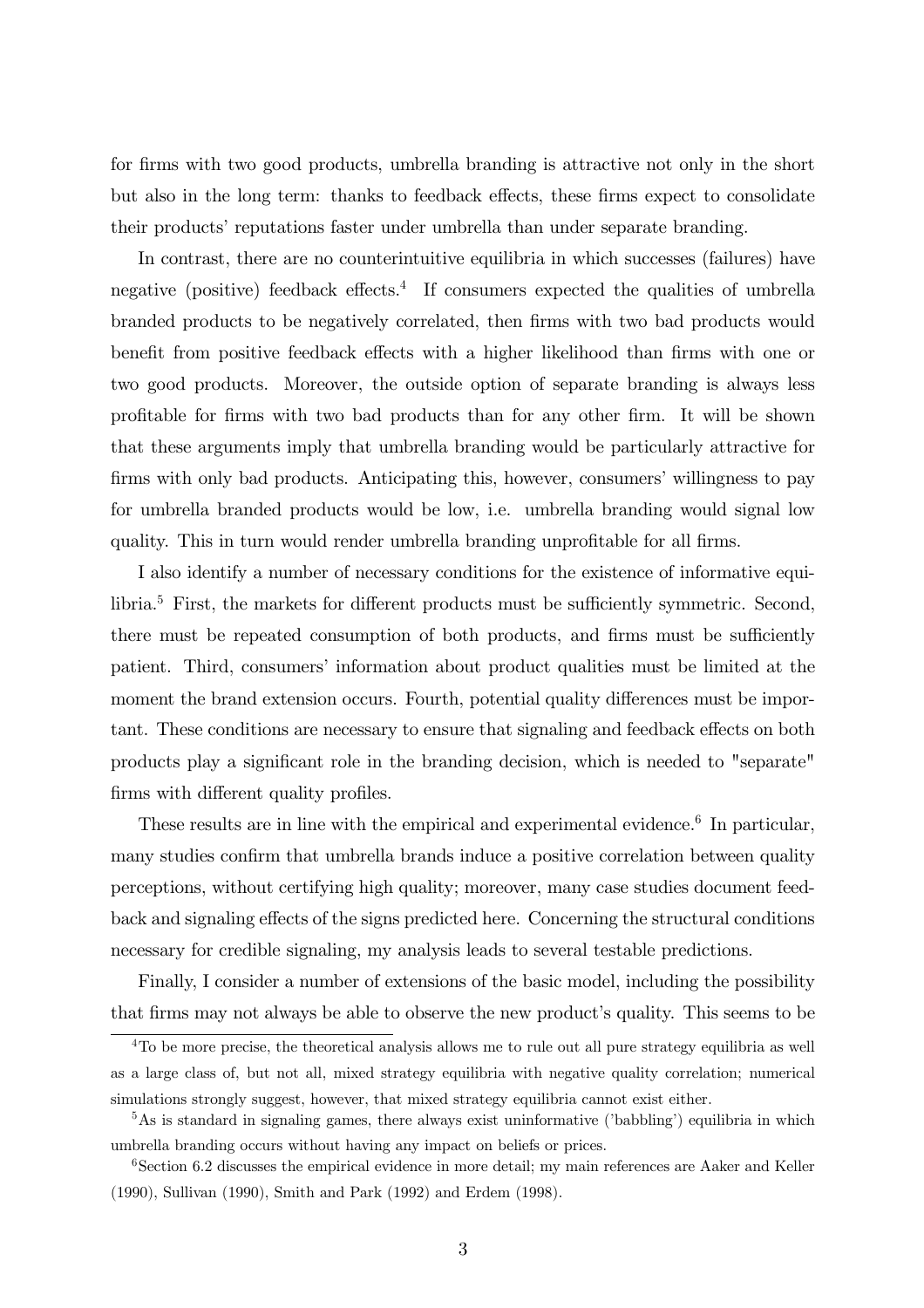for firms with two good products, umbrella branding is attractive not only in the short but also in the long term: thanks to feedback effects, these firms expect to consolidate their products' reputations faster under umbrella than under separate branding.

In contrast, there are no counterintuitive equilibria in which successes (failures) have negative (positive) feedback effects.[4] If consumers expected the qualities of umbrella branded products to be negatively correlated, then firms with two bad products would benefit from positive feedback effects with a higher likelihood than firms with one or two good products. Moreover, the outside option of separate branding is always less profitable for firms with two bad products than for any other firm. It will be shown that these arguments imply that umbrella branding would be particularly attractive for firms with only bad products. Anticipating this, however, consumers' willingness to pay for umbrella branded products would be low, i.e. umbrella branding would signal low quality. This in turn would render umbrella branding unprofitable for all firms.

I also identify a number of necessary conditions for the existence of informative equilibria.[5] First, the markets for different products must be sufficiently symmetric. Second, there must be repeated consumption of both products, and firms must be sufficiently patient. Third, consumers' information about product qualities must be limited at the moment the brand extension occurs. Fourth, potential quality differences must be important. These conditions are necessary to ensure that signaling and feedback effects on both products play a significant role in the branding decision, which is needed to "separate" firms with different quality profiles.

These results are in line with the empirical and experimental evidence.[6] In particular, many studies confirm that umbrella brands induce a positive correlation between quality perceptions, without certifying high quality; moreover, many case studies document feedback and signaling effects of the signs predicted here. Concerning the structural conditions necessary for credible signaling, my analysis leads to several testable predictions.

Finally, I consider a number of extensions of the basic model, including the possibility that firms may not always be able to observe the new product's quality. This seems to be

---

[4] To be more precise, the theoretical analysis allows me to rule out all pure strategy equilibria as well as a large class of, but not all, mixed strategy equilibria with negative quality correlation; numerical simulations strongly suggest, however, that mixed strategy equilibria cannot exist either.

[5] As is standard in signaling games, there always exist uninformative ('babbling') equilibria in which umbrella branding occurs without having any impact on beliefs or prices.

[6] Section 6.2 discusses the empirical evidence in more detail; my main references are Aaker and Keller (1990), Sullivan (1990), Smith and Park (1992) and Erdem (1998).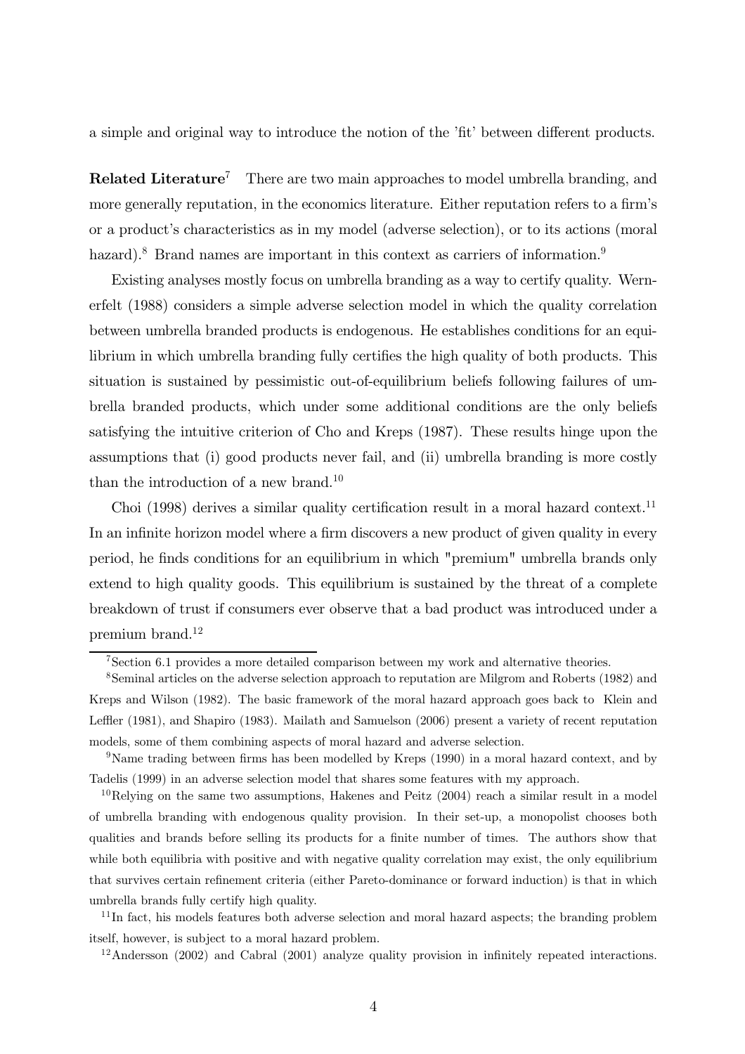a simple and original way to introduce the notion of the 'fit' between different products.

**Related Literature**[7] There are two main approaches to model umbrella branding, and more generally reputation, in the economics literature. Either reputation refers to a firm's or a product's characteristics as in my model (adverse selection), or to its actions (moral hazard).[8] Brand names are important in this context as carriers of information.[9]

Existing analyses mostly focus on umbrella branding as a way to certify quality. Wernerfelt (1988) considers a simple adverse selection model in which the quality correlation between umbrella branded products is endogenous. He establishes conditions for an equilibrium in which umbrella branding fully certifies the high quality of both products. This situation is sustained by pessimistic out-of-equilibrium beliefs following failures of umbrella branded products, which under some additional conditions are the only beliefs satisfying the intuitive criterion of Cho and Kreps (1987). These results hinge upon the assumptions that (i) good products never fail, and (ii) umbrella branding is more costly than the introduction of a new brand.[10]

Choi (1998) derives a similar quality certification result in a moral hazard context.[11] In an infinite horizon model where a firm discovers a new product of given quality in every period, he finds conditions for an equilibrium in which "premium" umbrella brands only extend to high quality goods. This equilibrium is sustained by the threat of a complete breakdown of trust if consumers ever observe that a bad product was introduced under a premium brand.[12]

---

[7] Section 6.1 provides a more detailed comparison between my work and alternative theories.

[8] Seminal articles on the adverse selection approach to reputation are Milgrom and Roberts (1982) and Kreps and Wilson (1982). The basic framework of the moral hazard approach goes back to Klein and Leffler (1981), and Shapiro (1983). Mailath and Samuelson (2006) present a variety of recent reputation models, some of them combining aspects of moral hazard and adverse selection.

[9] Name trading between firms has been modelled by Kreps (1990) in a moral hazard context, and by Tadelis (1999) in an adverse selection model that shares some features with my approach.

[10] Relying on the same two assumptions, Hakenes and Peitz (2004) reach a similar result in a model of umbrella branding with endogenous quality provision. In their set-up, a monopolist chooses both qualities and brands before selling its products for a finite number of times. The authors show that while both equilibria with positive and with negative quality correlation may exist, the only equilibrium that survives certain refinement criteria (either Pareto-dominance or forward induction) is that in which umbrella brands fully certify high quality.

[11] In fact, his models features both adverse selection and moral hazard aspects; the branding problem itself, however, is subject to a moral hazard problem.

[12] Andersson (2002) and Cabral (2001) analyze quality provision in infinitely repeated interactions.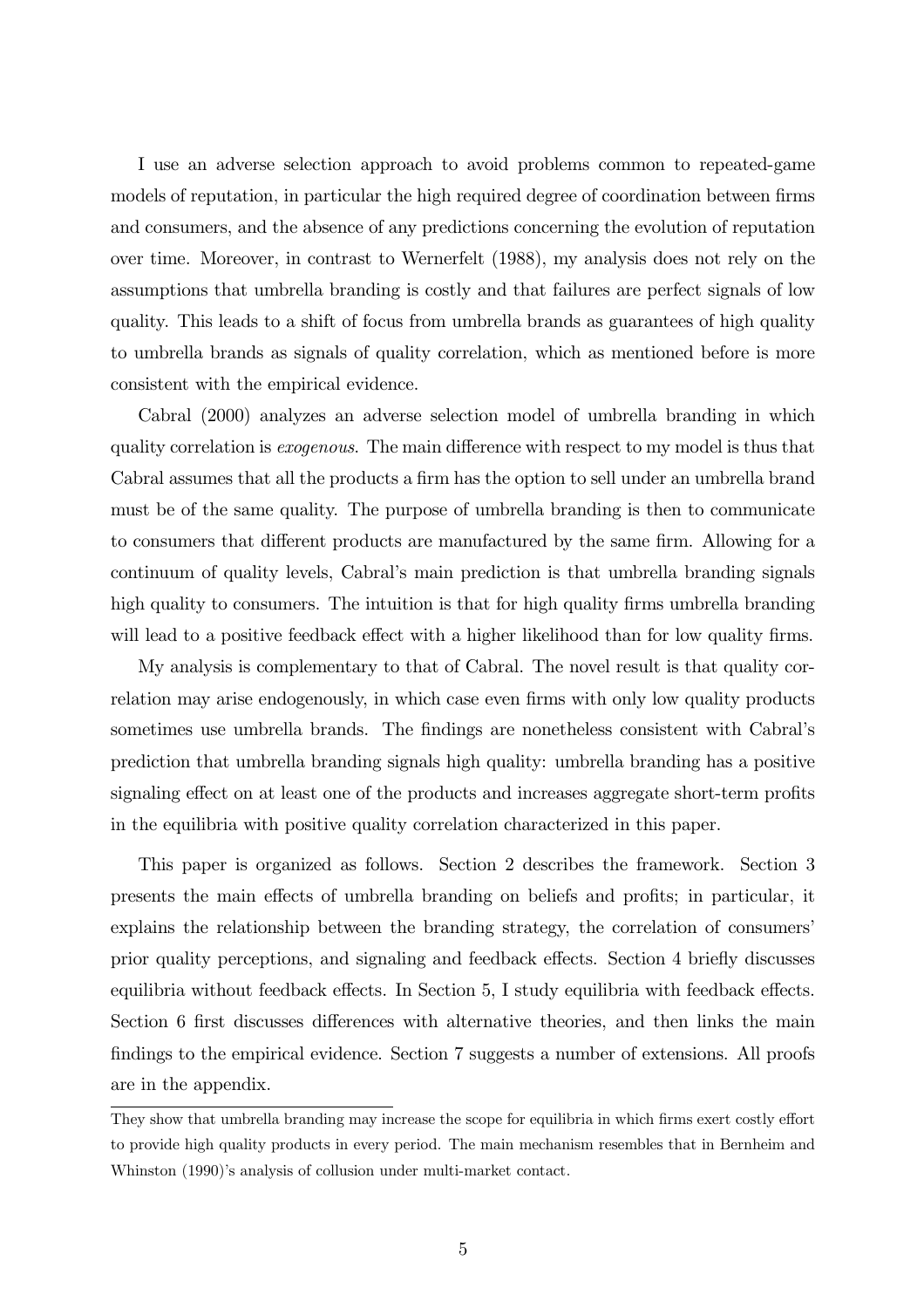I use an adverse selection approach to avoid problems common to repeated-game models of reputation, in particular the high required degree of coordination between firms and consumers, and the absence of any predictions concerning the evolution of reputation over time. Moreover, in contrast to Wernerfelt (1988), my analysis does not rely on the assumptions that umbrella branding is costly and that failures are perfect signals of low quality. This leads to a shift of focus from umbrella brands as guarantees of high quality to umbrella brands as signals of quality correlation, which as mentioned before is more consistent with the empirical evidence.

Cabral (2000) analyzes an adverse selection model of umbrella branding in which quality correlation is *exogenous*. The main difference with respect to my model is thus that Cabral assumes that all the products a firm has the option to sell under an umbrella brand must be of the same quality. The purpose of umbrella branding is then to communicate to consumers that different products are manufactured by the same firm. Allowing for a continuum of quality levels, Cabral's main prediction is that umbrella branding signals high quality to consumers. The intuition is that for high quality firms umbrella branding will lead to a positive feedback effect with a higher likelihood than for low quality firms.

My analysis is complementary to that of Cabral. The novel result is that quality correlation may arise endogenously, in which case even firms with only low quality products sometimes use umbrella brands. The findings are nonetheless consistent with Cabral's prediction that umbrella branding signals high quality: umbrella branding has a positive signaling effect on at least one of the products and increases aggregate short-term profits in the equilibria with positive quality correlation characterized in this paper.

This paper is organized as follows. Section 2 describes the framework. Section 3 presents the main effects of umbrella branding on beliefs and profits; in particular, it explains the relationship between the branding strategy, the correlation of consumers' prior quality perceptions, and signaling and feedback effects. Section 4 briefly discusses equilibria without feedback effects. In Section 5, I study equilibria with feedback effects. Section 6 first discusses differences with alternative theories, and then links the main findings to the empirical evidence. Section 7 suggests a number of extensions. All proofs are in the appendix.

---

They show that umbrella branding may increase the scope for equilibria in which firms exert costly effort to provide high quality products in every period. The main mechanism resembles that in Bernheim and Whinston (1990)'s analysis of collusion under multi-market contact.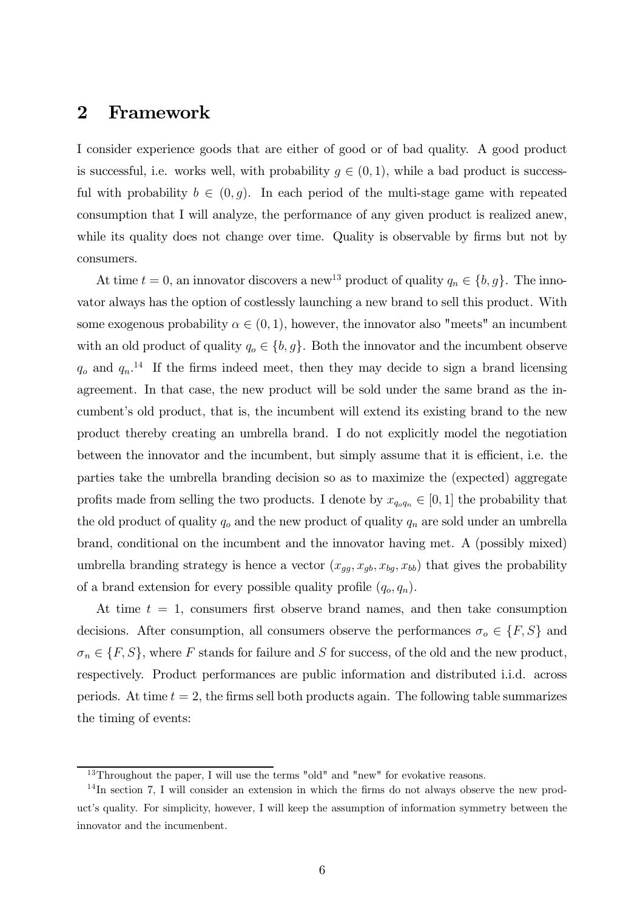## 2 Framework

I consider experience goods that are either of good or of bad quality. A good product is successful, i.e. works well, with probability $g \in (0,1)$, while a bad product is successful with probability $b \in (0,g)$. In each period of the multi-stage game with repeated consumption that I will analyze, the performance of any given product is realized anew, while its quality does not change over time. Quality is observable by firms but not by consumers.

At time $t = 0$, an innovator discovers a new[13] product of quality $q_n \in \{b, g\}$. The innovator always has the option of costlessly launching a new brand to sell this product. With some exogenous probability $\alpha \in (0,1)$, however, the innovator also "meets" an incumbent with an old product of quality $q_o \in \{b, g\}$. Both the innovator and the incumbent observe $q_o$ and $q_n$.[14] If the firms indeed meet, then they may decide to sign a brand licensing agreement. In that case, the new product will be sold under the same brand as the incumbent's old product, that is, the incumbent will extend its existing brand to the new product thereby creating an umbrella brand. I do not explicitly model the negotiation between the innovator and the incumbent, but simply assume that it is efficient, i.e. the parties take the umbrella branding decision so as to maximize the (expected) aggregate profits made from selling the two products. I denote by $x_{q_o q_n} \in [0,1]$ the probability that the old product of quality $q_o$ and the new product of quality $q_n$ are sold under an umbrella brand, conditional on the incumbent and the innovator having met. A (possibly mixed) umbrella branding strategy is hence a vector $(x_{gg}, x_{gb}, x_{bg}, x_{bb})$ that gives the probability of a brand extension for every possible quality profile $(q_o, q_n)$.

At time $t = 1$, consumers first observe brand names, and then take consumption decisions. After consumption, all consumers observe the performances $\sigma_o \in \{F, S\}$ and $\sigma_n \in \{F, S\}$, where $F$ stands for failure and $S$ for success, of the old and the new product, respectively. Product performances are public information and distributed i.i.d. across periods. At time $t = 2$, the firms sell both products again. The following table summarizes the timing of events:

[13] Throughout the paper, I will use the terms "old" and "new" for evokative reasons.

[14] In section 7, I will consider an extension in which the firms do not always observe the new product's quality. For simplicity, however, I will keep the assumption of information symmetry between the innovator and the incumenbent.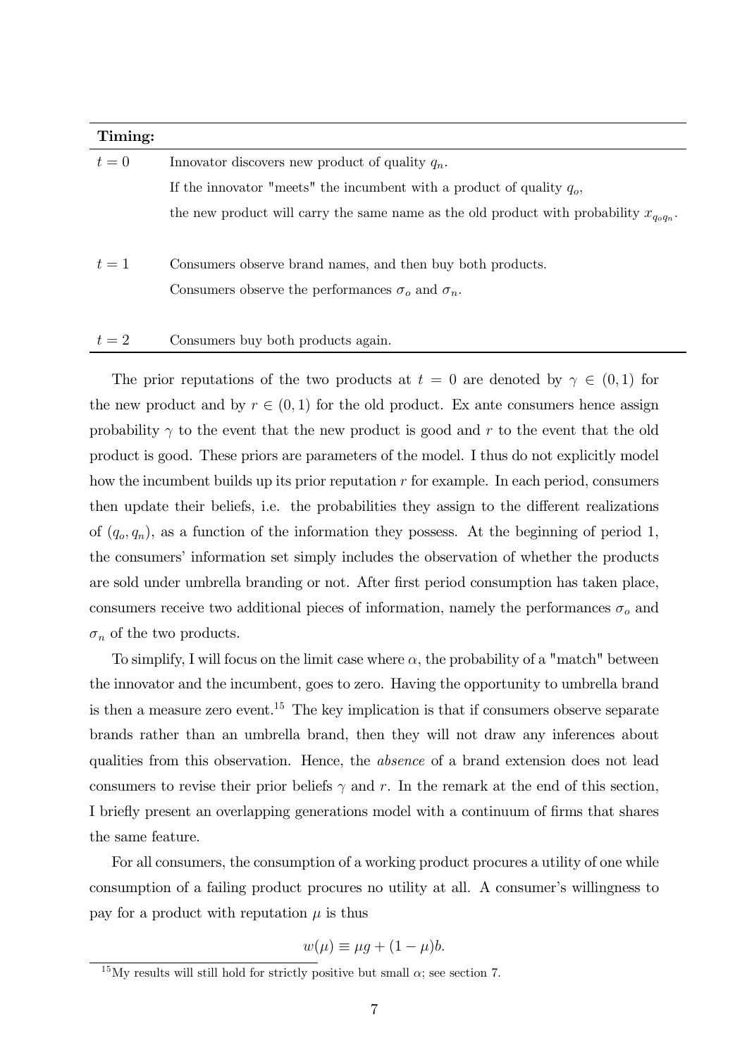| **Timing:** | |
|---|---|
| $t = 0$ | Innovator discovers new product of quality $q_n$. |
| | If the innovator "meets" the incumbent with a product of quality $q_o$, |
| | the new product will carry the same name as the old product with probability $x_{q_o q_n}$. |
| $t = 1$ | Consumers observe brand names, and then buy both products. |
| | Consumers observe the performances $\sigma_o$ and $\sigma_n$. |
| $t = 2$ | Consumers buy both products again. |

The prior reputations of the two products at $t = 0$ are denoted by $\gamma \in (0, 1)$ for the new product and by $r \in (0, 1)$ for the old product. Ex ante consumers hence assign probability $\gamma$ to the event that the new product is good and $r$ to the event that the old product is good. These priors are parameters of the model. I thus do not explicitly model how the incumbent builds up its prior reputation $r$ for example. In each period, consumers then update their beliefs, i.e. the probabilities they assign to the different realizations of $(q_o, q_n)$, as a function of the information they possess. At the beginning of period 1, the consumers' information set simply includes the observation of whether the products are sold under umbrella branding or not. After first period consumption has taken place, consumers receive two additional pieces of information, namely the performances $\sigma_o$ and $\sigma_n$ of the two products.

To simplify, I will focus on the limit case where $\alpha$, the probability of a "match" between the innovator and the incumbent, goes to zero. Having the opportunity to umbrella brand is then a measure zero event.[15] The key implication is that if consumers observe separate brands rather than an umbrella brand, then they will not draw any inferences about qualities from this observation. Hence, the *absence* of a brand extension does not lead consumers to revise their prior beliefs $\gamma$ and $r$. In the remark at the end of this section, I briefly present an overlapping generations model with a continuum of firms that shares the same feature.

For all consumers, the consumption of a working product procures a utility of one while consumption of a failing product procures no utility at all. A consumer's willingness to pay for a product with reputation $\mu$ is thus

$$w(\mu) \equiv \mu g + (1 - \mu)b.$$

[15] My results will still hold for strictly positive but small $\alpha$; see section 7.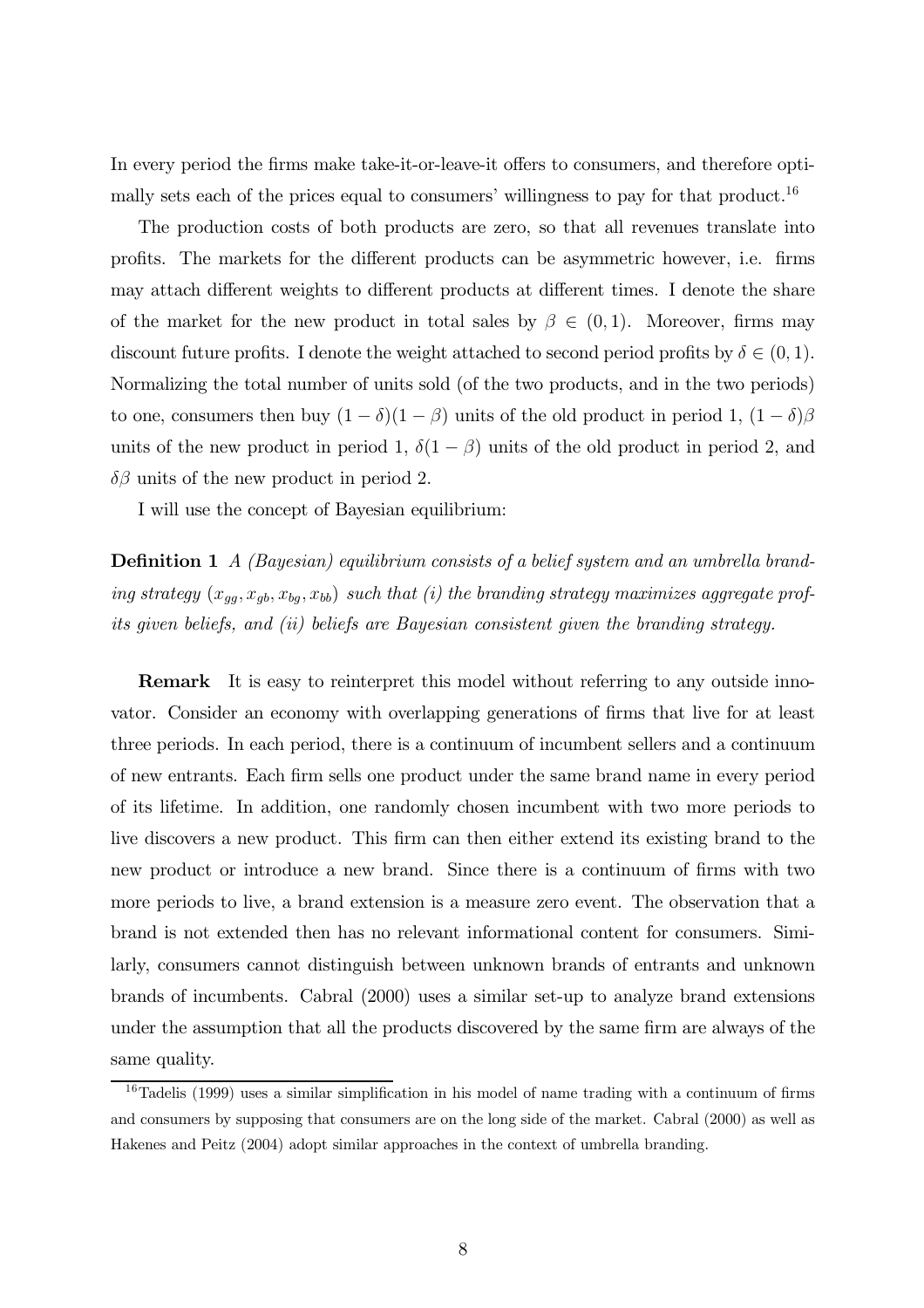In every period the firms make take-it-or-leave-it offers to consumers, and therefore optimally sets each of the prices equal to consumers' willingness to pay for that product.[16]

The production costs of both products are zero, so that all revenues translate into profits. The markets for the different products can be asymmetric however, i.e. firms may attach different weights to different products at different times. I denote the share of the market for the new product in total sales by $\beta \in (0, 1)$. Moreover, firms may discount future profits. I denote the weight attached to second period profits by $\delta \in (0, 1)$. Normalizing the total number of units sold (of the two products, and in the two periods) to one, consumers then buy $(1 - \delta)(1 - \beta)$ units of the old product in period 1, $(1 - \delta)\beta$ units of the new product in period 1, $\delta(1 - \beta)$ units of the old product in period 2, and $\delta\beta$ units of the new product in period 2.

I will use the concept of Bayesian equilibrium:

**Definition 1** *A (Bayesian) equilibrium consists of a belief system and an umbrella branding strategy* $(x_{gg}, x_{gb}, x_{bg}, x_{bb})$ *such that (i) the branding strategy maximizes aggregate profits given beliefs, and (ii) beliefs are Bayesian consistent given the branding strategy.*

**Remark** It is easy to reinterpret this model without referring to any outside innovator. Consider an economy with overlapping generations of firms that live for at least three periods. In each period, there is a continuum of incumbent sellers and a continuum of new entrants. Each firm sells one product under the same brand name in every period of its lifetime. In addition, one randomly chosen incumbent with two more periods to live discovers a new product. This firm can then either extend its existing brand to the new product or introduce a new brand. Since there is a continuum of firms with two more periods to live, a brand extension is a measure zero event. The observation that a brand is not extended then has no relevant informational content for consumers. Similarly, consumers cannot distinguish between unknown brands of entrants and unknown brands of incumbents. Cabral (2000) uses a similar set-up to analyze brand extensions under the assumption that all the products discovered by the same firm are always of the same quality.

[16] Tadelis (1999) uses a similar simplification in his model of name trading with a continuum of firms and consumers by supposing that consumers are on the long side of the market. Cabral (2000) as well as Hakenes and Peitz (2004) adopt similar approaches in the context of umbrella branding.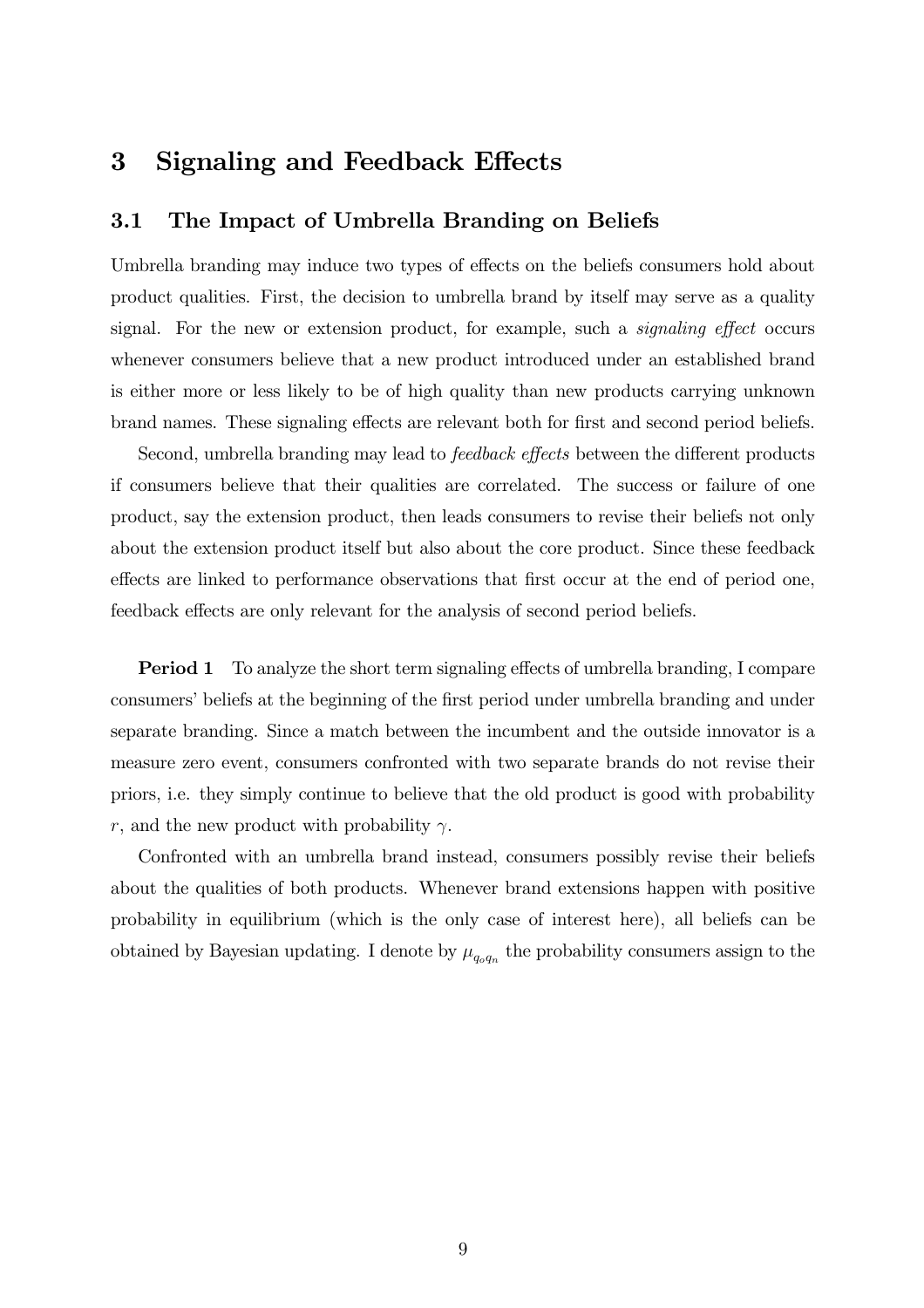# 3 Signaling and Feedback Effects

## 3.1 The Impact of Umbrella Branding on Beliefs

Umbrella branding may induce two types of effects on the beliefs consumers hold about product qualities. First, the decision to umbrella brand by itself may serve as a quality signal. For the new or extension product, for example, such a *signaling effect* occurs whenever consumers believe that a new product introduced under an established brand is either more or less likely to be of high quality than new products carrying unknown brand names. These signaling effects are relevant both for first and second period beliefs.

Second, umbrella branding may lead to *feedback effects* between the different products if consumers believe that their qualities are correlated. The success or failure of one product, say the extension product, then leads consumers to revise their beliefs not only about the extension product itself but also about the core product. Since these feedback effects are linked to performance observations that first occur at the end of period one, feedback effects are only relevant for the analysis of second period beliefs.

**Period 1** To analyze the short term signaling effects of umbrella branding, I compare consumers' beliefs at the beginning of the first period under umbrella branding and under separate branding. Since a match between the incumbent and the outside innovator is a measure zero event, consumers confronted with two separate brands do not revise their priors, i.e. they simply continue to believe that the old product is good with probability $r$, and the new product with probability $\gamma$.

Confronted with an umbrella brand instead, consumers possibly revise their beliefs about the qualities of both products. Whenever brand extensions happen with positive probability in equilibrium (which is the only case of interest here), all beliefs can be obtained by Bayesian updating. I denote by $\mu_{q_o q_n}$ the probability consumers assign to the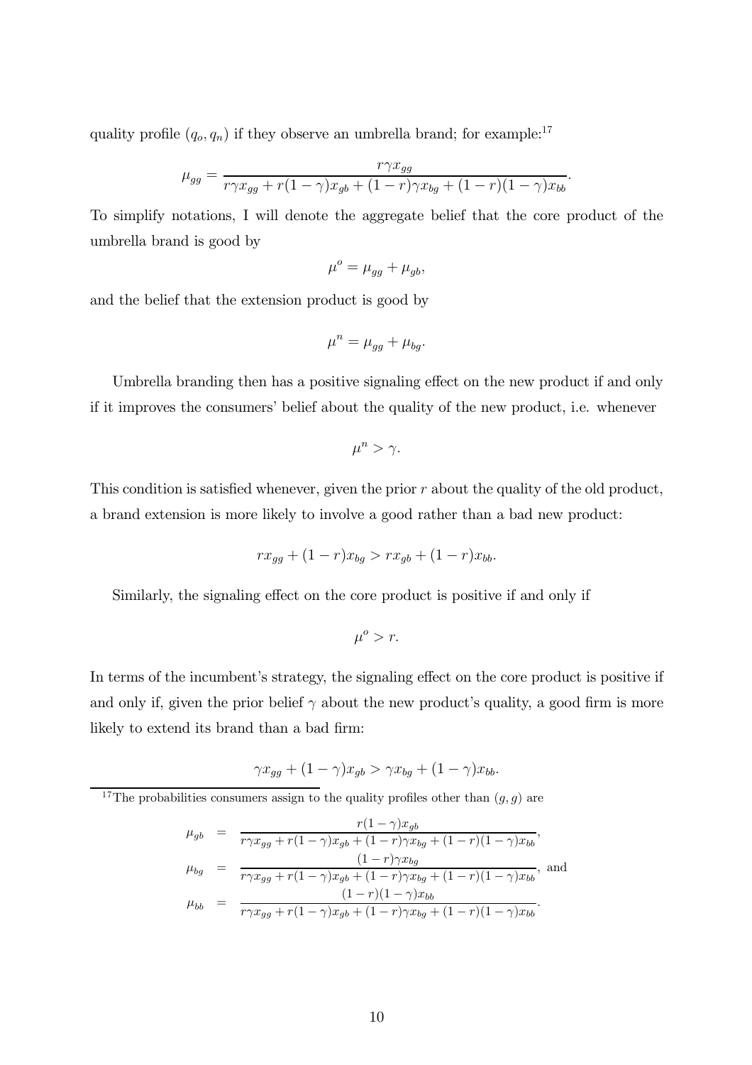quality profile $(q_o, q_n)$ if they observe an umbrella brand; for example:[17]

$$\mu_{gg} = \frac{r\gamma x_{gg}}{r\gamma x_{gg} + r(1-\gamma)x_{gb} + (1-r)\gamma x_{bg} + (1-r)(1-\gamma)x_{bb}}.$$

To simplify notations, I will denote the aggregate belief that the core product of the umbrella brand is good by

$$\mu^o = \mu_{gg} + \mu_{gb},$$

and the belief that the extension product is good by

$$\mu^n = \mu_{gg} + \mu_{bg}.$$

Umbrella branding then has a positive signaling effect on the new product if and only if it improves the consumers' belief about the quality of the new product, i.e. whenever

$$\mu^n > \gamma.$$

This condition is satisfied whenever, given the prior $r$ about the quality of the old product, a brand extension is more likely to involve a good rather than a bad new product:

$$rx_{gg} + (1-r)x_{bg} > rx_{gb} + (1-r)x_{bb}.$$

Similarly, the signaling effect on the core product is positive if and only if

$$\mu^o > r.$$

In terms of the incumbent's strategy, the signaling effect on the core product is positive if and only if, given the prior belief $\gamma$ about the new product's quality, a good firm is more likely to extend its brand than a bad firm:

$$\gamma x_{gg} + (1-\gamma)x_{gb} > \gamma x_{bg} + (1-\gamma)x_{bb}.$$

---

[17] The probabilities consumers assign to the quality profiles other than $(g, g)$ are

$$\mu_{gb} = \frac{r(1-\gamma)x_{gb}}{r\gamma x_{gg} + r(1-\gamma)x_{gb} + (1-r)\gamma x_{bg} + (1-r)(1-\gamma)x_{bb}},$$

$$\mu_{bg} = \frac{(1-r)\gamma x_{bg}}{r\gamma x_{gg} + r(1-\gamma)x_{gb} + (1-r)\gamma x_{bg} + (1-r)(1-\gamma)x_{bb}}, \text{ and}$$

$$\mu_{bb} = \frac{(1-r)(1-\gamma)x_{bb}}{r\gamma x_{gg} + r(1-\gamma)x_{gb} + (1-r)\gamma x_{bg} + (1-r)(1-\gamma)x_{bb}}.$$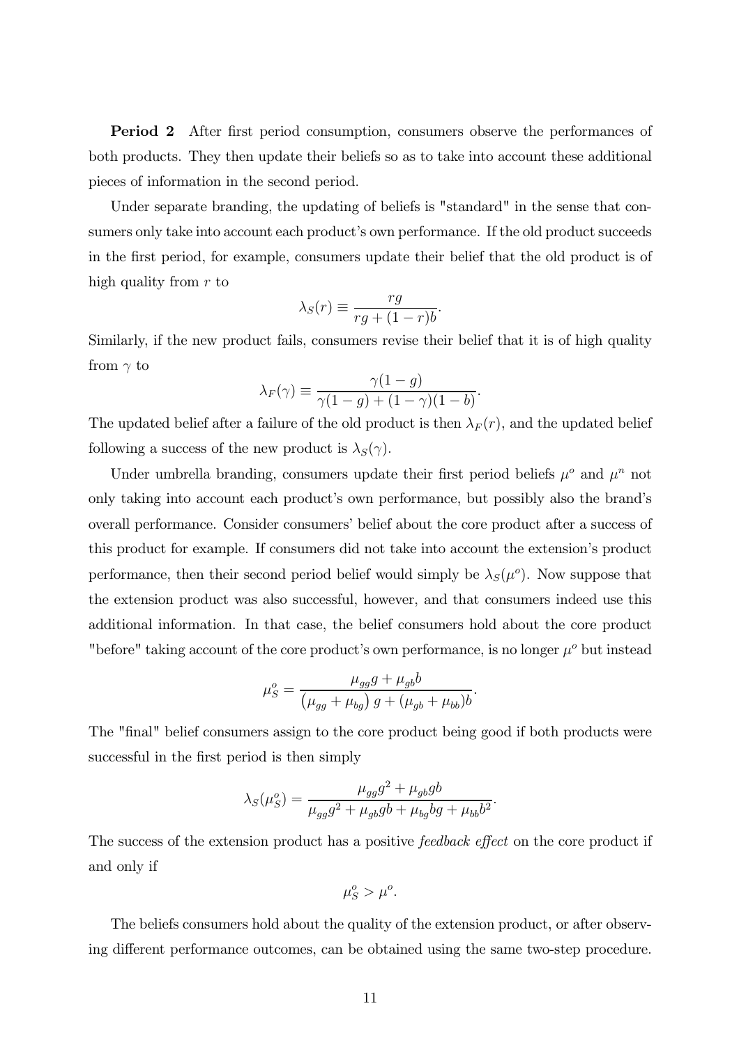**Period 2** After first period consumption, consumers observe the performances of both products. They then update their beliefs so as to take into account these additional pieces of information in the second period.

Under separate branding, the updating of beliefs is "standard" in the sense that consumers only take into account each product's own performance. If the old product succeeds in the first period, for example, consumers update their belief that the old product is of high quality from $r$ to

$$\lambda_S(r) \equiv \frac{rg}{rg + (1-r)b}.$$

Similarly, if the new product fails, consumers revise their belief that it is of high quality from $\gamma$ to

$$\lambda_F(\gamma) \equiv \frac{\gamma(1-g)}{\gamma(1-g) + (1-\gamma)(1-b)}.$$

The updated belief after a failure of the old product is then $\lambda_F(r)$, and the updated belief following a success of the new product is $\lambda_S(\gamma)$.

Under umbrella branding, consumers update their first period beliefs $\mu^o$ and $\mu^n$ not only taking into account each product's own performance, but possibly also the brand's overall performance. Consider consumers' belief about the core product after a success of this product for example. If consumers did not take into account the extension's product performance, then their second period belief would simply be $\lambda_S(\mu^o)$. Now suppose that the extension product was also successful, however, and that consumers indeed use this additional information. In that case, the belief consumers hold about the core product "before" taking account of the core product's own performance, is no longer $\mu^o$ but instead

$$\mu_S^o = \frac{\mu_{gg}g + \mu_{gb}b}{\left(\mu_{gg} + \mu_{bg}\right)g + (\mu_{gb} + \mu_{bb})b}.$$

The "final" belief consumers assign to the core product being good if both products were successful in the first period is then simply

$$\lambda_S(\mu_S^o) = \frac{\mu_{gg}g^2 + \mu_{gb}gb}{\mu_{gg}g^2 + \mu_{gb}gb + \mu_{bg}bg + \mu_{bb}b^2}.$$

The success of the extension product has a positive *feedback effect* on the core product if and only if

$$\mu_S^o > \mu^o.$$

The beliefs consumers hold about the quality of the extension product, or after observing different performance outcomes, can be obtained using the same two-step procedure.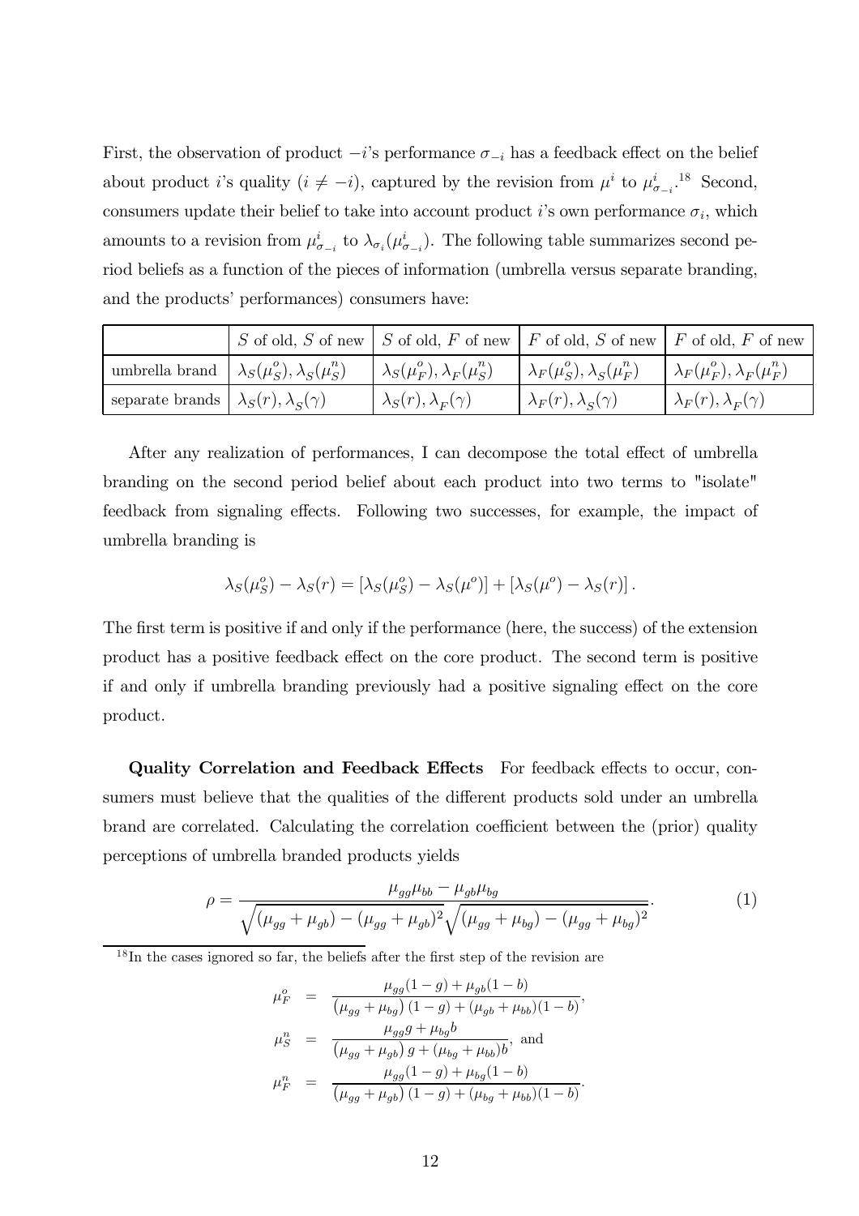First, the observation of product $-i$'s performance $\sigma_{-i}$ has a feedback effect on the belief about product $i$'s quality ($i \neq -i$), captured by the revision from $\mu^i$ to $\mu^i_{\sigma_{-i}}$.[18] Second, consumers update their belief to take into account product $i$'s own performance $\sigma_i$, which amounts to a revision from $\mu^i_{\sigma_{-i}}$ to $\lambda_{\sigma_i}(\mu^i_{\sigma_{-i}})$. The following table summarizes second period beliefs as a function of the pieces of information (umbrella versus separate branding, and the products' performances) consumers have:

| | $S$ of old, $S$ of new | $S$ of old, $F$ of new | $F$ of old, $S$ of new | $F$ of old, $F$ of new |
|---|---|---|---|---|
| umbrella brand | $\lambda_S(\mu^o_S), \lambda_S(\mu^n_S)$ | $\lambda_S(\mu^o_F), \lambda_F(\mu^n_S)$ | $\lambda_F(\mu^o_S), \lambda_S(\mu^n_F)$ | $\lambda_F(\mu^o_F), \lambda_F(\mu^n_F)$ |
| separate brands | $\lambda_S(r), \lambda_S(\gamma)$ | $\lambda_S(r), \lambda_F(\gamma)$ | $\lambda_F(r), \lambda_S(\gamma)$ | $\lambda_F(r), \lambda_F(\gamma)$ |

After any realization of performances, I can decompose the total effect of umbrella branding on the second period belief about each product into two terms to "isolate" feedback from signaling effects. Following two successes, for example, the impact of umbrella branding is

$$\lambda_S(\mu^o_S) - \lambda_S(r) = [\lambda_S(\mu^o_S) - \lambda_S(\mu^o)] + [\lambda_S(\mu^o) - \lambda_S(r)].$$

The first term is positive if and only if the performance (here, the success) of the extension product has a positive feedback effect on the core product. The second term is positive if and only if umbrella branding previously had a positive signaling effect on the core product.

**Quality Correlation and Feedback Effects** For feedback effects to occur, consumers must believe that the qualities of the different products sold under an umbrella brand are correlated. Calculating the correlation coefficient between the (prior) quality perceptions of umbrella branded products yields

$$\rho = \frac{\mu_{gg}\mu_{bb} - \mu_{gb}\mu_{bg}}{\sqrt{(\mu_{gg} + \mu_{gb}) - (\mu_{gg} + \mu_{gb})^2}\sqrt{(\mu_{gg} + \mu_{bg}) - (\mu_{gg} + \mu_{bg})^2}}. \quad (1)$$

[18] In the cases ignored so far, the beliefs after the first step of the revision are

$$\mu^o_F = \frac{\mu_{gg}(1-g) + \mu_{gb}(1-b)}{(\mu_{gg} + \mu_{bg})(1-g) + (\mu_{gb} + \mu_{bb})(1-b)},$$

$$\mu^n_S = \frac{\mu_{gg}g + \mu_{bg}b}{(\mu_{gg} + \mu_{gb})g + (\mu_{bg} + \mu_{bb})b}, \text{ and}$$

$$\mu^n_F = \frac{\mu_{gg}(1-g) + \mu_{bg}(1-b)}{(\mu_{gg} + \mu_{gb})(1-g) + (\mu_{bg} + \mu_{bb})(1-b)}.$$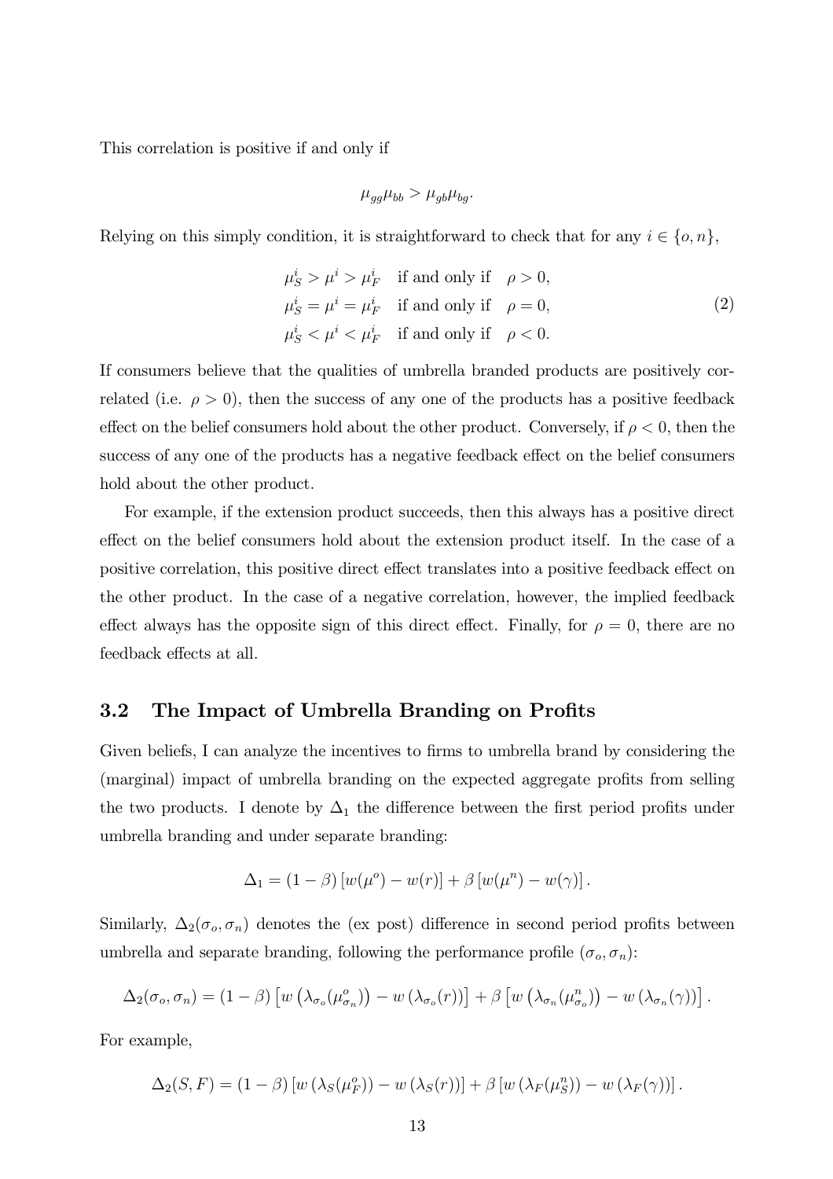This correlation is positive if and only if

$$\mu_{gg}\mu_{bb} > \mu_{gb}\mu_{bg}.$$

Relying on this simply condition, it is straightforward to check that for any $i \in \{o, n\}$,

$$\begin{aligned}
\mu_S^i > \mu^i > \mu_F^i \quad &\text{if and only if} \quad \rho > 0, \\
\mu_S^i = \mu^i = \mu_F^i \quad &\text{if and only if} \quad \rho = 0, \\
\mu_S^i < \mu^i < \mu_F^i \quad &\text{if and only if} \quad \rho < 0.
\end{aligned} \tag{2}$$

If consumers believe that the qualities of umbrella branded products are positively correlated (i.e. $\rho > 0$), then the success of any one of the products has a positive feedback effect on the belief consumers hold about the other product. Conversely, if $\rho < 0$, then the success of any one of the products has a negative feedback effect on the belief consumers hold about the other product.

For example, if the extension product succeeds, then this always has a positive direct effect on the belief consumers hold about the extension product itself. In the case of a positive correlation, this positive direct effect translates into a positive feedback effect on the other product. In the case of a negative correlation, however, the implied feedback effect always has the opposite sign of this direct effect. Finally, for $\rho = 0$, there are no feedback effects at all.

### 3.2 The Impact of Umbrella Branding on Profits

Given beliefs, I can analyze the incentives to firms to umbrella brand by considering the (marginal) impact of umbrella branding on the expected aggregate profits from selling the two products. I denote by $\Delta_1$ the difference between the first period profits under umbrella branding and under separate branding:

$$\Delta_1 = (1 - \beta)\left[w(\mu^o) - w(r)\right] + \beta\left[w(\mu^n) - w(\gamma)\right].$$

Similarly, $\Delta_2(\sigma_o, \sigma_n)$ denotes the (ex post) difference in second period profits between umbrella and separate branding, following the performance profile $(\sigma_o, \sigma_n)$:

$$\Delta_2(\sigma_o, \sigma_n) = (1 - \beta)\left[w\left(\lambda_{\sigma_o}(\mu^o_{\sigma_n})\right) - w\left(\lambda_{\sigma_o}(r)\right)\right] + \beta\left[w\left(\lambda_{\sigma_n}(\mu^n_{\sigma_o})\right) - w\left(\lambda_{\sigma_n}(\gamma)\right)\right].$$

For example,

$$\Delta_2(S, F) = (1 - \beta)\left[w\left(\lambda_S(\mu^o_F)\right) - w\left(\lambda_S(r)\right)\right] + \beta\left[w\left(\lambda_F(\mu^n_S)\right) - w\left(\lambda_F(\gamma)\right)\right].$$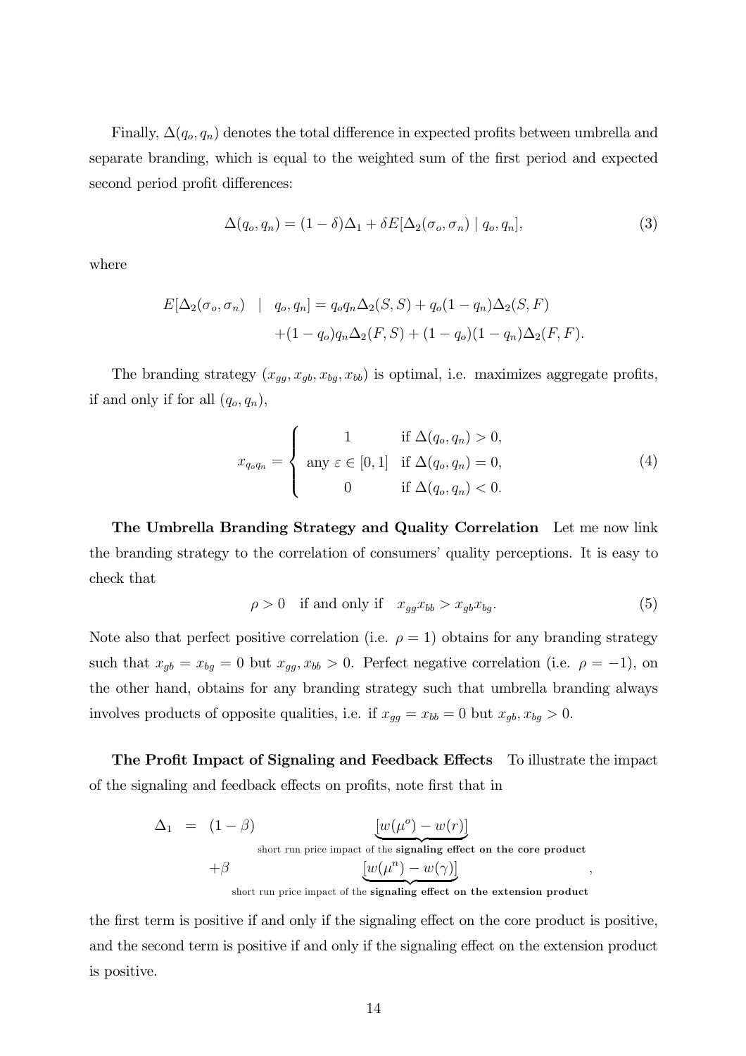Finally, $\Delta(q_o, q_n)$ denotes the total difference in expected profits between umbrella and separate branding, which is equal to the weighted sum of the first period and expected second period profit differences:

$$\Delta(q_o, q_n) = (1-\delta)\Delta_1 + \delta E[\Delta_2(\sigma_o, \sigma_n) \mid q_o, q_n], \tag{3}$$

where

$$\begin{aligned} E[\Delta_2(\sigma_o, \sigma_n) \quad | \quad q_o, q_n] &= q_o q_n \Delta_2(S, S) + q_o(1-q_n)\Delta_2(S, F) \\ &+ (1-q_o)q_n\Delta_2(F, S) + (1-q_o)(1-q_n)\Delta_2(F, F). \end{aligned}$$

The branding strategy $(x_{gg}, x_{gb}, x_{bg}, x_{bb})$ is optimal, i.e. maximizes aggregate profits, if and only if for all $(q_o, q_n)$,

$$x_{q_o q_n} = \begin{cases} 1 & \text{if } \Delta(q_o, q_n) > 0, \\ \text{any } \varepsilon \in [0,1] & \text{if } \Delta(q_o, q_n) = 0, \\ 0 & \text{if } \Delta(q_o, q_n) < 0. \end{cases} \tag{4}$$

**The Umbrella Branding Strategy and Quality Correlation** Let me now link the branding strategy to the correlation of consumers' quality perceptions. It is easy to check that

$$\rho > 0 \quad \text{if and only if} \quad x_{gg}x_{bb} > x_{gb}x_{bg}. \tag{5}$$

Note also that perfect positive correlation (i.e. $\rho = 1$) obtains for any branding strategy such that $x_{gb} = x_{bg} = 0$ but $x_{gg}, x_{bb} > 0$. Perfect negative correlation (i.e. $\rho = -1$), on the other hand, obtains for any branding strategy such that umbrella branding always involves products of opposite qualities, i.e. if $x_{gg} = x_{bb} = 0$ but $x_{gb}, x_{bg} > 0$.

**The Profit Impact of Signaling and Feedback Effects** To illustrate the impact of the signaling and feedback effects on profits, note first that in

$$\begin{aligned} \Delta_1 \quad = \quad & (1-\beta) \underbrace{[w(\mu^o) - w(r)]}_{\text{short run price impact of the \textbf{signaling effect on the core product}}} \\ & +\beta \underbrace{[w(\mu^n) - w(\gamma)]}_{\text{short run price impact of the \textbf{signaling effect on the extension product}}}, \end{aligned}$$

the first term is positive if and only if the signaling effect on the core product is positive, and the second term is positive if and only if the signaling effect on the extension product is positive.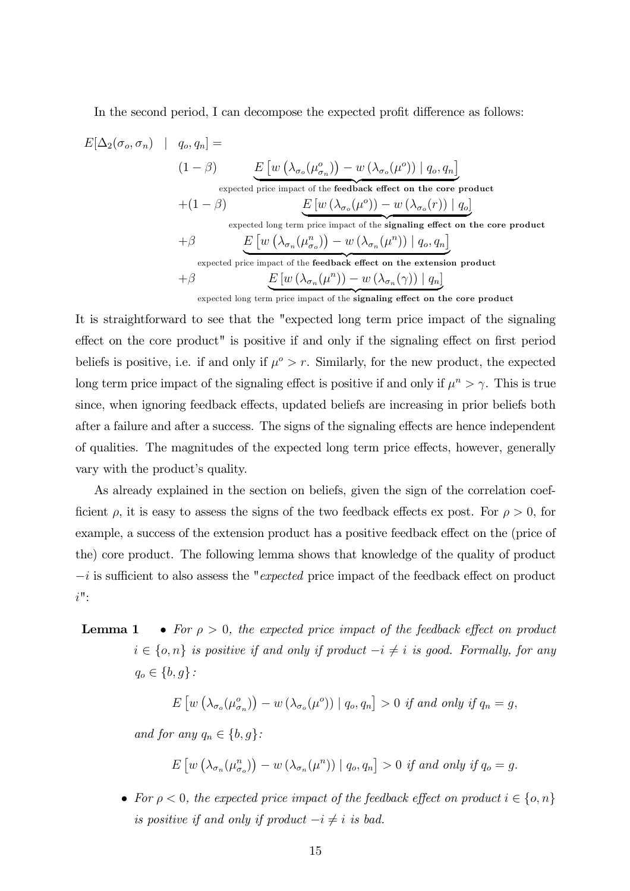In the second period, I can decompose the expected profit difference as follows:

$$
\begin{aligned}
E[\Delta_2(\sigma_o, \sigma_n) \mid q_o, q_n] = & \\
& (1-\beta) \underbrace{E\left[w\left(\lambda_{\sigma_o}(\mu^o_{\sigma_n})\right) - w\left(\lambda_{\sigma_o}(\mu^o)\right) \mid q_o, q_n\right]}_{\text{expected price impact of the } \textbf{feedback effect on the core product}} \\
& +(1-\beta) \underbrace{E\left[w\left(\lambda_{\sigma_o}(\mu^o)\right) - w\left(\lambda_{\sigma_o}(r)\right) \mid q_o\right]}_{\text{expected long term price impact of the } \textbf{signaling effect on the core product}} \\
& +\beta \underbrace{E\left[w\left(\lambda_{\sigma_n}(\mu^n_{\sigma_o})\right) - w\left(\lambda_{\sigma_n}(\mu^n)\right) \mid q_o, q_n\right]}_{\text{expected price impact of the } \textbf{feedback effect on the extension product}} \\
& +\beta \underbrace{E\left[w\left(\lambda_{\sigma_n}(\mu^n)\right) - w\left(\lambda_{\sigma_n}(\gamma)\right) \mid q_n\right]}_{\text{expected long term price impact of the } \textbf{signaling effect on the core product}}
\end{aligned}
$$

It is straightforward to see that the "expected long term price impact of the signaling effect on the core product" is positive if and only if the signaling effect on first period beliefs is positive, i.e. if and only if $\mu^o > r$. Similarly, for the new product, the expected long term price impact of the signaling effect is positive if and only if $\mu^n > \gamma$. This is true since, when ignoring feedback effects, updated beliefs are increasing in prior beliefs both after a failure and after a success. The signs of the signaling effects are hence independent of qualities. The magnitudes of the expected long term price effects, however, generally vary with the product's quality.

As already explained in the section on beliefs, given the sign of the correlation coefficient $\rho$, it is easy to assess the signs of the two feedback effects ex post. For $\rho > 0$, for example, a success of the extension product has a positive feedback effect on the (price of the) core product. The following lemma shows that knowledge of the quality of product $-i$ is sufficient to also assess the "*expected* price impact of the feedback effect on product $i$":

**Lemma 1**

- *For $\rho > 0$, the expected price impact of the feedback effect on product $i \in \{o, n\}$ is positive if and only if product $-i \neq i$ is good. Formally, for any $q_o \in \{b, g\}$:*

$$E\left[w\left(\lambda_{\sigma_o}(\mu^o_{\sigma_n})\right) - w\left(\lambda_{\sigma_o}(\mu^o)\right) \mid q_o, q_n\right] > 0 \text{ if and only if } q_n = g,$$

*and for any $q_n \in \{b, g\}$:*

$$E\left[w\left(\lambda_{\sigma_n}(\mu^n_{\sigma_o})\right) - w\left(\lambda_{\sigma_n}(\mu^n)\right) \mid q_o, q_n\right] > 0 \text{ if and only if } q_o = g.$$

- *For $\rho < 0$, the expected price impact of the feedback effect on product $i \in \{o, n\}$ is positive if and only if product $-i \neq i$ is bad.*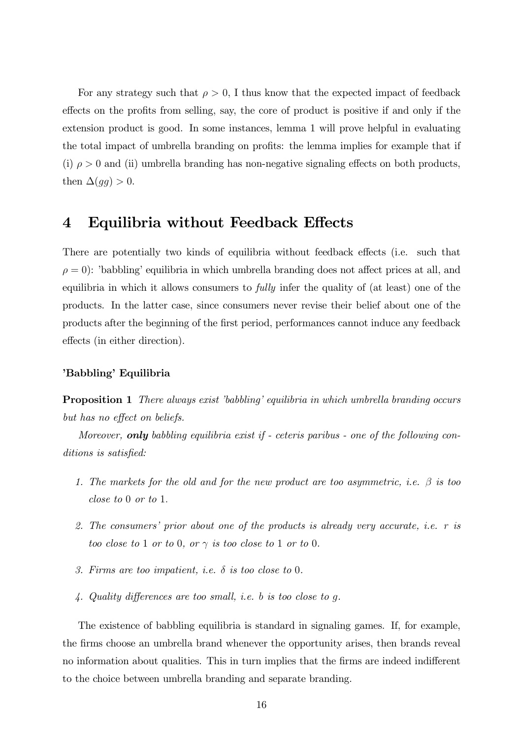For any strategy such that $\rho > 0$, I thus know that the expected impact of feedback effects on the profits from selling, say, the core of product is positive if and only if the extension product is good. In some instances, lemma 1 will prove helpful in evaluating the total impact of umbrella branding on profits: the lemma implies for example that if (i) $\rho > 0$ and (ii) umbrella branding has non-negative signaling effects on both products, then $\Delta(gg) > 0$.

# 4 Equilibria without Feedback Effects

There are potentially two kinds of equilibria without feedback effects (i.e. such that $\rho = 0$): 'babbling' equilibria in which umbrella branding does not affect prices at all, and equilibria in which it allows consumers to *fully* infer the quality of (at least) one of the products. In the latter case, since consumers never revise their belief about one of the products after the beginning of the first period, performances cannot induce any feedback effects (in either direction).

### 'Babbling' Equilibria

**Proposition 1** *There always exist 'babbling' equilibria in which umbrella branding occurs but has no effect on beliefs.*

*Moreover,* ***only*** *babbling equilibria exist if - ceteris paribus - one of the following conditions is satisfied:*

1. *The markets for the old and for the new product are too asymmetric, i.e. $\beta$ is too close to 0 or to 1.*
2. *The consumers' prior about one of the products is already very accurate, i.e. $r$ is too close to 1 or to 0, or $\gamma$ is too close to 1 or to 0.*
3. *Firms are too impatient, i.e. $\delta$ is too close to 0.*
4. *Quality differences are too small, i.e. $b$ is too close to $g$.*

The existence of babbling equilibria is standard in signaling games. If, for example, the firms choose an umbrella brand whenever the opportunity arises, then brands reveal no information about qualities. This in turn implies that the firms are indeed indifferent to the choice between umbrella branding and separate branding.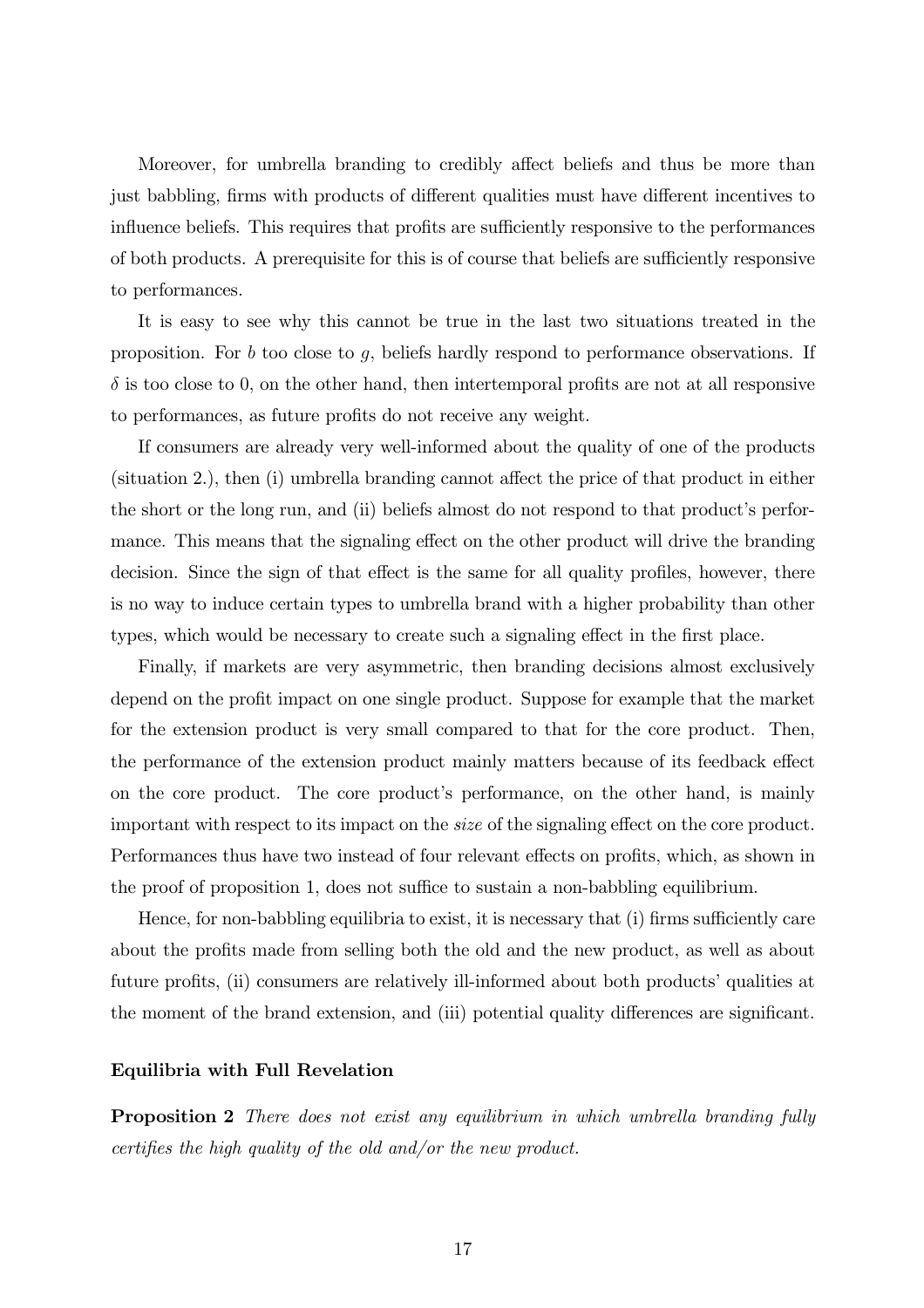Moreover, for umbrella branding to credibly affect beliefs and thus be more than just babbling, firms with products of different qualities must have different incentives to influence beliefs. This requires that profits are sufficiently responsive to the performances of both products. A prerequisite for this is of course that beliefs are sufficiently responsive to performances.

It is easy to see why this cannot be true in the last two situations treated in the proposition. For $b$ too close to $g$, beliefs hardly respond to performance observations. If $\delta$ is too close to 0, on the other hand, then intertemporal profits are not at all responsive to performances, as future profits do not receive any weight.

If consumers are already very well-informed about the quality of one of the products (situation 2.), then (i) umbrella branding cannot affect the price of that product in either the short or the long run, and (ii) beliefs almost do not respond to that product's performance. This means that the signaling effect on the other product will drive the branding decision. Since the sign of that effect is the same for all quality profiles, however, there is no way to induce certain types to umbrella brand with a higher probability than other types, which would be necessary to create such a signaling effect in the first place.

Finally, if markets are very asymmetric, then branding decisions almost exclusively depend on the profit impact on one single product. Suppose for example that the market for the extension product is very small compared to that for the core product. Then, the performance of the extension product mainly matters because of its feedback effect on the core product. The core product's performance, on the other hand, is mainly important with respect to its impact on the *size* of the signaling effect on the core product. Performances thus have two instead of four relevant effects on profits, which, as shown in the proof of proposition 1, does not suffice to sustain a non-babbling equilibrium.

Hence, for non-babbling equilibria to exist, it is necessary that (i) firms sufficiently care about the profits made from selling both the old and the new product, as well as about future profits, (ii) consumers are relatively ill-informed about both products' qualities at the moment of the brand extension, and (iii) potential quality differences are significant.

**Equilibria with Full Revelation**

**Proposition 2** *There does not exist any equilibrium in which umbrella branding fully certifies the high quality of the old and/or the new product.*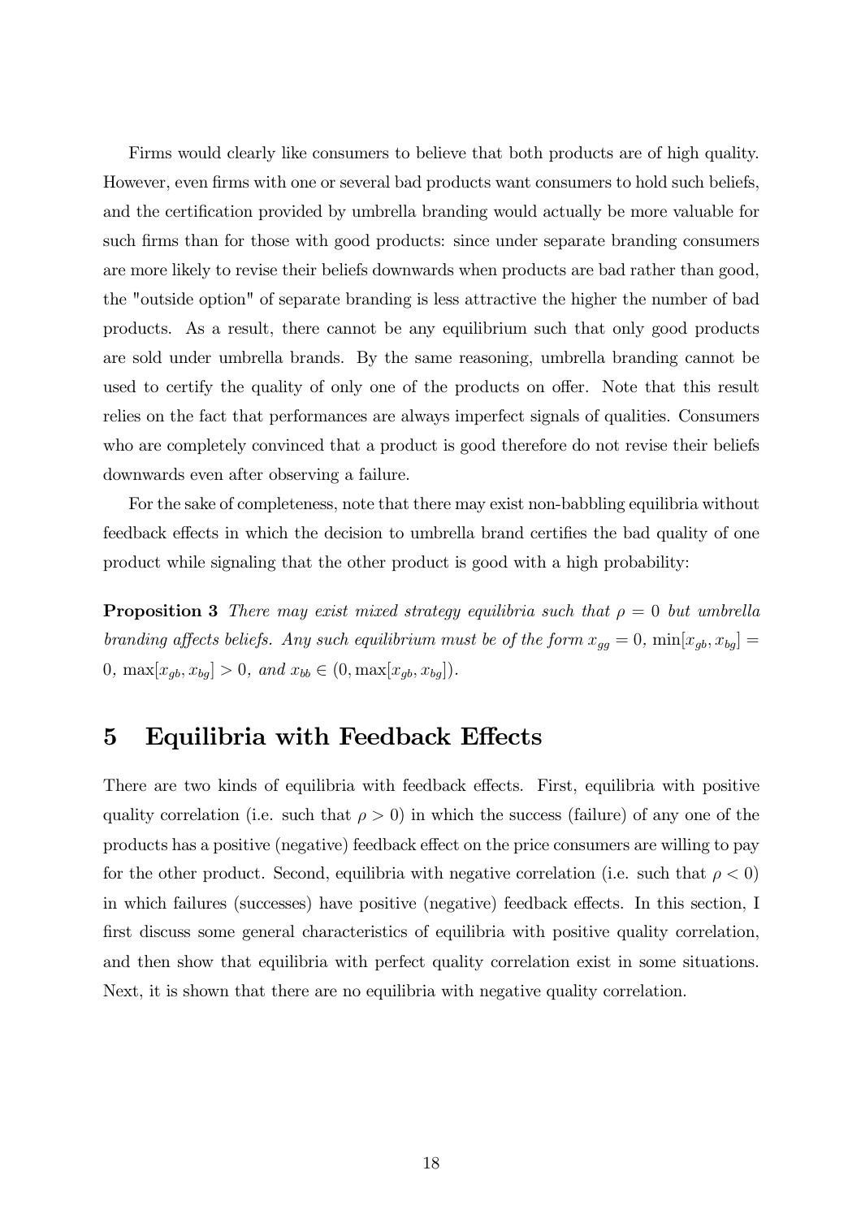Firms would clearly like consumers to believe that both products are of high quality. However, even firms with one or several bad products want consumers to hold such beliefs, and the certification provided by umbrella branding would actually be more valuable for such firms than for those with good products: since under separate branding consumers are more likely to revise their beliefs downwards when products are bad rather than good, the "outside option" of separate branding is less attractive the higher the number of bad products. As a result, there cannot be any equilibrium such that only good products are sold under umbrella brands. By the same reasoning, umbrella branding cannot be used to certify the quality of only one of the products on offer. Note that this result relies on the fact that performances are always imperfect signals of qualities. Consumers who are completely convinced that a product is good therefore do not revise their beliefs downwards even after observing a failure.

For the sake of completeness, note that there may exist non-babbling equilibria without feedback effects in which the decision to umbrella brand certifies the bad quality of one product while signaling that the other product is good with a high probability:

**Proposition 3** *There may exist mixed strategy equilibria such that $\rho = 0$ but umbrella branding affects beliefs. Any such equilibrium must be of the form $x_{gg} = 0$, $\min[x_{gb}, x_{bg}] = 0$, $\max[x_{gb}, x_{bg}] > 0$, and $x_{bb} \in (0, \max[x_{gb}, x_{bg}])$.*

## 5 Equilibria with Feedback Effects

There are two kinds of equilibria with feedback effects. First, equilibria with positive quality correlation (i.e. such that $\rho > 0$) in which the success (failure) of any one of the products has a positive (negative) feedback effect on the price consumers are willing to pay for the other product. Second, equilibria with negative correlation (i.e. such that $\rho < 0$) in which failures (successes) have positive (negative) feedback effects. In this section, I first discuss some general characteristics of equilibria with positive quality correlation, and then show that equilibria with perfect quality correlation exist in some situations. Next, it is shown that there are no equilibria with negative quality correlation.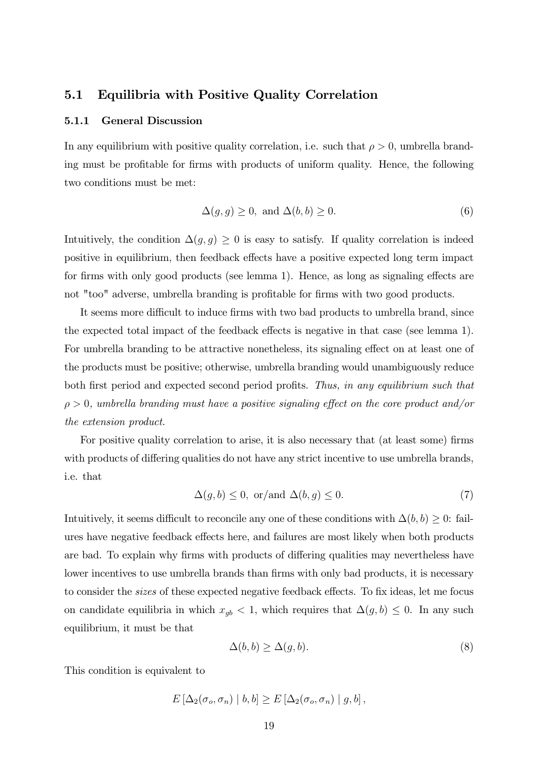## 5.1 Equilibria with Positive Quality Correlation

### 5.1.1 General Discussion

In any equilibrium with positive quality correlation, i.e. such that $\rho > 0$, umbrella branding must be profitable for firms with products of uniform quality. Hence, the following two conditions must be met:

$$\Delta(g, g) \geq 0, \text{ and } \Delta(b, b) \geq 0. \tag{6}$$

Intuitively, the condition $\Delta(g, g) \geq 0$ is easy to satisfy. If quality correlation is indeed positive in equilibrium, then feedback effects have a positive expected long term impact for firms with only good products (see lemma 1). Hence, as long as signaling effects are not "too" adverse, umbrella branding is profitable for firms with two good products.

It seems more difficult to induce firms with two bad products to umbrella brand, since the expected total impact of the feedback effects is negative in that case (see lemma 1). For umbrella branding to be attractive nonetheless, its signaling effect on at least one of the products must be positive; otherwise, umbrella branding would unambiguously reduce both first period and expected second period profits. *Thus, in any equilibrium such that $\rho > 0$, umbrella branding must have a positive signaling effect on the core product and/or the extension product.*

For positive quality correlation to arise, it is also necessary that (at least some) firms with products of differing qualities do not have any strict incentive to use umbrella brands, i.e. that

$$\Delta(g, b) \leq 0, \text{ or/and } \Delta(b, g) \leq 0. \tag{7}$$

Intuitively, it seems difficult to reconcile any one of these conditions with $\Delta(b, b) \geq 0$: failures have negative feedback effects here, and failures are most likely when both products are bad. To explain why firms with products of differing qualities may nevertheless have lower incentives to use umbrella brands than firms with only bad products, it is necessary to consider the *sizes* of these expected negative feedback effects. To fix ideas, let me focus on candidate equilibria in which $x_{gb} < 1$, which requires that $\Delta(g, b) \leq 0$. In any such equilibrium, it must be that

$$\Delta(b, b) \geq \Delta(g, b). \tag{8}$$

This condition is equivalent to

$$E\left[\Delta_2(\sigma_o, \sigma_n) \mid b, b\right] \geq E\left[\Delta_2(\sigma_o, \sigma_n) \mid g, b\right],$$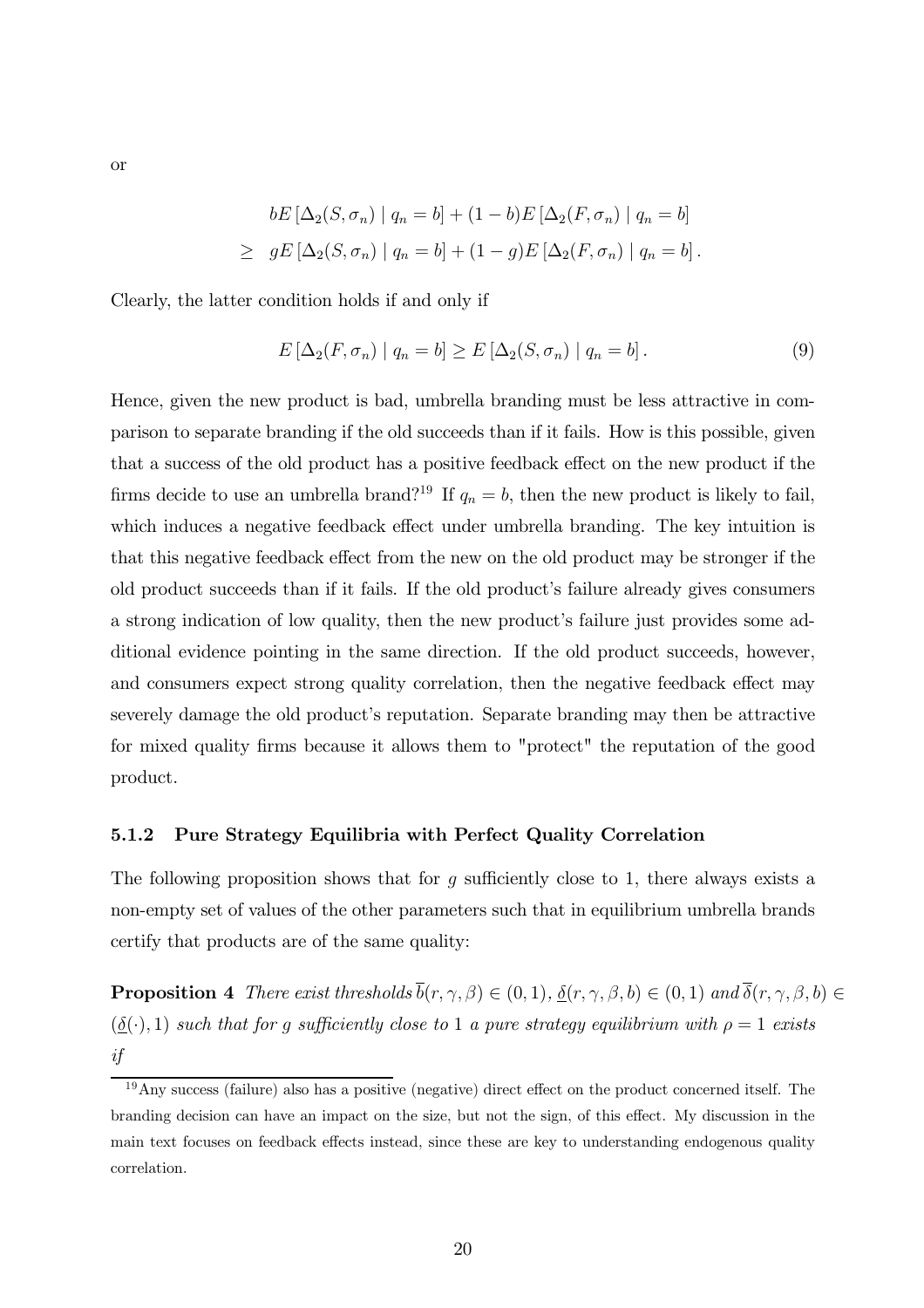or

$$
\begin{aligned}
& bE\left[\Delta_2(S,\sigma_n) \mid q_n = b\right] + (1-b)E\left[\Delta_2(F,\sigma_n) \mid q_n = b\right] \\
\geq\ & gE\left[\Delta_2(S,\sigma_n) \mid q_n = b\right] + (1-g)E\left[\Delta_2(F,\sigma_n) \mid q_n = b\right].
\end{aligned}
$$

Clearly, the latter condition holds if and only if

$$
E\left[\Delta_2(F,\sigma_n) \mid q_n = b\right] \geq E\left[\Delta_2(S,\sigma_n) \mid q_n = b\right]. \tag{9}
$$

Hence, given the new product is bad, umbrella branding must be less attractive in comparison to separate branding if the old succeeds than if it fails. How is this possible, given that a success of the old product has a positive feedback effect on the new product if the firms decide to use an umbrella brand?[19] If $q_n = b$, then the new product is likely to fail, which induces a negative feedback effect under umbrella branding. The key intuition is that this negative feedback effect from the new on the old product may be stronger if the old product succeeds than if it fails. If the old product's failure already gives consumers a strong indication of low quality, then the new product's failure just provides some additional evidence pointing in the same direction. If the old product succeeds, however, and consumers expect strong quality correlation, then the negative feedback effect may severely damage the old product's reputation. Separate branding may then be attractive for mixed quality firms because it allows them to "protect" the reputation of the good product.

### 5.1.2 Pure Strategy Equilibria with Perfect Quality Correlation

The following proposition shows that for $g$ sufficiently close to 1, there always exists a non-empty set of values of the other parameters such that in equilibrium umbrella brands certify that products are of the same quality:

**Proposition 4** *There exist thresholds $\overline{b}(r,\gamma,\beta) \in (0,1)$, $\underline{\delta}(r,\gamma,\beta,b) \in (0,1)$ and $\overline{\delta}(r,\gamma,\beta,b) \in (\underline{\delta}(\cdot),1)$ such that for $g$ sufficiently close to 1 a pure strategy equilibrium with $\rho = 1$ exists if*

[19] Any success (failure) also has a positive (negative) direct effect on the product concerned itself. The branding decision can have an impact on the size, but not the sign, of this effect. My discussion in the main text focuses on feedback effects instead, since these are key to understanding endogenous quality correlation.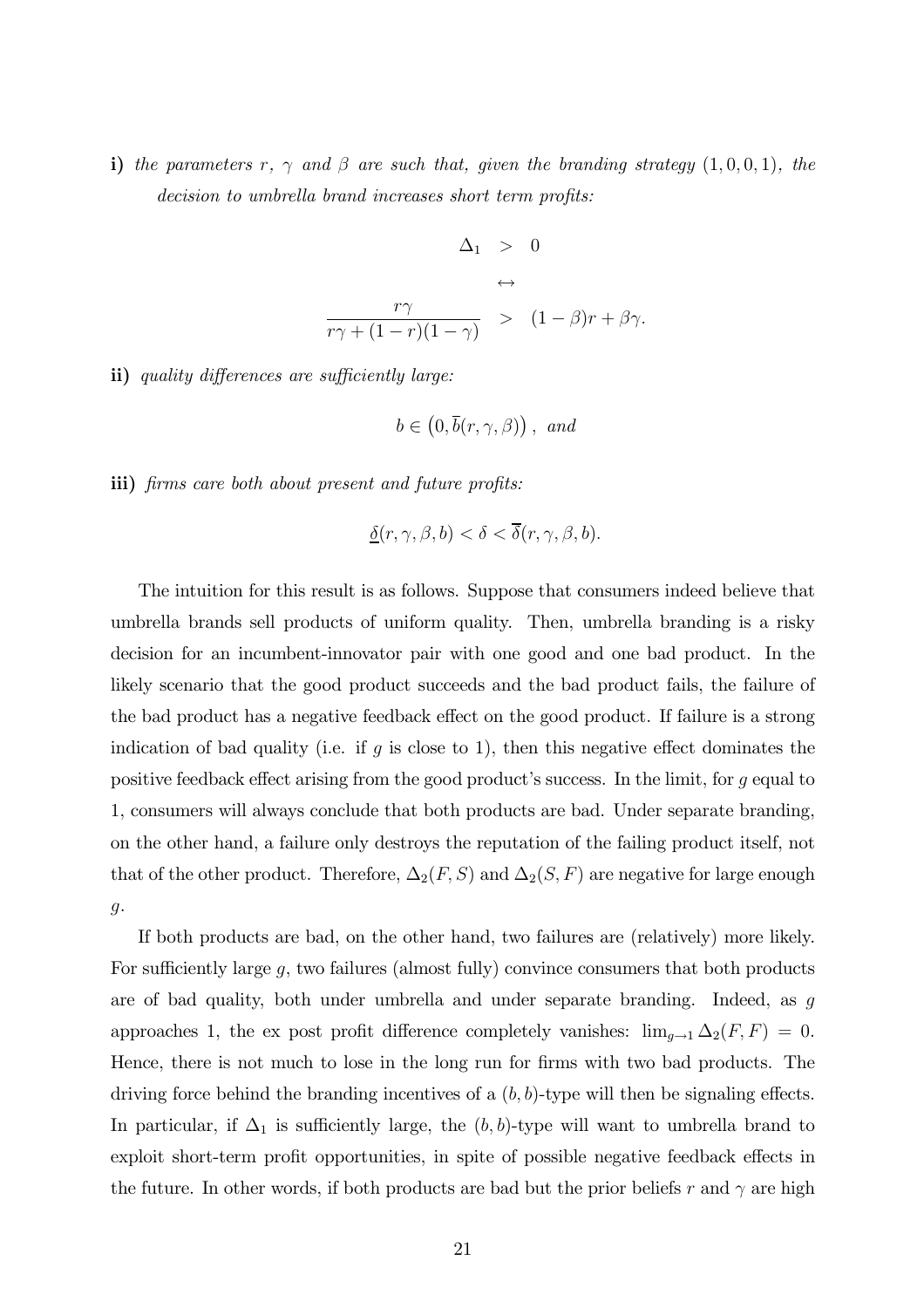**i)** *the parameters $r$, $\gamma$ and $\beta$ are such that, given the branding strategy $(1,0,0,1)$, the decision to umbrella brand increases short term profits:*

$$
\begin{aligned}
\Delta_1 &> 0 \\
&\leftrightarrow \\
\frac{r\gamma}{r\gamma + (1-r)(1-\gamma)} &> (1-\beta)r + \beta\gamma.
\end{aligned}
$$

**ii)** *quality differences are sufficiently large:*

$$
b \in \left(0, \overline{b}(r,\gamma,\beta)\right), \text{ and}
$$

**iii)** *firms care both about present and future profits:*

$$
\underline{\delta}(r,\gamma,\beta,b) < \delta < \overline{\delta}(r,\gamma,\beta,b).
$$

The intuition for this result is as follows. Suppose that consumers indeed believe that umbrella brands sell products of uniform quality. Then, umbrella branding is a risky decision for an incumbent-innovator pair with one good and one bad product. In the likely scenario that the good product succeeds and the bad product fails, the failure of the bad product has a negative feedback effect on the good product. If failure is a strong indication of bad quality (i.e. if $g$ is close to 1), then this negative effect dominates the positive feedback effect arising from the good product's success. In the limit, for $g$ equal to 1, consumers will always conclude that both products are bad. Under separate branding, on the other hand, a failure only destroys the reputation of the failing product itself, not that of the other product. Therefore, $\Delta_2(F,S)$ and $\Delta_2(S,F)$ are negative for large enough $g$.

If both products are bad, on the other hand, two failures are (relatively) more likely. For sufficiently large $g$, two failures (almost fully) convince consumers that both products are of bad quality, both under umbrella and under separate branding. Indeed, as $g$ approaches 1, the ex post profit difference completely vanishes: $\lim_{g\to 1}\Delta_2(F,F) = 0$. Hence, there is not much to lose in the long run for firms with two bad products. The driving force behind the branding incentives of a $(b,b)$-type will then be signaling effects. In particular, if $\Delta_1$ is sufficiently large, the $(b,b)$-type will want to umbrella brand to exploit short-term profit opportunities, in spite of possible negative feedback effects in the future. In other words, if both products are bad but the prior beliefs $r$ and $\gamma$ are high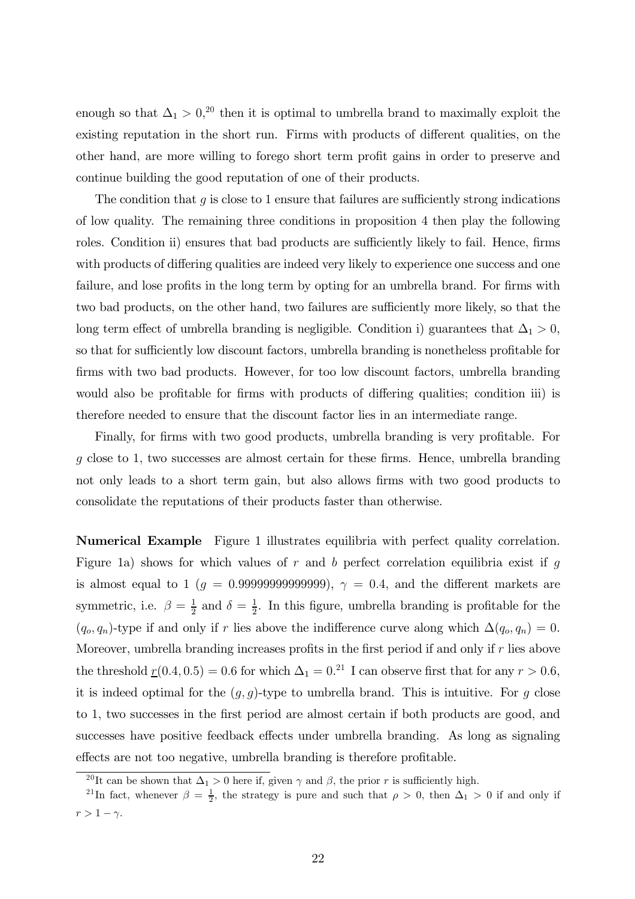enough so that $\Delta_1 > 0$,[20] then it is optimal to umbrella brand to maximally exploit the existing reputation in the short run. Firms with products of different qualities, on the other hand, are more willing to forego short term profit gains in order to preserve and continue building the good reputation of one of their products.

The condition that $g$ is close to 1 ensure that failures are sufficiently strong indications of low quality. The remaining three conditions in proposition 4 then play the following roles. Condition ii) ensures that bad products are sufficiently likely to fail. Hence, firms with products of differing qualities are indeed very likely to experience one success and one failure, and lose profits in the long term by opting for an umbrella brand. For firms with two bad products, on the other hand, two failures are sufficiently more likely, so that the long term effect of umbrella branding is negligible. Condition i) guarantees that $\Delta_1 > 0$, so that for sufficiently low discount factors, umbrella branding is nonetheless profitable for firms with two bad products. However, for too low discount factors, umbrella branding would also be profitable for firms with products of differing qualities; condition iii) is therefore needed to ensure that the discount factor lies in an intermediate range.

Finally, for firms with two good products, umbrella branding is very profitable. For $g$ close to 1, two successes are almost certain for these firms. Hence, umbrella branding not only leads to a short term gain, but also allows firms with two good products to consolidate the reputations of their products faster than otherwise.

**Numerical Example** Figure 1 illustrates equilibria with perfect quality correlation. Figure 1a) shows for which values of $r$ and $b$ perfect correlation equilibria exist if $g$ is almost equal to 1 ($g = 0.99999999999999$), $\gamma = 0.4$, and the different markets are symmetric, i.e. $\beta = \frac{1}{2}$ and $\delta = \frac{1}{2}$. In this figure, umbrella branding is profitable for the $(q_o, q_n)$-type if and only if $r$ lies above the indifference curve along which $\Delta(q_o, q_n) = 0$. Moreover, umbrella branding increases profits in the first period if and only if $r$ lies above the threshold $\underline{r}(0.4, 0.5) = 0.6$ for which $\Delta_1 = 0$.[21] I can observe first that for any $r > 0.6$, it is indeed optimal for the $(g, g)$-type to umbrella brand. This is intuitive. For $g$ close to 1, two successes in the first period are almost certain if both products are good, and successes have positive feedback effects under umbrella branding. As long as signaling effects are not too negative, umbrella branding is therefore profitable.

[20] It can be shown that $\Delta_1 > 0$ here if, given $\gamma$ and $\beta$, the prior $r$ is sufficiently high.

[21] In fact, whenever $\beta = \frac{1}{2}$, the strategy is pure and such that $\rho > 0$, then $\Delta_1 > 0$ if and only if $r > 1 - \gamma$.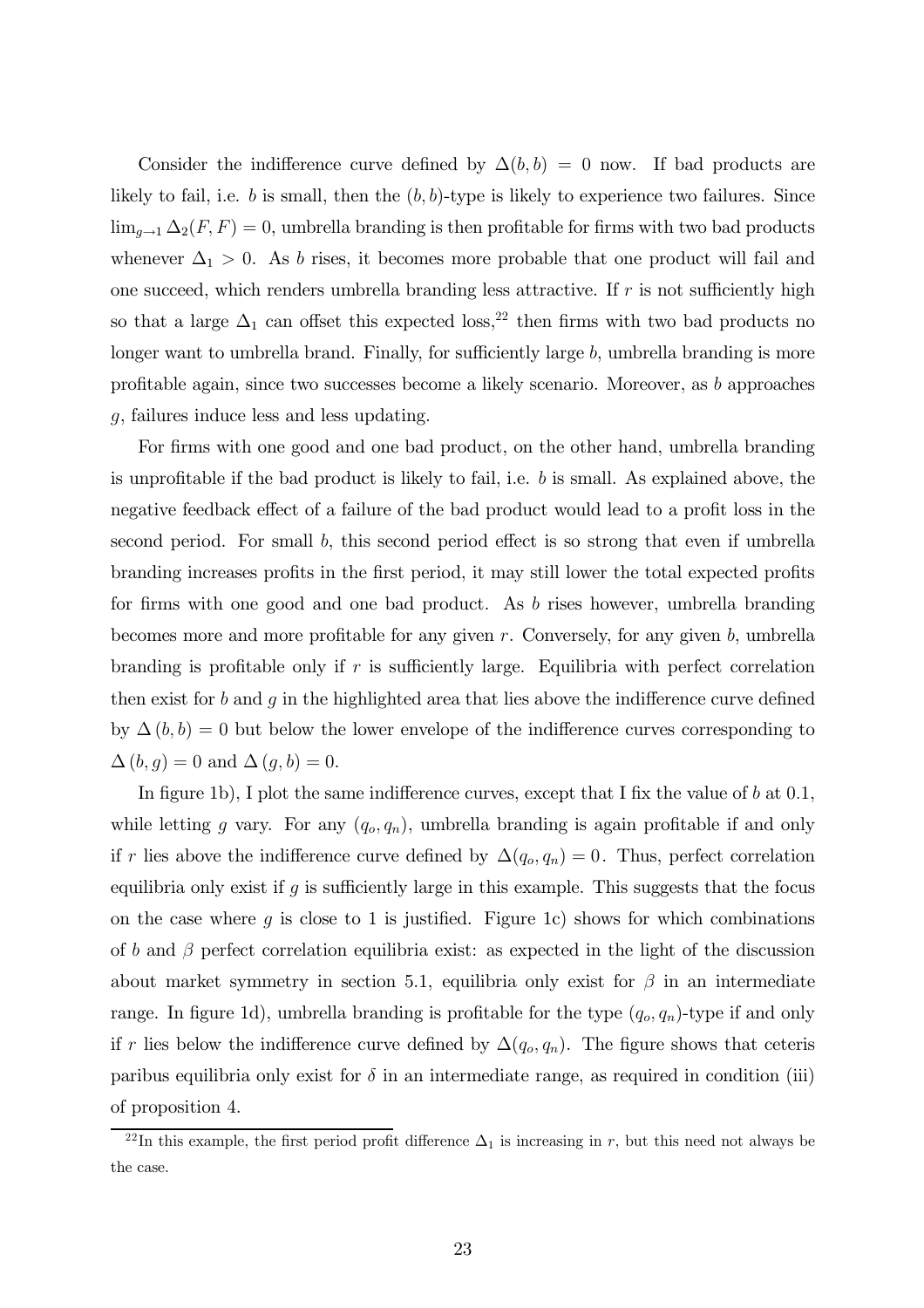Consider the indifference curve defined by $\Delta(b, b) = 0$ now. If bad products are likely to fail, i.e. $b$ is small, then the $(b, b)$-type is likely to experience two failures. Since $\lim_{g \to 1} \Delta_2(F, F) = 0$, umbrella branding is then profitable for firms with two bad products whenever $\Delta_1 > 0$. As $b$ rises, it becomes more probable that one product will fail and one succeed, which renders umbrella branding less attractive. If $r$ is not sufficiently high so that a large $\Delta_1$ can offset this expected loss,[22] then firms with two bad products no longer want to umbrella brand. Finally, for sufficiently large $b$, umbrella branding is more profitable again, since two successes become a likely scenario. Moreover, as $b$ approaches $g$, failures induce less and less updating.

For firms with one good and one bad product, on the other hand, umbrella branding is unprofitable if the bad product is likely to fail, i.e. $b$ is small. As explained above, the negative feedback effect of a failure of the bad product would lead to a profit loss in the second period. For small $b$, this second period effect is so strong that even if umbrella branding increases profits in the first period, it may still lower the total expected profits for firms with one good and one bad product. As $b$ rises however, umbrella branding becomes more and more profitable for any given $r$. Conversely, for any given $b$, umbrella branding is profitable only if $r$ is sufficiently large. Equilibria with perfect correlation then exist for $b$ and $g$ in the highlighted area that lies above the indifference curve defined by $\Delta(b, b) = 0$ but below the lower envelope of the indifference curves corresponding to $\Delta(b, g) = 0$ and $\Delta(g, b) = 0$.

In figure 1b), I plot the same indifference curves, except that I fix the value of $b$ at 0.1, while letting $g$ vary. For any $(q_o, q_n)$, umbrella branding is again profitable if and only if $r$ lies above the indifference curve defined by $\Delta(q_o, q_n) = 0$. Thus, perfect correlation equilibria only exist if $g$ is sufficiently large in this example. This suggests that the focus on the case where $g$ is close to 1 is justified. Figure 1c) shows for which combinations of $b$ and $\beta$ perfect correlation equilibria exist: as expected in the light of the discussion about market symmetry in section 5.1, equilibria only exist for $\beta$ in an intermediate range. In figure 1d), umbrella branding is profitable for the type $(q_o, q_n)$-type if and only if $r$ lies below the indifference curve defined by $\Delta(q_o, q_n)$. The figure shows that ceteris paribus equilibria only exist for $\delta$ in an intermediate range, as required in condition (iii) of proposition 4.

[22] In this example, the first period profit difference $\Delta_1$ is increasing in $r$, but this need not always be the case.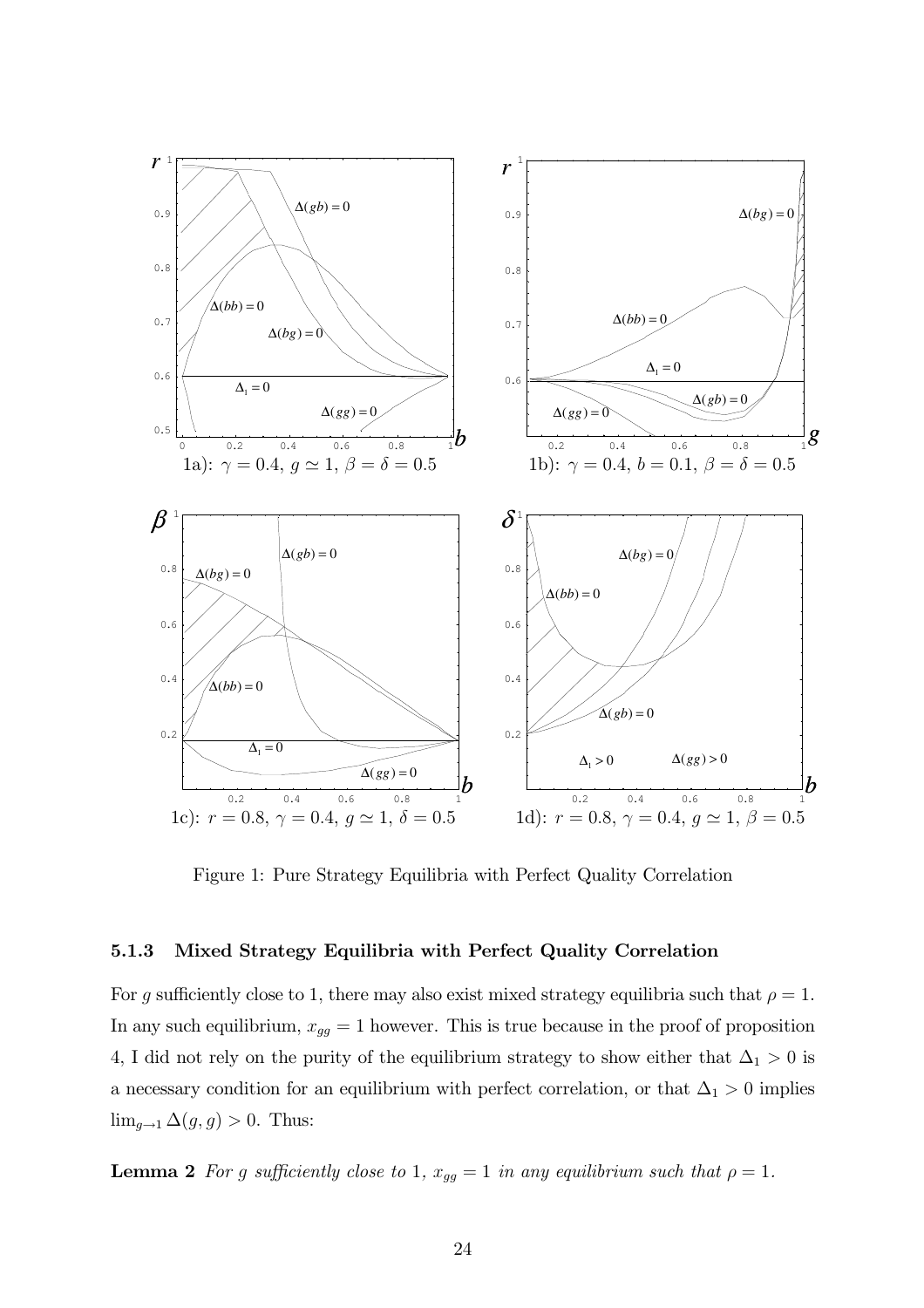1a): $\gamma = 0.4$, $g \simeq 1$, $\beta = \delta = 0.5$

1b): $\gamma = 0.4$, $b = 0.1$, $\beta = \delta = 0.5$

1c): $r = 0.8$, $\gamma = 0.4$, $g \simeq 1$, $\delta = 0.5$

1d): $r = 0.8$, $\gamma = 0.4$, $g \simeq 1$, $\beta = 0.5$

Figure 1: Pure Strategy Equilibria with Perfect Quality Correlation

#### 5.1.3 Mixed Strategy Equilibria with Perfect Quality Correlation

For $g$ sufficiently close to 1, there may also exist mixed strategy equilibria such that $\rho = 1$. In any such equilibrium, $x_{gg} = 1$ however. This is true because in the proof of proposition 4, I did not rely on the purity of the equilibrium strategy to show either that $\Delta_1 > 0$ is a necessary condition for an equilibrium with perfect correlation, or that $\Delta_1 > 0$ implies $\lim_{g \to 1} \Delta(g, g) > 0$. Thus:

**Lemma 2** *For $g$ sufficiently close to 1, $x_{gg} = 1$ in any equilibrium such that $\rho = 1$.*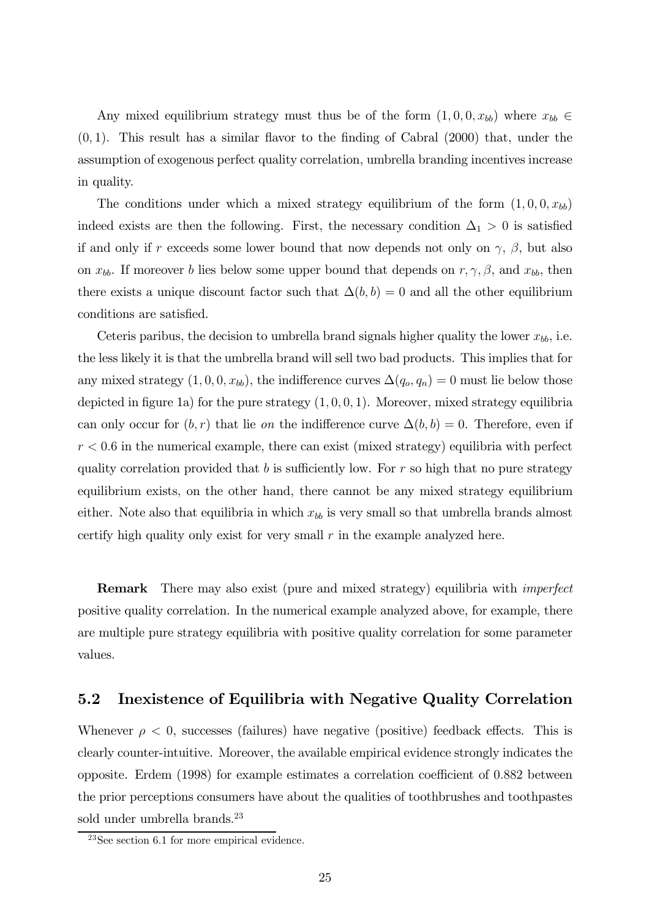Any mixed equilibrium strategy must thus be of the form $(1, 0, 0, x_{bb})$ where $x_{bb} \in (0, 1)$. This result has a similar flavor to the finding of Cabral (2000) that, under the assumption of exogenous perfect quality correlation, umbrella branding incentives increase in quality.

The conditions under which a mixed strategy equilibrium of the form $(1, 0, 0, x_{bb})$ indeed exists are then the following. First, the necessary condition $\Delta_1 > 0$ is satisfied if and only if $r$ exceeds some lower bound that now depends not only on $\gamma$, $\beta$, but also on $x_{bb}$. If moreover $b$ lies below some upper bound that depends on $r, \gamma, \beta$, and $x_{bb}$, then there exists a unique discount factor such that $\Delta(b, b) = 0$ and all the other equilibrium conditions are satisfied.

Ceteris paribus, the decision to umbrella brand signals higher quality the lower $x_{bb}$, i.e. the less likely it is that the umbrella brand will sell two bad products. This implies that for any mixed strategy $(1, 0, 0, x_{bb})$, the indifference curves $\Delta(q_o, q_n) = 0$ must lie below those depicted in figure 1a) for the pure strategy $(1, 0, 0, 1)$. Moreover, mixed strategy equilibria can only occur for $(b, r)$ that lie *on* the indifference curve $\Delta(b, b) = 0$. Therefore, even if $r < 0.6$ in the numerical example, there can exist (mixed strategy) equilibria with perfect quality correlation provided that $b$ is sufficiently low. For $r$ so high that no pure strategy equilibrium exists, on the other hand, there cannot be any mixed strategy equilibrium either. Note also that equilibria in which $x_{bb}$ is very small so that umbrella brands almost certify high quality only exist for very small $r$ in the example analyzed here.

**Remark** There may also exist (pure and mixed strategy) equilibria with *imperfect* positive quality correlation. In the numerical example analyzed above, for example, there are multiple pure strategy equilibria with positive quality correlation for some parameter values.

## 5.2 Inexistence of Equilibria with Negative Quality Correlation

Whenever $\rho < 0$, successes (failures) have negative (positive) feedback effects. This is clearly counter-intuitive. Moreover, the available empirical evidence strongly indicates the opposite. Erdem (1998) for example estimates a correlation coefficient of 0.882 between the prior perceptions consumers have about the qualities of toothbrushes and toothpastes sold under umbrella brands.[23]

[23] See section 6.1 for more empirical evidence.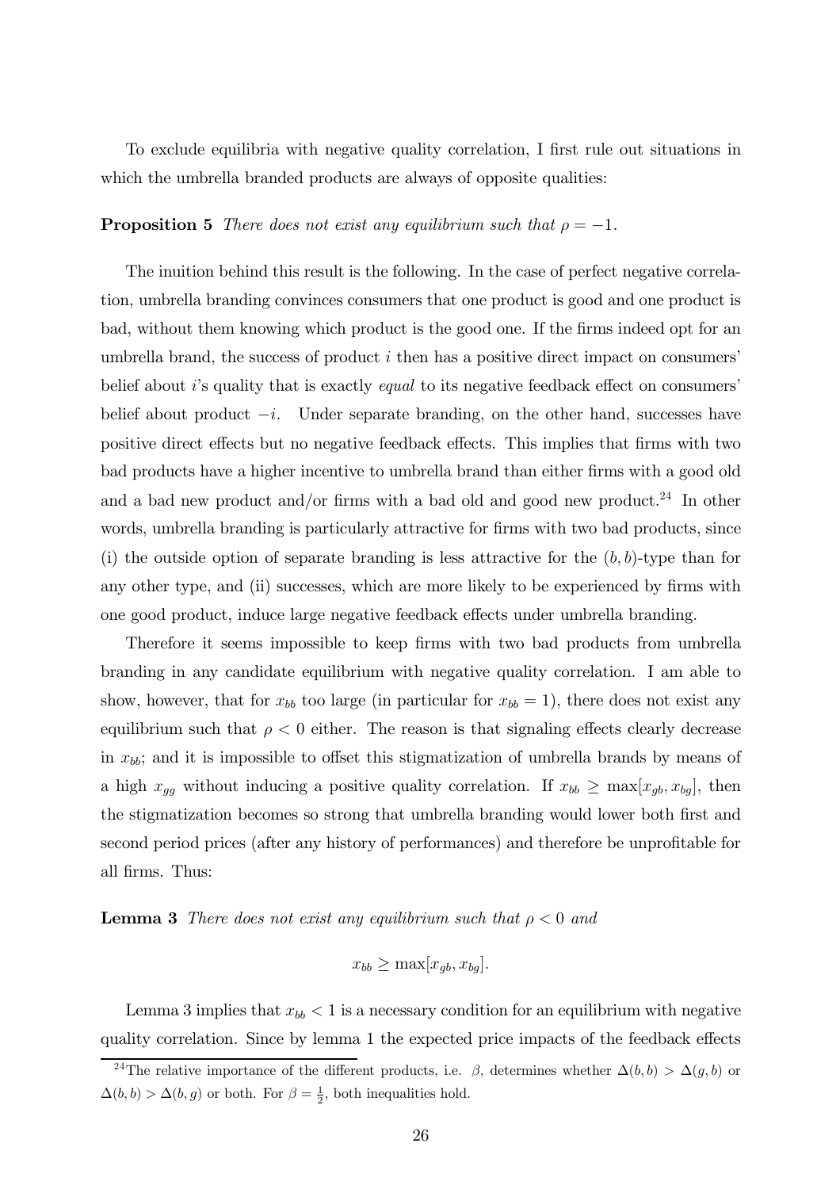To exclude equilibria with negative quality correlation, I first rule out situations in which the umbrella branded products are always of opposite qualities:

**Proposition 5** *There does not exist any equilibrium such that $\rho = -1$.*

The inuition behind this result is the following. In the case of perfect negative correlation, umbrella branding convinces consumers that one product is good and one product is bad, without them knowing which product is the good one. If the firms indeed opt for an umbrella brand, the success of product $i$ then has a positive direct impact on consumers' belief about $i$'s quality that is exactly *equal* to its negative feedback effect on consumers' belief about product $-i$. Under separate branding, on the other hand, successes have positive direct effects but no negative feedback effects. This implies that firms with two bad products have a higher incentive to umbrella brand than either firms with a good old and a bad new product and/or firms with a bad old and good new product.[24] In other words, umbrella branding is particularly attractive for firms with two bad products, since (i) the outside option of separate branding is less attractive for the $(b, b)$-type than for any other type, and (ii) successes, which are more likely to be experienced by firms with one good product, induce large negative feedback effects under umbrella branding.

Therefore it seems impossible to keep firms with two bad products from umbrella branding in any candidate equilibrium with negative quality correlation. I am able to show, however, that for $x_{bb}$ too large (in particular for $x_{bb} = 1$), there does not exist any equilibrium such that $\rho < 0$ either. The reason is that signaling effects clearly decrease in $x_{bb}$; and it is impossible to offset this stigmatization of umbrella brands by means of a high $x_{gg}$ without inducing a positive quality correlation. If $x_{bb} \geq \max[x_{gb}, x_{bg}]$, then the stigmatization becomes so strong that umbrella branding would lower both first and second period prices (after any history of performances) and therefore be unprofitable for all firms. Thus:

**Lemma 3** *There does not exist any equilibrium such that $\rho < 0$ and*

$$x_{bb} \geq \max[x_{gb}, x_{bg}].$$

Lemma 3 implies that $x_{bb} < 1$ is a necessary condition for an equilibrium with negative quality correlation. Since by lemma 1 the expected price impacts of the feedback effects

[24] The relative importance of the different products, i.e. $\beta$, determines whether $\Delta(b, b) > \Delta(g, b)$ or $\Delta(b, b) > \Delta(b, g)$ or both. For $\beta = \frac{1}{2}$, both inequalities hold.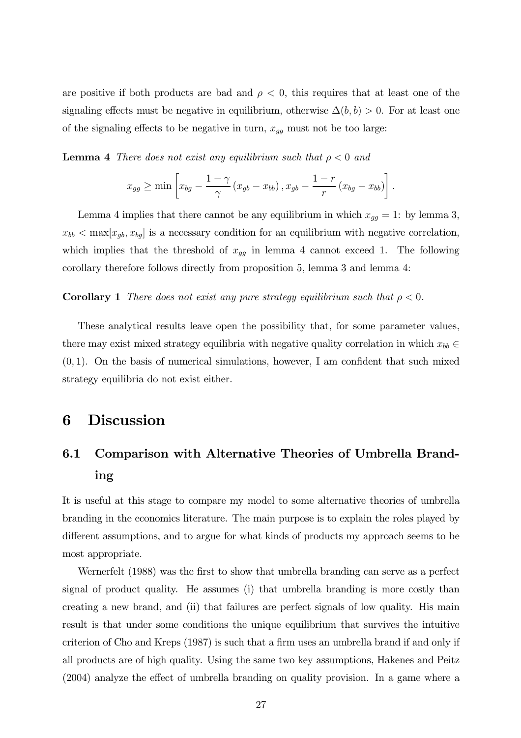are positive if both products are bad and $\rho < 0$, this requires that at least one of the signaling effects must be negative in equilibrium, otherwise $\Delta(b, b) > 0$. For at least one of the signaling effects to be negative in turn, $x_{gg}$ must not be too large:

**Lemma 4** *There does not exist any equilibrium such that $\rho < 0$ and*

$$x_{gg} \geq \min \left[ x_{bg} - \frac{1-\gamma}{\gamma} \left( x_{gb} - x_{bb} \right), x_{gb} - \frac{1-r}{r} \left( x_{bg} - x_{bb} \right) \right].$$

Lemma 4 implies that there cannot be any equilibrium in which $x_{gg} = 1$: by lemma 3, $x_{bb} < \max[x_{gb}, x_{bg}]$ is a necessary condition for an equilibrium with negative correlation, which implies that the threshold of $x_{gg}$ in lemma 4 cannot exceed 1. The following corollary therefore follows directly from proposition 5, lemma 3 and lemma 4:

**Corollary 1** *There does not exist any pure strategy equilibrium such that $\rho < 0$.*

These analytical results leave open the possibility that, for some parameter values, there may exist mixed strategy equilibria with negative quality correlation in which $x_{bb} \in (0, 1)$. On the basis of numerical simulations, however, I am confident that such mixed strategy equilibria do not exist either.

# 6 Discussion

## 6.1 Comparison with Alternative Theories of Umbrella Branding

It is useful at this stage to compare my model to some alternative theories of umbrella branding in the economics literature. The main purpose is to explain the roles played by different assumptions, and to argue for what kinds of products my approach seems to be most appropriate.

Wernerfelt (1988) was the first to show that umbrella branding can serve as a perfect signal of product quality. He assumes (i) that umbrella branding is more costly than creating a new brand, and (ii) that failures are perfect signals of low quality. His main result is that under some conditions the unique equilibrium that survives the intuitive criterion of Cho and Kreps (1987) is such that a firm uses an umbrella brand if and only if all products are of high quality. Using the same two key assumptions, Hakenes and Peitz (2004) analyze the effect of umbrella branding on quality provision. In a game where a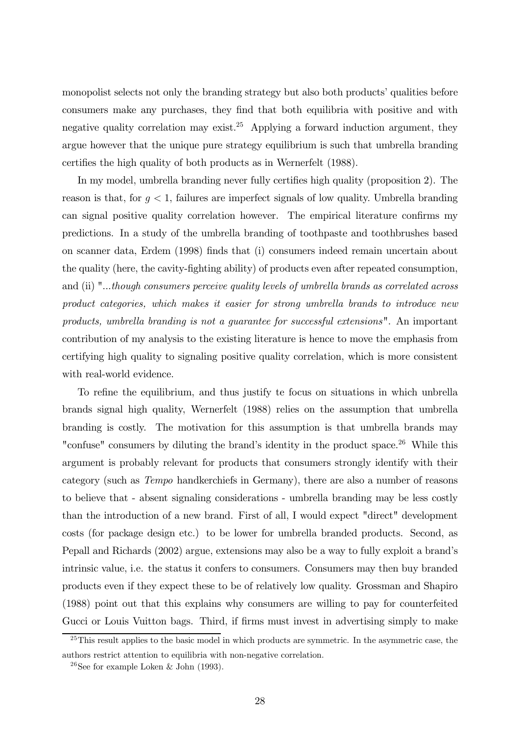monopolist selects not only the branding strategy but also both products' qualities before consumers make any purchases, they find that both equilibria with positive and with negative quality correlation may exist.[25] Applying a forward induction argument, they argue however that the unique pure strategy equilibrium is such that umbrella branding certifies the high quality of both products as in Wernerfelt (1988).

In my model, umbrella branding never fully certifies high quality (proposition 2). The reason is that, for $g < 1$, failures are imperfect signals of low quality. Umbrella branding can signal positive quality correlation however. The empirical literature confirms my predictions. In a study of the umbrella branding of toothpaste and toothbrushes based on scanner data, Erdem (1998) finds that (i) consumers indeed remain uncertain about the quality (here, the cavity-fighting ability) of products even after repeated consumption, and (ii) "*...though consumers perceive quality levels of umbrella brands as correlated across product categories, which makes it easier for strong umbrella brands to introduce new products, umbrella branding is not a guarantee for successful extensions*". An important contribution of my analysis to the existing literature is hence to move the emphasis from certifying high quality to signaling positive quality correlation, which is more consistent with real-world evidence.

To refine the equilibrium, and thus justify te focus on situations in which unbrella brands signal high quality, Wernerfelt (1988) relies on the assumption that umbrella branding is costly. The motivation for this assumption is that umbrella brands may "confuse" consumers by diluting the brand's identity in the product space.[26] While this argument is probably relevant for products that consumers strongly identify with their category (such as *Tempo* handkerchiefs in Germany), there are also a number of reasons to believe that - absent signaling considerations - umbrella branding may be less costly than the introduction of a new brand. First of all, I would expect "direct" development costs (for package design etc.) to be lower for umbrella branded products. Second, as Pepall and Richards (2002) argue, extensions may also be a way to fully exploit a brand's intrinsic value, i.e. the status it confers to consumers. Consumers may then buy branded products even if they expect these to be of relatively low quality. Grossman and Shapiro (1988) point out that this explains why consumers are willing to pay for counterfeited Gucci or Louis Vuitton bags. Third, if firms must invest in advertising simply to make

[25] This result applies to the basic model in which products are symmetric. In the asymmetric case, the authors restrict attention to equilibria with non-negative correlation.

[26] See for example Loken & John (1993).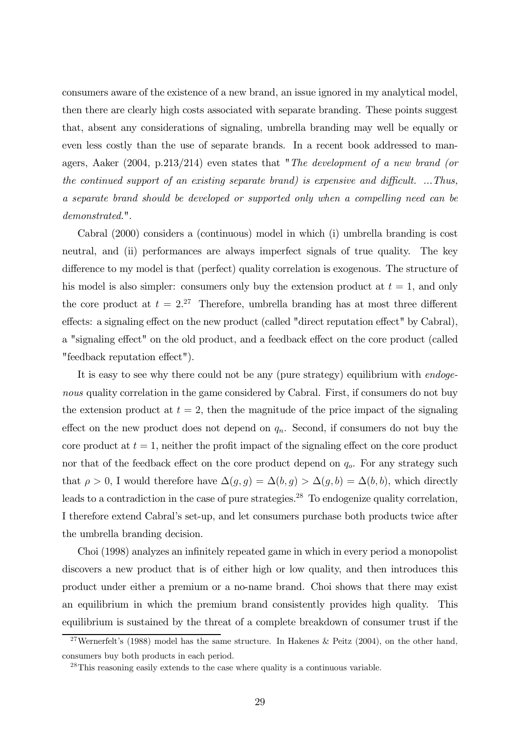consumers aware of the existence of a new brand, an issue ignored in my analytical model, then there are clearly high costs associated with separate branding. These points suggest that, absent any considerations of signaling, umbrella branding may well be equally or even less costly than the use of separate brands. In a recent book addressed to managers, Aaker (2004, p.213/214) even states that "*The development of a new brand (or the continued support of an existing separate brand) is expensive and difficult. ...Thus, a separate brand should be developed or supported only when a compelling need can be demonstrated.*".

Cabral (2000) considers a (continuous) model in which (i) umbrella branding is cost neutral, and (ii) performances are always imperfect signals of true quality. The key difference to my model is that (perfect) quality correlation is exogenous. The structure of his model is also simpler: consumers only buy the extension product at $t = 1$, and only the core product at $t = 2$.[27] Therefore, umbrella branding has at most three different effects: a signaling effect on the new product (called "direct reputation effect" by Cabral), a "signaling effect" on the old product, and a feedback effect on the core product (called "feedback reputation effect").

It is easy to see why there could not be any (pure strategy) equilibrium with *endogenous* quality correlation in the game considered by Cabral. First, if consumers do not buy the extension product at $t = 2$, then the magnitude of the price impact of the signaling effect on the new product does not depend on $q_n$. Second, if consumers do not buy the core product at $t = 1$, neither the profit impact of the signaling effect on the core product nor that of the feedback effect on the core product depend on $q_o$. For any strategy such that $\rho > 0$, I would therefore have $\Delta(g, g) = \Delta(b, g) > \Delta(g, b) = \Delta(b, b)$, which directly leads to a contradiction in the case of pure strategies.[28] To endogenize quality correlation, I therefore extend Cabral's set-up, and let consumers purchase both products twice after the umbrella branding decision.

Choi (1998) analyzes an infinitely repeated game in which in every period a monopolist discovers a new product that is of either high or low quality, and then introduces this product under either a premium or a no-name brand. Choi shows that there may exist an equilibrium in which the premium brand consistently provides high quality. This equilibrium is sustained by the threat of a complete breakdown of consumer trust if the

---

[27] Wernerfelt's (1988) model has the same structure. In Hakenes & Peitz (2004), on the other hand, consumers buy both products in each period.

[28] This reasoning easily extends to the case where quality is a continuous variable.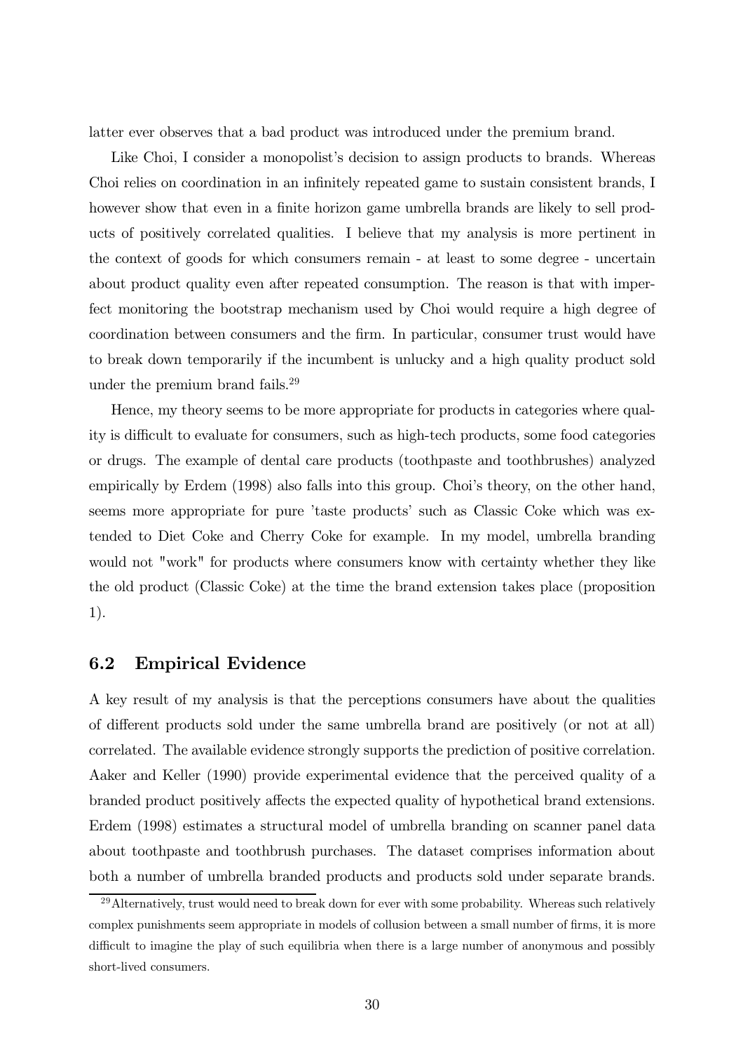latter ever observes that a bad product was introduced under the premium brand.

Like Choi, I consider a monopolist's decision to assign products to brands. Whereas Choi relies on coordination in an infinitely repeated game to sustain consistent brands, I however show that even in a finite horizon game umbrella brands are likely to sell products of positively correlated qualities. I believe that my analysis is more pertinent in the context of goods for which consumers remain - at least to some degree - uncertain about product quality even after repeated consumption. The reason is that with imperfect monitoring the bootstrap mechanism used by Choi would require a high degree of coordination between consumers and the firm. In particular, consumer trust would have to break down temporarily if the incumbent is unlucky and a high quality product sold under the premium brand fails.[29]

Hence, my theory seems to be more appropriate for products in categories where quality is difficult to evaluate for consumers, such as high-tech products, some food categories or drugs. The example of dental care products (toothpaste and toothbrushes) analyzed empirically by Erdem (1998) also falls into this group. Choi's theory, on the other hand, seems more appropriate for pure 'taste products' such as Classic Coke which was extended to Diet Coke and Cherry Coke for example. In my model, umbrella branding would not "work" for products where consumers know with certainty whether they like the old product (Classic Coke) at the time the brand extension takes place (proposition 1).

## 6.2 Empirical Evidence

A key result of my analysis is that the perceptions consumers have about the qualities of different products sold under the same umbrella brand are positively (or not at all) correlated. The available evidence strongly supports the prediction of positive correlation. Aaker and Keller (1990) provide experimental evidence that the perceived quality of a branded product positively affects the expected quality of hypothetical brand extensions. Erdem (1998) estimates a structural model of umbrella branding on scanner panel data about toothpaste and toothbrush purchases. The dataset comprises information about both a number of umbrella branded products and products sold under separate brands.

[29] Alternatively, trust would need to break down for ever with some probability. Whereas such relatively complex punishments seem appropriate in models of collusion between a small number of firms, it is more difficult to imagine the play of such equilibria when there is a large number of anonymous and possibly short-lived consumers.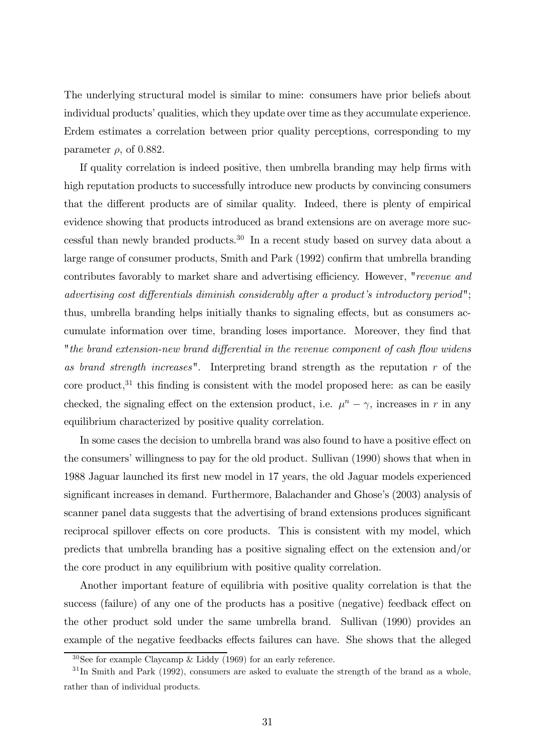The underlying structural model is similar to mine: consumers have prior beliefs about individual products' qualities, which they update over time as they accumulate experience. Erdem estimates a correlation between prior quality perceptions, corresponding to my parameter $\rho$, of 0.882.

If quality correlation is indeed positive, then umbrella branding may help firms with high reputation products to successfully introduce new products by convincing consumers that the different products are of similar quality. Indeed, there is plenty of empirical evidence showing that products introduced as brand extensions are on average more successful than newly branded products.[30] In a recent study based on survey data about a large range of consumer products, Smith and Park (1992) confirm that umbrella branding contributes favorably to market share and advertising efficiency. However, "*revenue and advertising cost differentials diminish considerably after a product's introductory period*"; thus, umbrella branding helps initially thanks to signaling effects, but as consumers accumulate information over time, branding loses importance. Moreover, they find that "*the brand extension-new brand differential in the revenue component of cash flow widens as brand strength increases*". Interpreting brand strength as the reputation $r$ of the core product,[31] this finding is consistent with the model proposed here: as can be easily checked, the signaling effect on the extension product, i.e. $\mu^n - \gamma$, increases in $r$ in any equilibrium characterized by positive quality correlation.

In some cases the decision to umbrella brand was also found to have a positive effect on the consumers' willingness to pay for the old product. Sullivan (1990) shows that when in 1988 Jaguar launched its first new model in 17 years, the old Jaguar models experienced significant increases in demand. Furthermore, Balachander and Ghose's (2003) analysis of scanner panel data suggests that the advertising of brand extensions produces significant reciprocal spillover effects on core products. This is consistent with my model, which predicts that umbrella branding has a positive signaling effect on the extension and/or the core product in any equilibrium with positive quality correlation.

Another important feature of equilibria with positive quality correlation is that the success (failure) of any one of the products has a positive (negative) feedback effect on the other product sold under the same umbrella brand. Sullivan (1990) provides an example of the negative feedbacks effects failures can have. She shows that the alleged

[30] See for example Claycamp & Liddy (1969) for an early reference.

[31] In Smith and Park (1992), consumers are asked to evaluate the strength of the brand as a whole, rather than of individual products.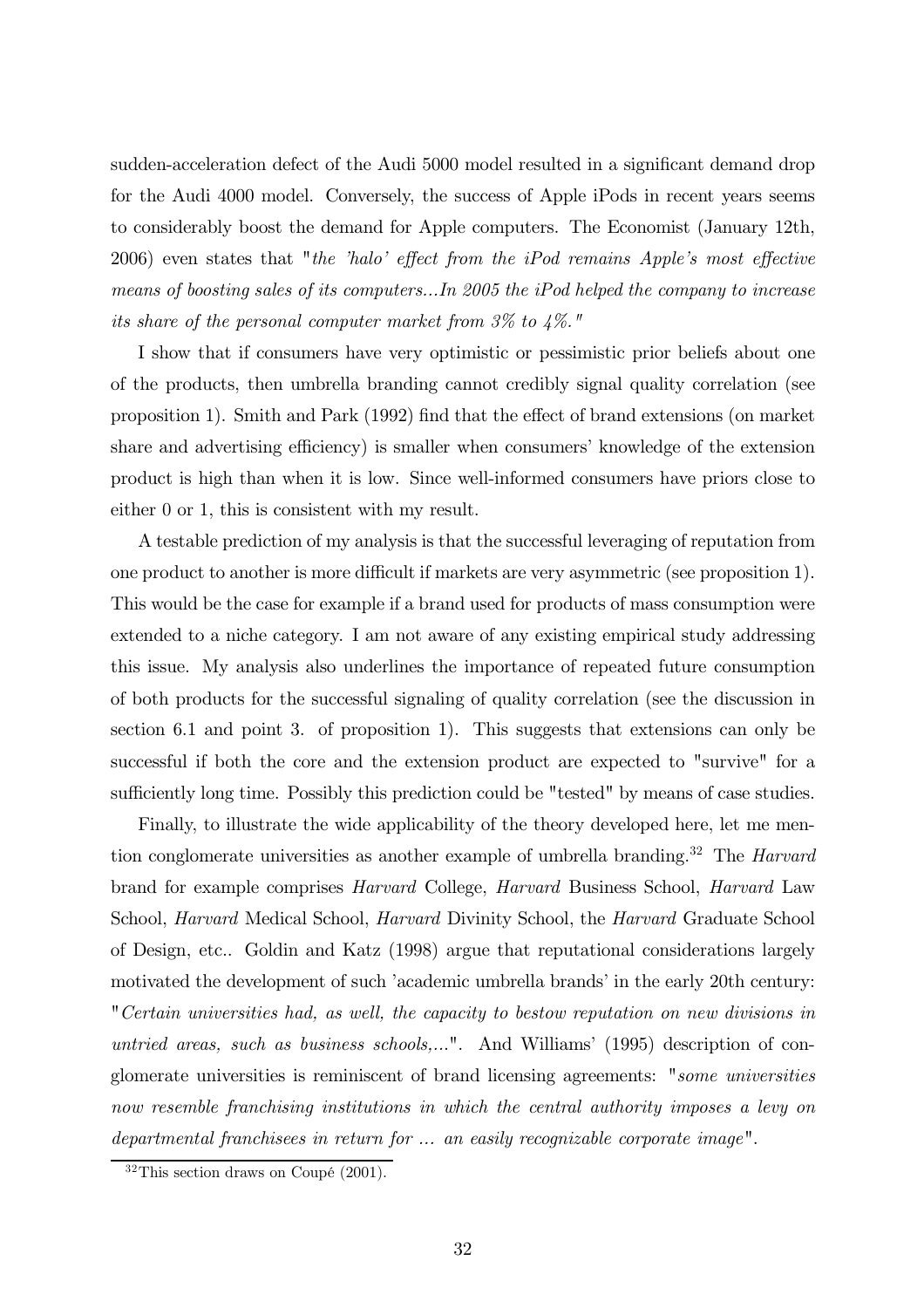sudden-acceleration defect of the Audi 5000 model resulted in a significant demand drop for the Audi 4000 model. Conversely, the success of Apple iPods in recent years seems to considerably boost the demand for Apple computers. The Economist (January 12th, 2006) even states that "*the 'halo' effect from the iPod remains Apple's most effective means of boosting sales of its computers...In 2005 the iPod helped the company to increase its share of the personal computer market from 3% to 4%.*"

I show that if consumers have very optimistic or pessimistic prior beliefs about one of the products, then umbrella branding cannot credibly signal quality correlation (see proposition 1). Smith and Park (1992) find that the effect of brand extensions (on market share and advertising efficiency) is smaller when consumers' knowledge of the extension product is high than when it is low. Since well-informed consumers have priors close to either 0 or 1, this is consistent with my result.

A testable prediction of my analysis is that the successful leveraging of reputation from one product to another is more difficult if markets are very asymmetric (see proposition 1). This would be the case for example if a brand used for products of mass consumption were extended to a niche category. I am not aware of any existing empirical study addressing this issue. My analysis also underlines the importance of repeated future consumption of both products for the successful signaling of quality correlation (see the discussion in section 6.1 and point 3. of proposition 1). This suggests that extensions can only be successful if both the core and the extension product are expected to "survive" for a sufficiently long time. Possibly this prediction could be "tested" by means of case studies.

Finally, to illustrate the wide applicability of the theory developed here, let me mention conglomerate universities as another example of umbrella branding.[32] The *Harvard* brand for example comprises *Harvard* College, *Harvard* Business School, *Harvard* Law School, *Harvard* Medical School, *Harvard* Divinity School, the *Harvard* Graduate School of Design, etc.. Goldin and Katz (1998) argue that reputational considerations largely motivated the development of such 'academic umbrella brands' in the early 20th century: "*Certain universities had, as well, the capacity to bestow reputation on new divisions in untried areas, such as business schools,...*". And Williams' (1995) description of conglomerate universities is reminiscent of brand licensing agreements: "*some universities now resemble franchising institutions in which the central authority imposes a levy on departmental franchisees in return for ... an easily recognizable corporate image*".

[32] This section draws on Coupé (2001).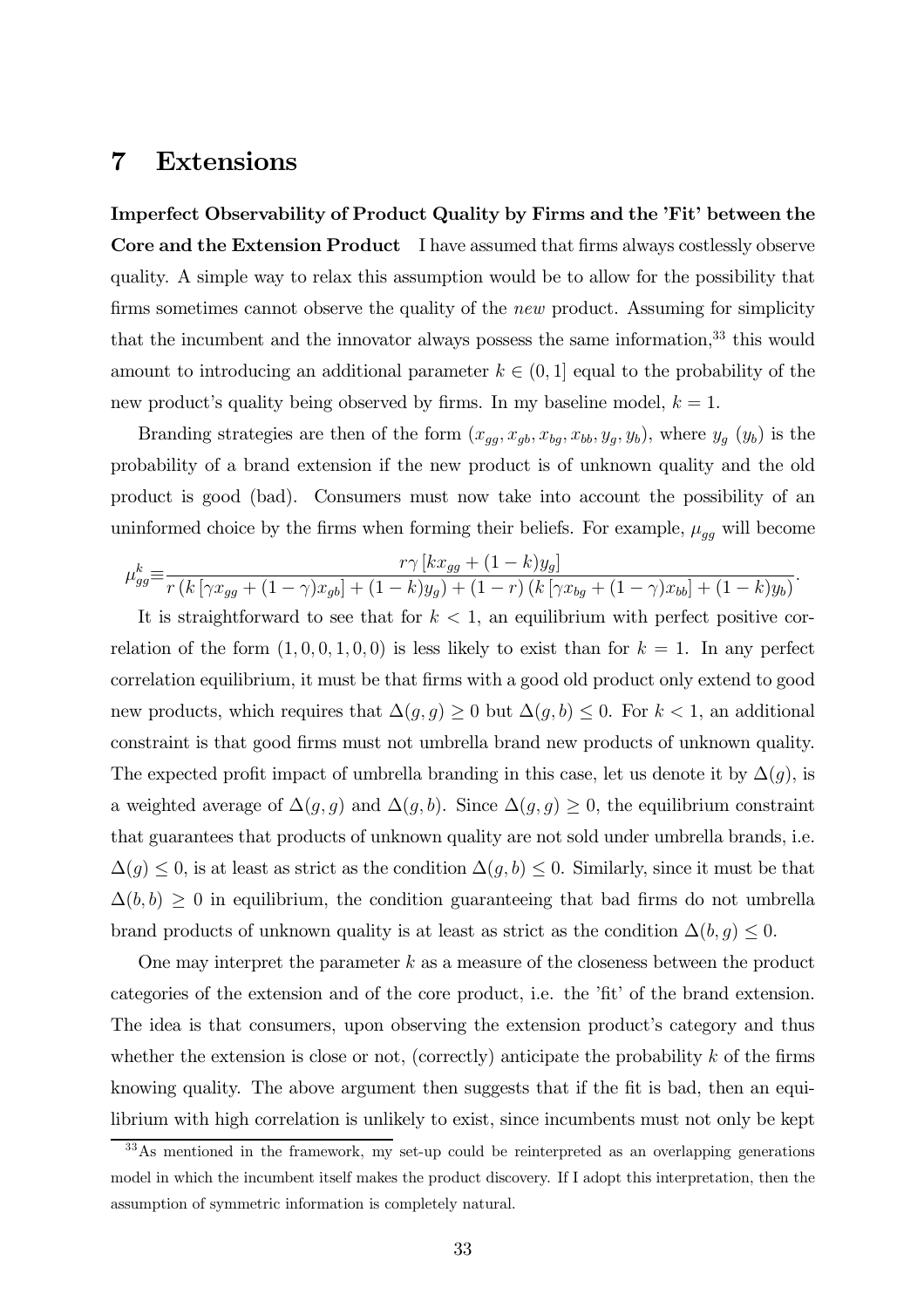# 7 Extensions

**Imperfect Observability of Product Quality by Firms and the 'Fit' between the Core and the Extension Product** I have assumed that firms always costlessly observe quality. A simple way to relax this assumption would be to allow for the possibility that firms sometimes cannot observe the quality of the *new* product. Assuming for simplicity that the incumbent and the innovator always possess the same information,[33] this would amount to introducing an additional parameter $k \in (0, 1]$ equal to the probability of the new product's quality being observed by firms. In my baseline model, $k = 1$.

Branding strategies are then of the form $(x_{gg}, x_{gb}, x_{bg}, x_{bb}, y_g, y_b)$, where $y_g$ ($y_b$) is the probability of a brand extension if the new product is of unknown quality and the old product is good (bad). Consumers must now take into account the possibility of an uninformed choice by the firms when forming their beliefs. For example, $\mu_{gg}$ will become

$$\mu^k_{gg} \equiv \frac{r\gamma\left[kx_{gg} + (1-k)y_g\right]}{r\left(k\left[\gamma x_{gg} + (1-\gamma)x_{gb}\right] + (1-k)y_g\right) + (1-r)\left(k\left[\gamma x_{bg} + (1-\gamma)x_{bb}\right] + (1-k)y_b\right)}.$$

It is straightforward to see that for $k < 1$, an equilibrium with perfect positive correlation of the form $(1, 0, 0, 1, 0, 0)$ is less likely to exist than for $k = 1$. In any perfect correlation equilibrium, it must be that firms with a good old product only extend to good new products, which requires that $\Delta(g, g) \geq 0$ but $\Delta(g, b) \leq 0$. For $k < 1$, an additional constraint is that good firms must not umbrella brand new products of unknown quality. The expected profit impact of umbrella branding in this case, let us denote it by $\Delta(g)$, is a weighted average of $\Delta(g, g)$ and $\Delta(g, b)$. Since $\Delta(g, g) \geq 0$, the equilibrium constraint that guarantees that products of unknown quality are not sold under umbrella brands, i.e. $\Delta(g) \leq 0$, is at least as strict as the condition $\Delta(g, b) \leq 0$. Similarly, since it must be that $\Delta(b, b) \geq 0$ in equilibrium, the condition guaranteeing that bad firms do not umbrella brand products of unknown quality is at least as strict as the condition $\Delta(b, g) \leq 0$.

One may interpret the parameter $k$ as a measure of the closeness between the product categories of the extension and of the core product, i.e. the 'fit' of the brand extension. The idea is that consumers, upon observing the extension product's category and thus whether the extension is close or not, (correctly) anticipate the probability $k$ of the firms knowing quality. The above argument then suggests that if the fit is bad, then an equilibrium with high correlation is unlikely to exist, since incumbents must not only be kept

[33] As mentioned in the framework, my set-up could be reinterpreted as an overlapping generations model in which the incumbent itself makes the product discovery. If I adopt this interpretation, then the assumption of symmetric information is completely natural.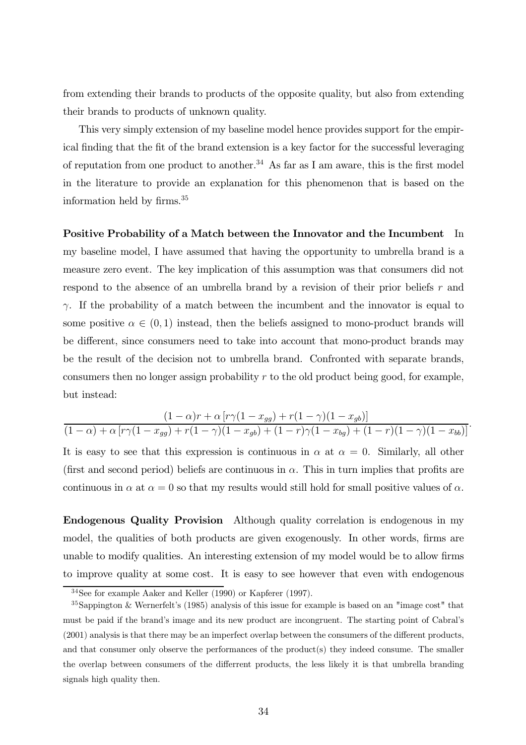from extending their brands to products of the opposite quality, but also from extending their brands to products of unknown quality.

This very simply extension of my baseline model hence provides support for the empirical finding that the fit of the brand extension is a key factor for the successful leveraging of reputation from one product to another.[34] As far as I am aware, this is the first model in the literature to provide an explanation for this phenomenon that is based on the information held by firms.[35]

**Positive Probability of a Match between the Innovator and the Incumbent** In my baseline model, I have assumed that having the opportunity to umbrella brand is a measure zero event. The key implication of this assumption was that consumers did not respond to the absence of an umbrella brand by a revision of their prior beliefs $r$ and $\gamma$. If the probability of a match between the incumbent and the innovator is equal to some positive $\alpha \in (0,1)$ instead, then the beliefs assigned to mono-product brands will be different, since consumers need to take into account that mono-product brands may be the result of the decision not to umbrella brand. Confronted with separate brands, consumers then no longer assign probability $r$ to the old product being good, for example, but instead:

$$\frac{(1-\alpha)r + \alpha\left[r\gamma(1-x_{gg}) + r(1-\gamma)(1-x_{gb})\right]}{(1-\alpha) + \alpha\left[r\gamma(1-x_{gg}) + r(1-\gamma)(1-x_{gb}) + (1-r)\gamma(1-x_{bg}) + (1-r)(1-\gamma)(1-x_{bb})\right]}.$$

It is easy to see that this expression is continuous in $\alpha$ at $\alpha = 0$. Similarly, all other (first and second period) beliefs are continuous in $\alpha$. This in turn implies that profits are continuous in $\alpha$ at $\alpha = 0$ so that my results would still hold for small positive values of $\alpha$.

**Endogenous Quality Provision** Although quality correlation is endogenous in my model, the qualities of both products are given exogenously. In other words, firms are unable to modify qualities. An interesting extension of my model would be to allow firms to improve quality at some cost. It is easy to see however that even with endogenous

[34] See for example Aaker and Keller (1990) or Kapferer (1997).

[35] Sappington & Wernerfelt's (1985) analysis of this issue for example is based on an "image cost" that must be paid if the brand's image and its new product are incongruent. The starting point of Cabral's (2001) analysis is that there may be an imperfect overlap between the consumers of the different products, and that consumer only observe the performances of the product(s) they indeed consume. The smaller the overlap between consumers of the differrent products, the less likely it is that umbrella branding signals high quality then.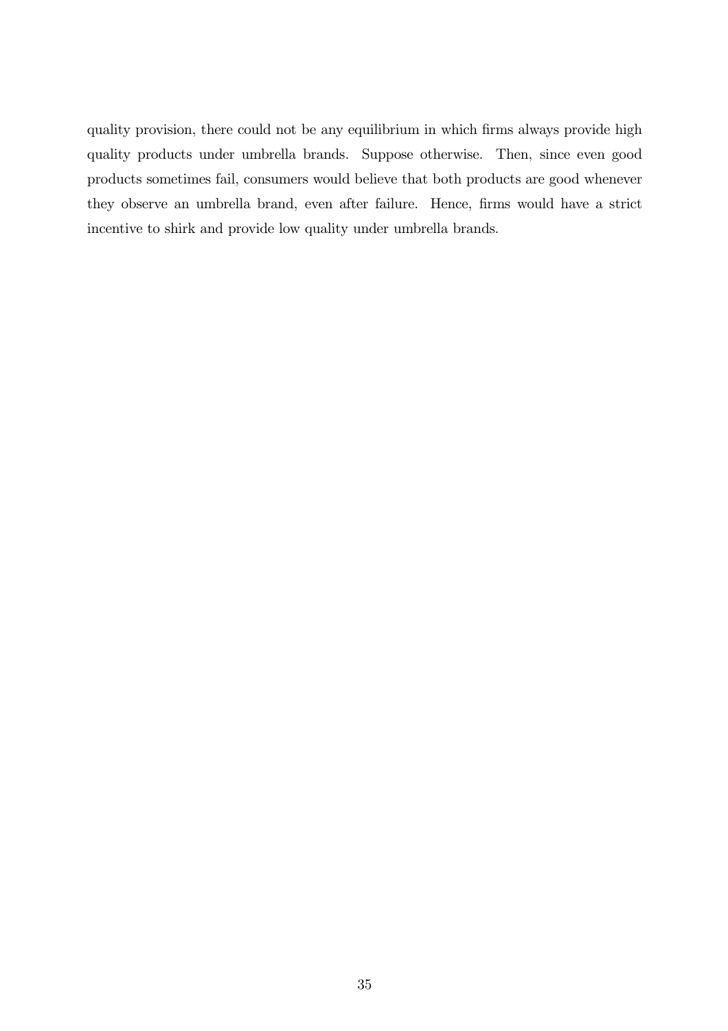quality provision, there could not be any equilibrium in which firms always provide high quality products under umbrella brands. Suppose otherwise. Then, since even good products sometimes fail, consumers would believe that both products are good whenever they observe an umbrella brand, even after failure. Hence, firms would have a strict incentive to shirk and provide low quality under umbrella brands.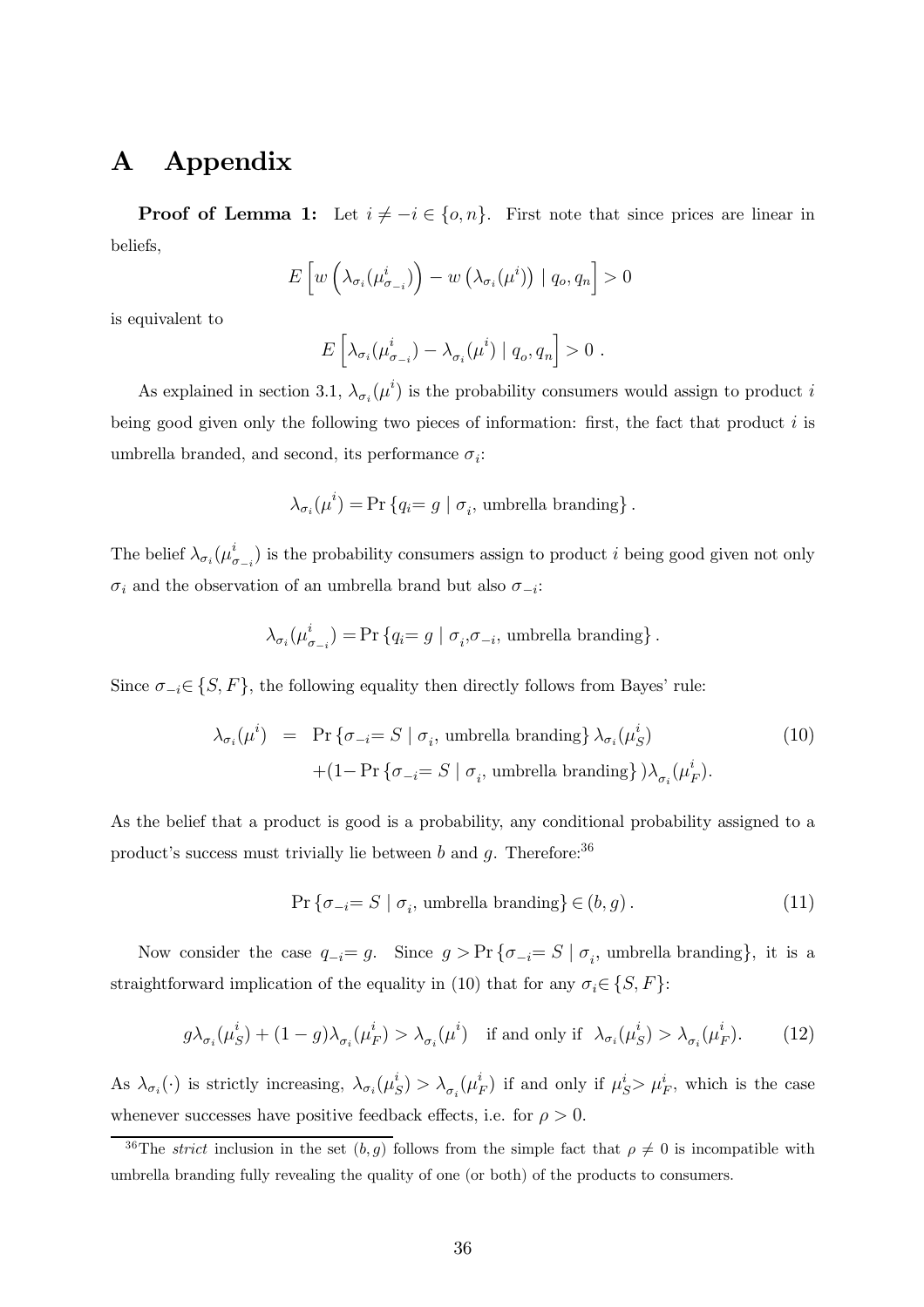# A Appendix

**Proof of Lemma 1:** Let $i \neq -i \in \{o, n\}$. First note that since prices are linear in beliefs,

$$E\left[w\left(\lambda_{\sigma_i}(\mu^i_{\sigma_{-i}})\right) - w\left(\lambda_{\sigma_i}(\mu^i)\right) \mid q_o, q_n\right] > 0$$

is equivalent to

$$E\left[\lambda_{\sigma_i}(\mu^i_{\sigma_{-i}}) - \lambda_{\sigma_i}(\mu^i) \mid q_o, q_n\right] > 0 \; .$$

As explained in section 3.1, $\lambda_{\sigma_i}(\mu^i)$ is the probability consumers would assign to product $i$ being good given only the following two pieces of information: first, the fact that product $i$ is umbrella branded, and second, its performance $\sigma_i$:

$$\lambda_{\sigma_i}(\mu^i) = \Pr\{q_i = g \mid \sigma_i, \text{ umbrella branding}\} \, .$$

The belief $\lambda_{\sigma_i}(\mu^i_{\sigma_{-i}})$ is the probability consumers assign to product $i$ being good given not only $\sigma_i$ and the observation of an umbrella brand but also $\sigma_{-i}$:

$$\lambda_{\sigma_i}(\mu^i_{\sigma_{-i}}) = \Pr\{q_i = g \mid \sigma_i, \sigma_{-i}, \text{ umbrella branding}\} \, .$$

Since $\sigma_{-i} \in \{S, F\}$, the following equality then directly follows from Bayes' rule:

$$\begin{aligned} \lambda_{\sigma_i}(\mu^i) \;&=\; \Pr\{\sigma_{-i} = S \mid \sigma_i, \text{ umbrella branding}\}\, \lambda_{\sigma_i}(\mu^i_S) \\ &\quad + (1 - \Pr\{\sigma_{-i} = S \mid \sigma_i, \text{ umbrella branding}\})\lambda_{\sigma_i}(\mu^i_F). \end{aligned} \tag{10}$$

As the belief that a product is good is a probability, any conditional probability assigned to a product's success must trivially lie between $b$ and $g$. Therefore:[36]

$$\Pr\{\sigma_{-i} = S \mid \sigma_i, \text{ umbrella branding}\} \in (b, g) \, . \tag{11}$$

Now consider the case $q_{-i} = g$. Since $g > \Pr\{\sigma_{-i} = S \mid \sigma_i, \text{ umbrella branding}\}$, it is a straightforward implication of the equality in (10) that for any $\sigma_i \in \{S, F\}$:

$$g\lambda_{\sigma_i}(\mu^i_S) + (1-g)\lambda_{\sigma_i}(\mu^i_F) > \lambda_{\sigma_i}(\mu^i) \quad \text{if and only if} \quad \lambda_{\sigma_i}(\mu^i_S) > \lambda_{\sigma_i}(\mu^i_F). \tag{12}$$

As $\lambda_{\sigma_i}(\cdot)$ is strictly increasing, $\lambda_{\sigma_i}(\mu^i_S) > \lambda_{\sigma_i}(\mu^i_F)$ if and only if $\mu^i_S > \mu^i_F$, which is the case whenever successes have positive feedback effects, i.e. for $\rho > 0$.

[36] The *strict* inclusion in the set $(b, g)$ follows from the simple fact that $\rho \neq 0$ is incompatible with umbrella branding fully revealing the quality of one (or both) of the products to consumers.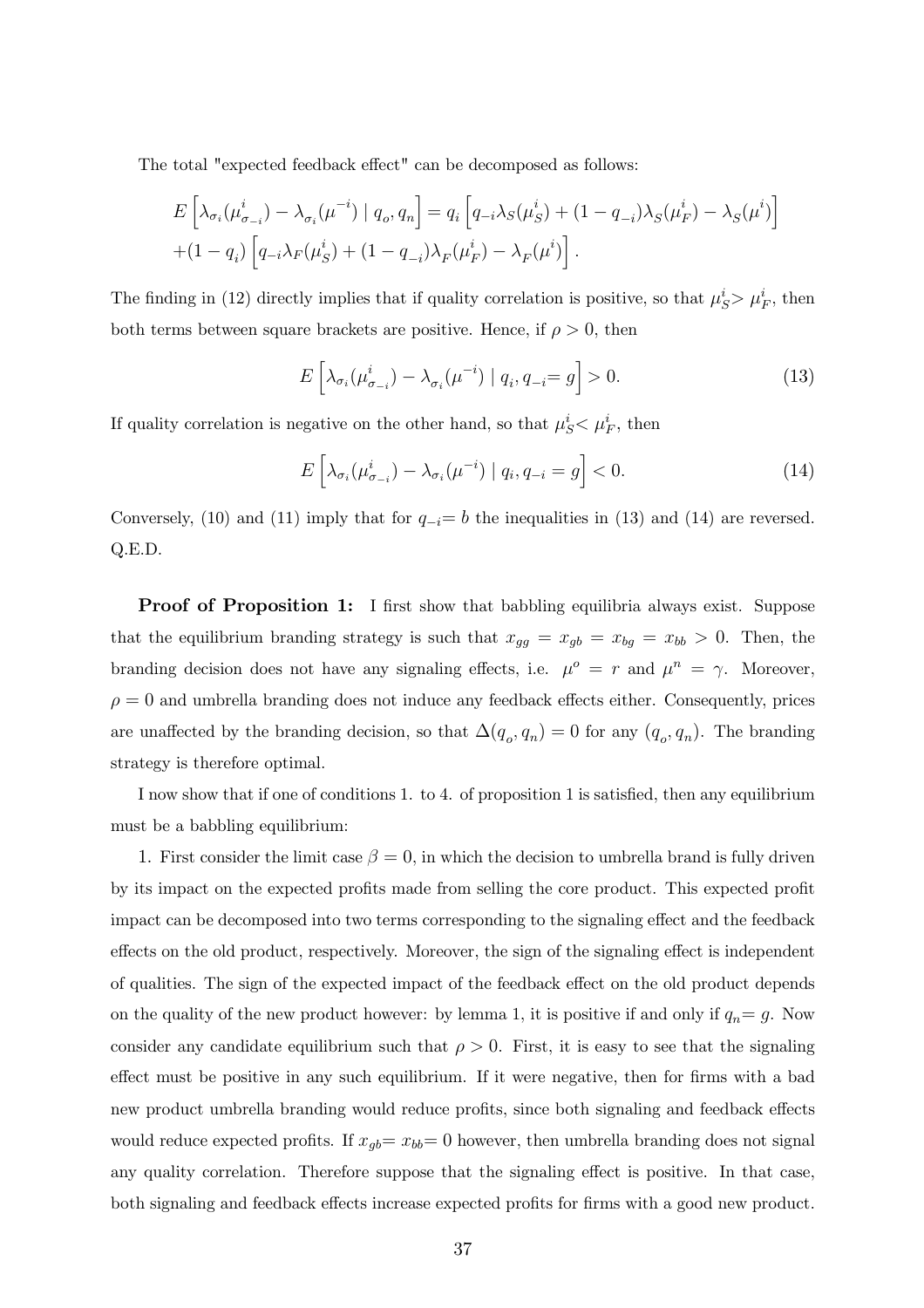The total "expected feedback effect" can be decomposed as follows:

$$E\left[\lambda_{\sigma_i}(\mu^i_{\sigma_{-i}}) - \lambda_{\sigma_i}(\mu^{-i}) \mid q_o, q_n\right] = q_i\left[q_{-i}\lambda_S(\mu^i_S) + (1-q_{-i})\lambda_S(\mu^i_F) - \lambda_S(\mu^i)\right]$$
$$+(1-q_i)\left[q_{-i}\lambda_F(\mu^i_S) + (1-q_{-i})\lambda_F(\mu^i_F) - \lambda_F(\mu^i)\right].$$

The finding in (12) directly implies that if quality correlation is positive, so that $\mu^i_S > \mu^i_F$, then both terms between square brackets are positive. Hence, if $\rho > 0$, then

$$E\left[\lambda_{\sigma_i}(\mu^i_{\sigma_{-i}}) - \lambda_{\sigma_i}(\mu^{-i}) \mid q_i, q_{-i} = g\right] > 0. \tag{13}$$

If quality correlation is negative on the other hand, so that $\mu^i_S < \mu^i_F$, then

$$E\left[\lambda_{\sigma_i}(\mu^i_{\sigma_{-i}}) - \lambda_{\sigma_i}(\mu^{-i}) \mid q_i, q_{-i} = g\right] < 0. \tag{14}$$

Conversely, (10) and (11) imply that for $q_{-i} = b$ the inequalities in (13) and (14) are reversed. Q.E.D.

**Proof of Proposition 1:** I first show that babbling equilibria always exist. Suppose that the equilibrium branding strategy is such that $x_{gg} = x_{gb} = x_{bg} = x_{bb} > 0$. Then, the branding decision does not have any signaling effects, i.e. $\mu^o = r$ and $\mu^n = \gamma$. Moreover, $\rho = 0$ and umbrella branding does not induce any feedback effects either. Consequently, prices are unaffected by the branding decision, so that $\Delta(q_o, q_n) = 0$ for any $(q_o, q_n)$. The branding strategy is therefore optimal.

I now show that if one of conditions 1. to 4. of proposition 1 is satisfied, then any equilibrium must be a babbling equilibrium:

1. First consider the limit case $\beta = 0$, in which the decision to umbrella brand is fully driven by its impact on the expected profits made from selling the core product. This expected profit impact can be decomposed into two terms corresponding to the signaling effect and the feedback effects on the old product, respectively. Moreover, the sign of the signaling effect is independent of qualities. The sign of the expected impact of the feedback effect on the old product depends on the quality of the new product however: by lemma 1, it is positive if and only if $q_n = g$. Now consider any candidate equilibrium such that $\rho > 0$. First, it is easy to see that the signaling effect must be positive in any such equilibrium. If it were negative, then for firms with a bad new product umbrella branding would reduce profits, since both signaling and feedback effects would reduce expected profits. If $x_{gb} = x_{bb} = 0$ however, then umbrella branding does not signal any quality correlation. Therefore suppose that the signaling effect is positive. In that case, both signaling and feedback effects increase expected profits for firms with a good new product.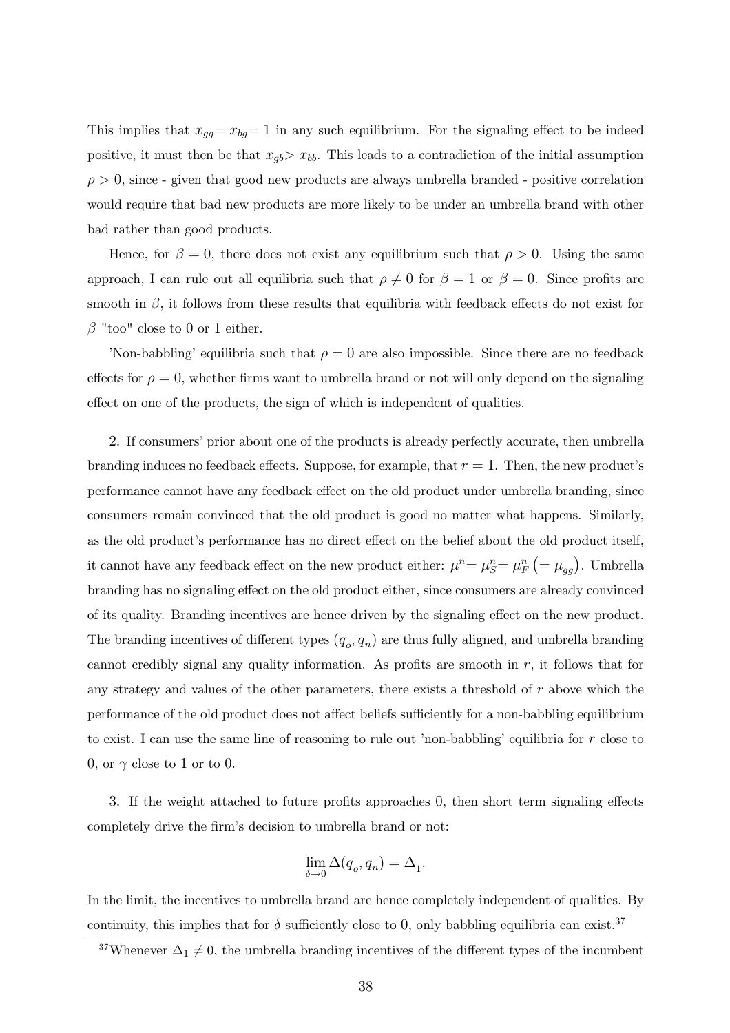This implies that $x_{gg}= x_{bg}= 1$ in any such equilibrium. For the signaling effect to be indeed positive, it must then be that $x_{gb}> x_{bb}$. This leads to a contradiction of the initial assumption $\rho > 0$, since - given that good new products are always umbrella branded - positive correlation would require that bad new products are more likely to be under an umbrella brand with other bad rather than good products.

Hence, for $\beta = 0$, there does not exist any equilibrium such that $\rho > 0$. Using the same approach, I can rule out all equilibria such that $\rho \neq 0$ for $\beta = 1$ or $\beta = 0$. Since profits are smooth in $\beta$, it follows from these results that equilibria with feedback effects do not exist for $\beta$ "too" close to 0 or 1 either.

'Non-babbling' equilibria such that $\rho = 0$ are also impossible. Since there are no feedback effects for $\rho = 0$, whether firms want to umbrella brand or not will only depend on the signaling effect on one of the products, the sign of which is independent of qualities.

2. If consumers' prior about one of the products is already perfectly accurate, then umbrella branding induces no feedback effects. Suppose, for example, that $r = 1$. Then, the new product's performance cannot have any feedback effect on the old product under umbrella branding, since consumers remain convinced that the old product is good no matter what happens. Similarly, as the old product's performance has no direct effect on the belief about the old product itself, it cannot have any feedback effect on the new product either: $\mu^n= \mu^n_S= \mu^n_F \left(= \mu_{gg}\right)$. Umbrella branding has no signaling effect on the old product either, since consumers are already convinced of its quality. Branding incentives are hence driven by the signaling effect on the new product. The branding incentives of different types $(q_o, q_n)$ are thus fully aligned, and umbrella branding cannot credibly signal any quality information. As profits are smooth in $r$, it follows that for any strategy and values of the other parameters, there exists a threshold of $r$ above which the performance of the old product does not affect beliefs sufficiently for a non-babbling equilibrium to exist. I can use the same line of reasoning to rule out 'non-babbling' equilibria for $r$ close to 0, or $\gamma$ close to 1 or to 0.

3. If the weight attached to future profits approaches 0, then short term signaling effects completely drive the firm's decision to umbrella brand or not:

$$\lim_{\delta \to 0} \Delta(q_o, q_n) = \Delta_1.$$

In the limit, the incentives to umbrella brand are hence completely independent of qualities. By continuity, this implies that for $\delta$ sufficiently close to 0, only babbling equilibria can exist.[37]

[37]Whenever $\Delta_1 \neq 0$, the umbrella branding incentives of the different types of the incumbent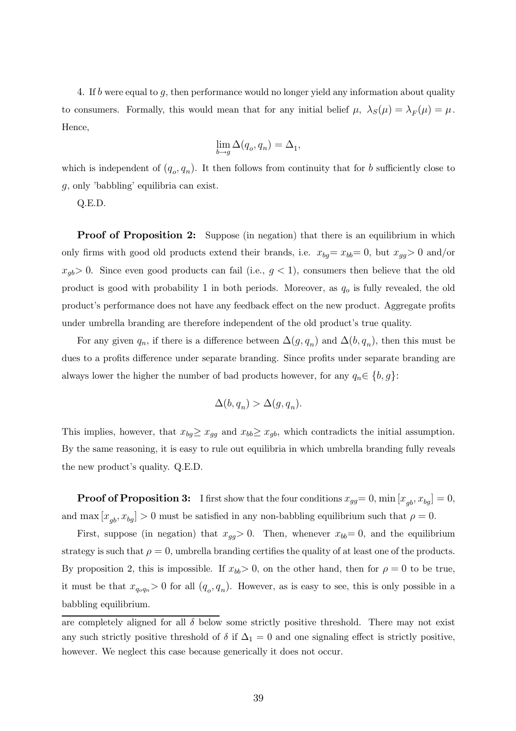4. If $b$ were equal to $g$, then performance would no longer yield any information about quality to consumers. Formally, this would mean that for any initial belief $\mu$, $\lambda_S(\mu) = \lambda_F(\mu) = \mu$. Hence,

$$\lim_{b \to g} \Delta(q_o, q_n) = \Delta_1,$$

which is independent of $(q_o, q_n)$. It then follows from continuity that for $b$ sufficiently close to $g$, only 'babbling' equilibria can exist.

Q.E.D.

**Proof of Proposition 2:** Suppose (in negation) that there is an equilibrium in which only firms with good old products extend their brands, i.e. $x_{bg} = x_{bb} = 0$, but $x_{gg} > 0$ and/or $x_{gb} > 0$. Since even good products can fail (i.e., $g < 1$), consumers then believe that the old product is good with probability 1 in both periods. Moreover, as $q_o$ is fully revealed, the old product's performance does not have any feedback effect on the new product. Aggregate profits under umbrella branding are therefore independent of the old product's true quality.

For any given $q_n$, if there is a difference between $\Delta(g, q_n)$ and $\Delta(b, q_n)$, then this must be dues to a profits difference under separate branding. Since profits under separate branding are always lower the higher the number of bad products however, for any $q_n \in \{b, g\}$:

$$\Delta(b, q_n) > \Delta(g, q_n).$$

This implies, however, that $x_{bg} \geq x_{gg}$ and $x_{bb} \geq x_{gb}$, which contradicts the initial assumption. By the same reasoning, it is easy to rule out equilibria in which umbrella branding fully reveals the new product's quality. Q.E.D.

**Proof of Proposition 3:** I first show that the four conditions $x_{gg} = 0$, $\min[x_{gb}, x_{bg}] = 0$, and $\max[x_{gb}, x_{bg}] > 0$ must be satisfied in any non-babbling equilibrium such that $\rho = 0$.

First, suppose (in negation) that $x_{gg} > 0$. Then, whenever $x_{bb} = 0$, and the equilibrium strategy is such that $\rho = 0$, umbrella branding certifies the quality of at least one of the products. By proposition 2, this is impossible. If $x_{bb} > 0$, on the other hand, then for $\rho = 0$ to be true, it must be that $x_{q_o q_n} > 0$ for all $(q_o, q_n)$. However, as is easy to see, this is only possible in a babbling equilibrium.

---

are completely aligned for all $\delta$ below some strictly positive threshold. There may not exist any such strictly positive threshold of $\delta$ if $\Delta_1 = 0$ and one signaling effect is strictly positive, however. We neglect this case because generically it does not occur.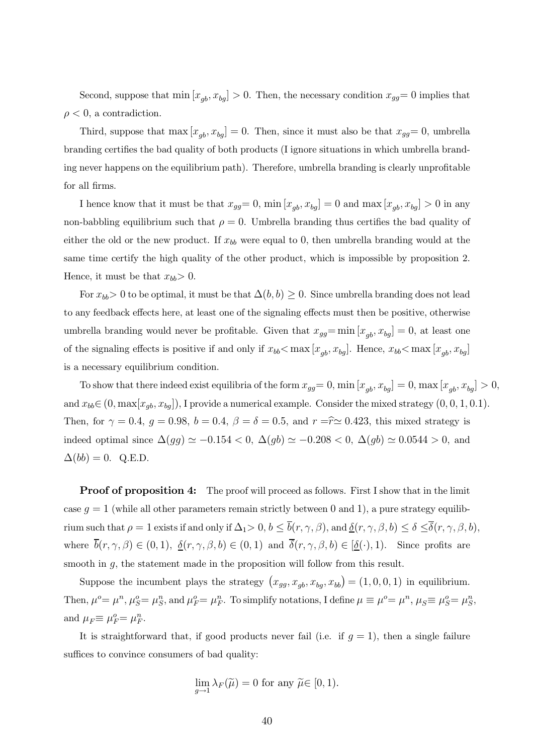Second, suppose that $\min[x_{gb}, x_{bg}] > 0$. Then, the necessary condition $x_{gg} = 0$ implies that $\rho < 0$, a contradiction.

Third, suppose that $\max[x_{gb}, x_{bg}] = 0$. Then, since it must also be that $x_{gg} = 0$, umbrella branding certifies the bad quality of both products (I ignore situations in which umbrella branding never happens on the equilibrium path). Therefore, umbrella branding is clearly unprofitable for all firms.

I hence know that it must be that $x_{gg} = 0$, $\min[x_{gb}, x_{bg}] = 0$ and $\max[x_{gb}, x_{bg}] > 0$ in any non-babbling equilibrium such that $\rho = 0$. Umbrella branding thus certifies the bad quality of either the old or the new product. If $x_{bb}$ were equal to 0, then umbrella branding would at the same time certify the high quality of the other product, which is impossible by proposition 2. Hence, it must be that $x_{bb} > 0$.

For $x_{bb} > 0$ to be optimal, it must be that $\Delta(b, b) \geq 0$. Since umbrella branding does not lead to any feedback effects here, at least one of the signaling effects must then be positive, otherwise umbrella branding would never be profitable. Given that $x_{gg} = \min[x_{gb}, x_{bg}] = 0$, at least one of the signaling effects is positive if and only if $x_{bb} < \max[x_{gb}, x_{bg}]$. Hence, $x_{bb} < \max[x_{gb}, x_{bg}]$ is a necessary equilibrium condition.

To show that there indeed exist equilibria of the form $x_{gg} = 0$, $\min[x_{gb}, x_{bg}] = 0$, $\max[x_{gb}, x_{bg}] > 0$, and $x_{bb} \in (0, \max[x_{gb}, x_{bg}])$, I provide a numerical example. Consider the mixed strategy $(0, 0, 1, 0.1)$. Then, for $\gamma = 0.4$, $g = 0.98$, $b = 0.4$, $\beta = \delta = 0.5$, and $r = \widehat{r} \simeq 0.423$, this mixed strategy is indeed optimal since $\Delta(gg) \simeq -0.154 < 0$, $\Delta(gb) \simeq -0.208 < 0$, $\Delta(gb) \simeq 0.0544 > 0$, and $\Delta(bb) = 0$. Q.E.D.

**Proof of proposition 4:** The proof will proceed as follows. First I show that in the limit case $g = 1$ (while all other parameters remain strictly between 0 and 1), a pure strategy equilibrium such that $\rho = 1$ exists if and only if $\Delta_1 > 0$, $b \leq \overline{b}(r, \gamma, \beta)$, and $\underline{\delta}(r, \gamma, \beta, b) \leq \delta \leq \overline{\delta}(r, \gamma, \beta, b)$, where $\overline{b}(r, \gamma, \beta) \in (0, 1)$, $\underline{\delta}(r, \gamma, \beta, b) \in (0, 1)$ and $\overline{\delta}(r, \gamma, \beta, b) \in [\underline{\delta}(\cdot), 1)$. Since profits are smooth in $g$, the statement made in the proposition will follow from this result.

Suppose the incumbent plays the strategy $(x_{gg}, x_{gb}, x_{bg}, x_{bb}) = (1, 0, 0, 1)$ in equilibrium. Then, $\mu^o = \mu^n$, $\mu_S^o = \mu_S^n$, and $\mu_F^o = \mu_F^n$. To simplify notations, I define $\mu \equiv \mu^o = \mu^n$, $\mu_S \equiv \mu_S^o = \mu_S^n$, and $\mu_F \equiv \mu_F^o = \mu_F^n$.

It is straightforward that, if good products never fail (i.e. if $g = 1$), then a single failure suffices to convince consumers of bad quality:

$$\lim_{g \to 1} \lambda_F(\widetilde{\mu}) = 0 \text{ for any } \widetilde{\mu} \in [0, 1).$$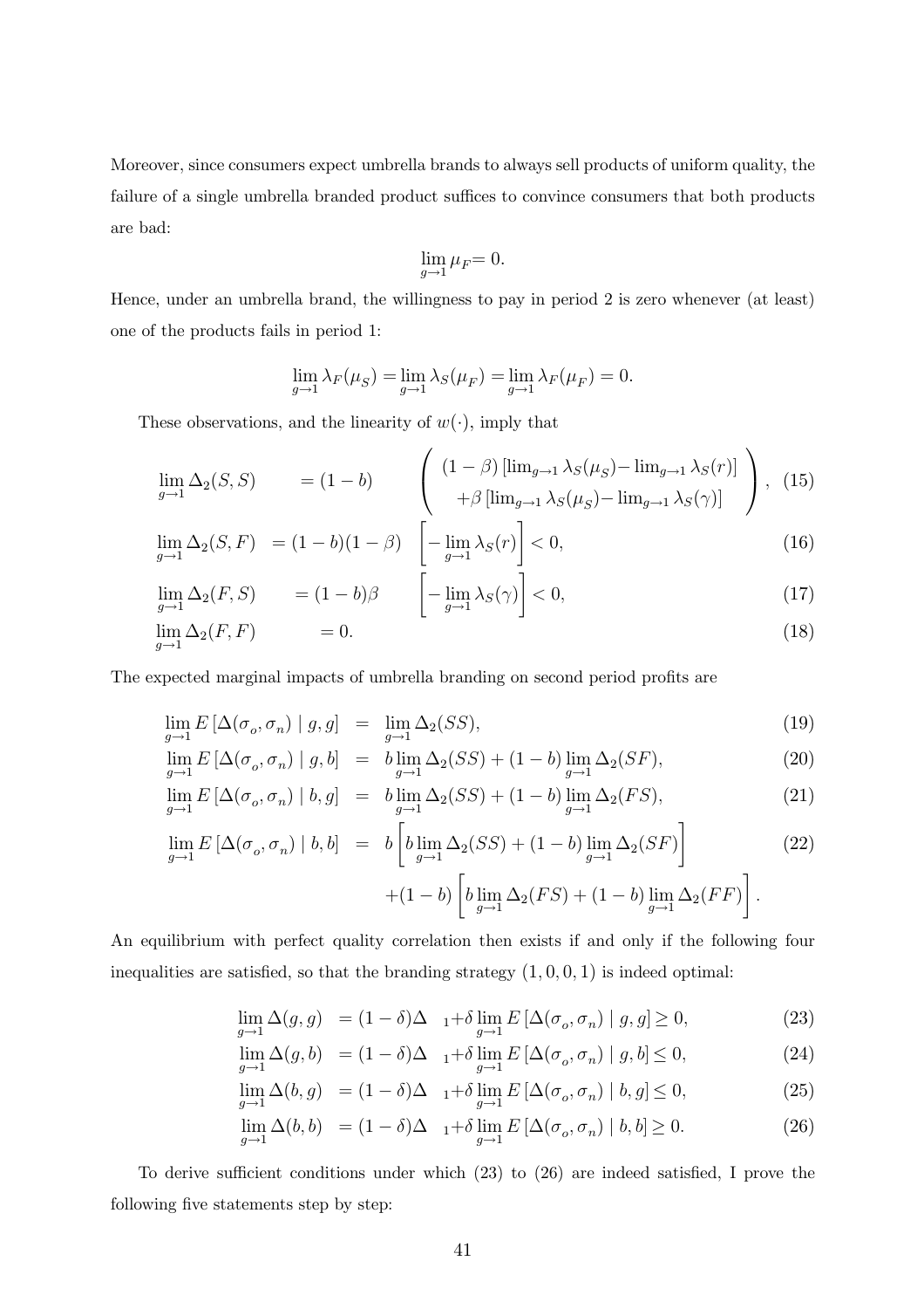Moreover, since consumers expect umbrella brands to always sell products of uniform quality, the failure of a single umbrella branded product suffices to convince consumers that both products are bad:

$$\lim_{g\to 1} \mu_F = 0.$$

Hence, under an umbrella brand, the willingness to pay in period 2 is zero whenever (at least) one of the products fails in period 1:

$$\lim_{g\to 1} \lambda_F(\mu_S) = \lim_{g\to 1} \lambda_S(\mu_F) = \lim_{g\to 1} \lambda_F(\mu_F) = 0.$$

These observations, and the linearity of $w(\cdot)$, imply that

$$\lim_{g\to 1} \Delta_2(S,S) = (1-b) \left( \begin{array}{c} (1-\beta)\left[\lim_{g\to 1} \lambda_S(\mu_S) - \lim_{g\to 1} \lambda_S(r)\right] \\ +\beta\left[\lim_{g\to 1} \lambda_S(\mu_S) - \lim_{g\to 1} \lambda_S(\gamma)\right] \end{array} \right), \quad (15)$$

$$\lim_{g\to 1} \Delta_2(S,F) = (1-b)(1-\beta) \left[ -\lim_{g\to 1} \lambda_S(r) \right] < 0, \quad (16)$$

$$\lim_{g\to 1} \Delta_2(F,S) = (1-b)\beta \left[ -\lim_{g\to 1} \lambda_S(\gamma) \right] < 0, \quad (17)$$

$$\lim_{g\to 1} \Delta_2(F,F) = 0. \quad (18)$$

The expected marginal impacts of umbrella branding on second period profits are

$$\lim_{g\to 1} E\left[\Delta(\sigma_o, \sigma_n) \mid g, g\right] = \lim_{g\to 1} \Delta_2(SS), \quad (19)$$

$$\lim_{g\to 1} E\left[\Delta(\sigma_o, \sigma_n) \mid g, b\right] = b \lim_{g\to 1} \Delta_2(SS) + (1-b) \lim_{g\to 1} \Delta_2(SF), \quad (20)$$

$$\lim_{g\to 1} E\left[\Delta(\sigma_o, \sigma_n) \mid b, g\right] = b \lim_{g\to 1} \Delta_2(SS) + (1-b) \lim_{g\to 1} \Delta_2(FS), \quad (21)$$

$$\lim_{g\to 1} E\left[\Delta(\sigma_o, \sigma_n) \mid b, b\right] = b \left[ b \lim_{g\to 1} \Delta_2(SS) + (1-b) \lim_{g\to 1} \Delta_2(SF) \right] + (1-b) \left[ b \lim_{g\to 1} \Delta_2(FS) + (1-b) \lim_{g\to 1} \Delta_2(FF) \right]. \quad (22)$$

An equilibrium with perfect quality correlation then exists if and only if the following four inequalities are satisfied, so that the branding strategy $(1,0,0,1)$ is indeed optimal:

$$\lim_{g\to 1} \Delta(g,g) = (1-\delta)\Delta_1 + \delta \lim_{g\to 1} E\left[\Delta(\sigma_o, \sigma_n) \mid g, g\right] \geq 0, \quad (23)$$

$$\lim_{g\to 1} \Delta(g,b) = (1-\delta)\Delta_1 + \delta \lim_{g\to 1} E\left[\Delta(\sigma_o, \sigma_n) \mid g, b\right] \leq 0, \quad (24)$$

$$\lim_{g\to 1} \Delta(b,g) = (1-\delta)\Delta_1 + \delta \lim_{g\to 1} E\left[\Delta(\sigma_o, \sigma_n) \mid b, g\right] \leq 0, \quad (25)$$

$$\lim_{g\to 1} \Delta(b,b) = (1-\delta)\Delta_1 + \delta \lim_{g\to 1} E\left[\Delta(\sigma_o, \sigma_n) \mid b, b\right] \geq 0. \quad (26)$$

To derive sufficient conditions under which (23) to (26) are indeed satisfied, I prove the following five statements step by step: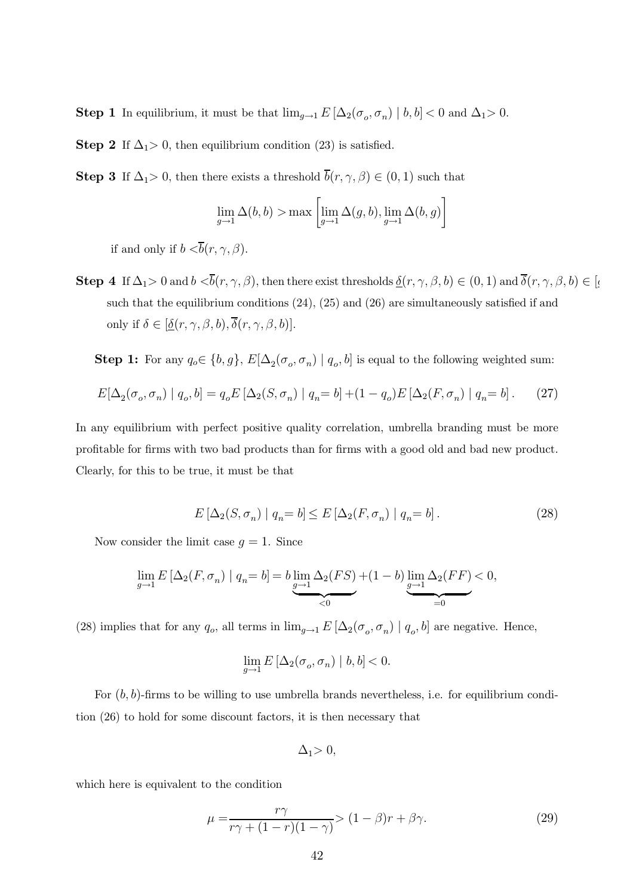**Step 1** In equilibrium, it must be that $\lim_{g\to 1} E\left[\Delta_2(\sigma_o,\sigma_n) \mid b,b\right] < 0$ and $\Delta_1 > 0$.

**Step 2** If $\Delta_1 > 0$, then equilibrium condition (23) is satisfied.

**Step 3** If $\Delta_1 > 0$, then there exists a threshold $\overline{b}(r,\gamma,\beta) \in (0,1)$ such that

$$\lim_{g\to 1} \Delta(b,b) > \max\left[\lim_{g\to 1} \Delta(g,b), \lim_{g\to 1} \Delta(b,g)\right]$$

if and only if $b < \overline{b}(r,\gamma,\beta)$.

**Step 4** If $\Delta_1 > 0$ and $b < \overline{b}(r,\gamma,\beta)$, then there exist thresholds $\underline{\delta}(r,\gamma,\beta,b) \in (0,1)$ and $\overline{\delta}(r,\gamma,\beta,b) \in [$ such that the equilibrium conditions (24), (25) and (26) are simultaneously satisfied if and only if $\delta \in [\underline{\delta}(r,\gamma,\beta,b), \overline{\delta}(r,\gamma,\beta,b)]$.

**Step 1:** For any $q_o \in \{b,g\}$, $E[\Delta_2(\sigma_o,\sigma_n) \mid q_o, b]$ is equal to the following weighted sum:

$$E[\Delta_2(\sigma_o,\sigma_n) \mid q_o, b] = q_o E\left[\Delta_2(S,\sigma_n) \mid q_n = b\right] + (1-q_o) E\left[\Delta_2(F,\sigma_n) \mid q_n = b\right]. \qquad (27)$$

In any equilibrium with perfect positive quality correlation, umbrella branding must be more profitable for firms with two bad products than for firms with a good old and bad new product. Clearly, for this to be true, it must be that

$$E\left[\Delta_2(S,\sigma_n) \mid q_n = b\right] \leq E\left[\Delta_2(F,\sigma_n) \mid q_n = b\right]. \qquad (28)$$

Now consider the limit case $g = 1$. Since

$$\lim_{g\to 1} E\left[\Delta_2(F,\sigma_n) \mid q_n = b\right] = b \underbrace{\lim_{g\to 1} \Delta_2(FS)}_{<0} + (1-b) \underbrace{\lim_{g\to 1} \Delta_2(FF)}_{=0} < 0,$$

(28) implies that for any $q_o$, all terms in $\lim_{g\to 1} E\left[\Delta_2(\sigma_o,\sigma_n) \mid q_o, b\right]$ are negative. Hence,

$$\lim_{g\to 1} E\left[\Delta_2(\sigma_o,\sigma_n) \mid b,b\right] < 0.$$

For $(b,b)$-firms to be willing to use umbrella brands nevertheless, i.e. for equilibrium condition (26) to hold for some discount factors, it is then necessary that

$$\Delta_1 > 0,$$

which here is equivalent to the condition

$$\mu = \frac{r\gamma}{r\gamma + (1-r)(1-\gamma)} > (1-\beta)r + \beta\gamma. \qquad (29)$$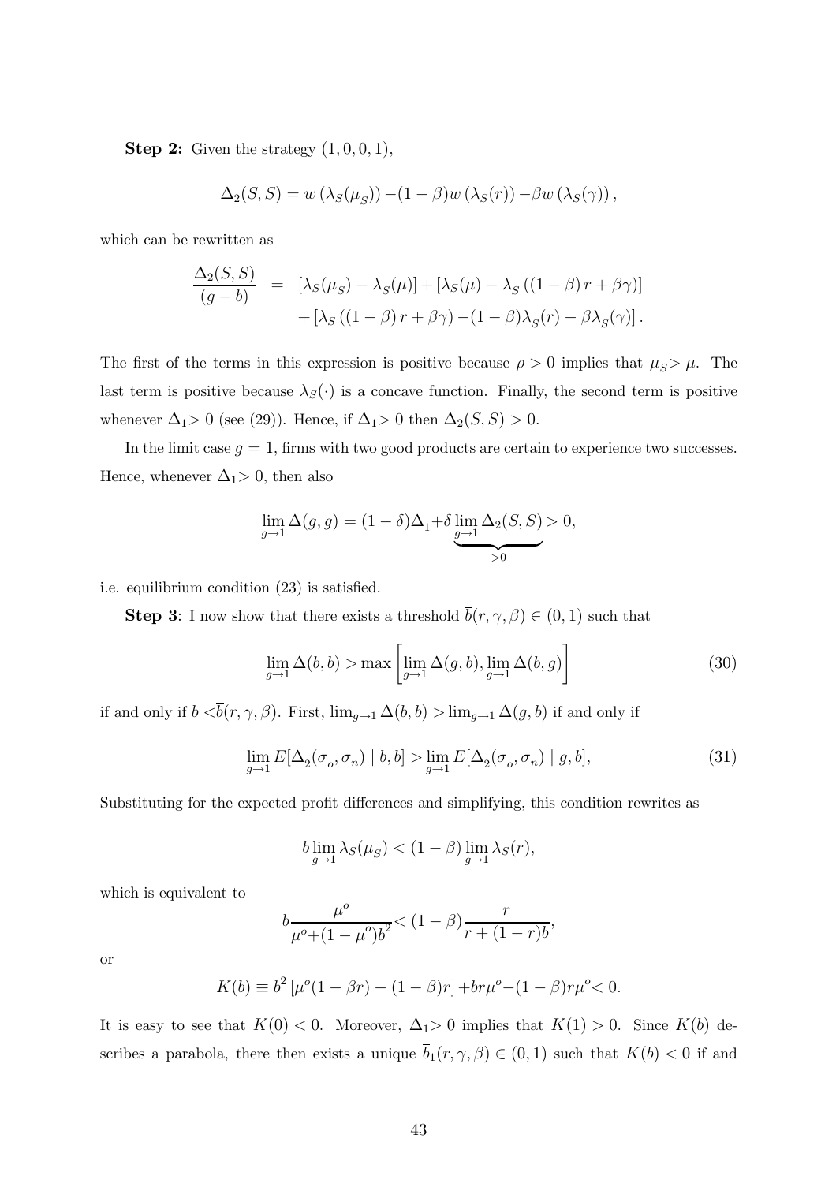**Step 2:** Given the strategy $(1, 0, 0, 1)$,

$$\Delta_2(S,S) = w\left(\lambda_S(\mu_S)\right) - (1-\beta)w\left(\lambda_S(r)\right) - \beta w\left(\lambda_S(\gamma)\right),$$

which can be rewritten as

$$\begin{aligned}\frac{\Delta_2(S,S)}{(g-b)} &= [\lambda_S(\mu_S) - \lambda_S(\mu)] + [\lambda_S(\mu) - \lambda_S\left((1-\beta)r + \beta\gamma\right)] \\ &\quad + [\lambda_S\left((1-\beta)r + \beta\gamma\right) - (1-\beta)\lambda_S(r) - \beta\lambda_S(\gamma)].\end{aligned}$$

The first of the terms in this expression is positive because $\rho > 0$ implies that $\mu_S > \mu$. The last term is positive because $\lambda_S(\cdot)$ is a concave function. Finally, the second term is positive whenever $\Delta_1 > 0$ (see (29)). Hence, if $\Delta_1 > 0$ then $\Delta_2(S,S) > 0$.

In the limit case $g = 1$, firms with two good products are certain to experience two successes. Hence, whenever $\Delta_1 > 0$, then also

$$\lim_{g\to 1} \Delta(g,g) = (1-\delta)\Delta_1 + \delta \underbrace{\lim_{g\to 1} \Delta_2(S,S)}_{>0} > 0,$$

i.e. equilibrium condition (23) is satisfied.

**Step 3**: I now show that there exists a threshold $\overline{b}(r,\gamma,\beta) \in (0,1)$ such that

$$\lim_{g\to 1} \Delta(b,b) > \max\left[\lim_{g\to 1} \Delta(g,b), \lim_{g\to 1} \Delta(b,g)\right] \tag{30}$$

if and only if $b < \overline{b}(r,\gamma,\beta)$. First, $\lim_{g\to 1} \Delta(b,b) > \lim_{g\to 1} \Delta(g,b)$ if and only if

$$\lim_{g\to 1} E[\Delta_2(\sigma_o, \sigma_n) \mid b, b] > \lim_{g\to 1} E[\Delta_2(\sigma_o, \sigma_n) \mid g, b], \tag{31}$$

Substituting for the expected profit differences and simplifying, this condition rewrites as

$$b \lim_{g\to 1} \lambda_S(\mu_S) < (1-\beta) \lim_{g\to 1} \lambda_S(r),$$

which is equivalent to

$$b\frac{\mu^o}{\mu^o + (1-\mu^o)b^2} < (1-\beta)\frac{r}{r + (1-r)b},$$

or

$$K(b) \equiv b^2\left[\mu^o(1-\beta r) - (1-\beta)r\right] + br\mu^o - (1-\beta)r\mu^o < 0.$$

It is easy to see that $K(0) < 0$. Moreover, $\Delta_1 > 0$ implies that $K(1) > 0$. Since $K(b)$ describes a parabola, there then exists a unique $\overline{b}_1(r,\gamma,\beta) \in (0,1)$ such that $K(b) < 0$ if and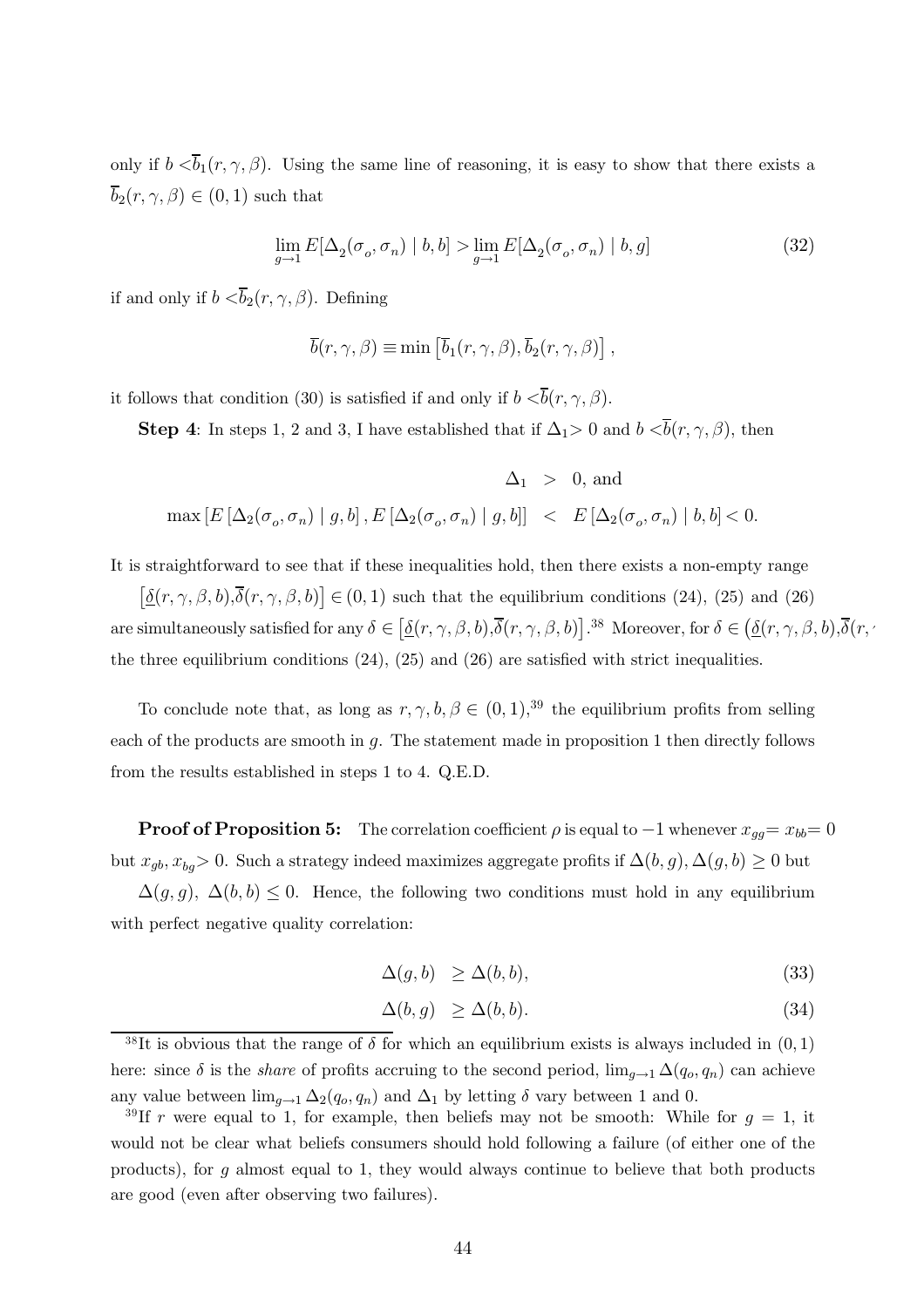only if $b < \overline{b}_1(r, \gamma, \beta)$. Using the same line of reasoning, it is easy to show that there exists a $\overline{b}_2(r, \gamma, \beta) \in (0, 1)$ such that

$$\lim_{g \to 1} E[\Delta_2(\sigma_o, \sigma_n) \mid b, b] > \lim_{g \to 1} E[\Delta_2(\sigma_o, \sigma_n) \mid b, g] \tag{32}$$

if and only if $b < \overline{b}_2(r, \gamma, \beta)$. Defining

$$\overline{b}(r, \gamma, \beta) \equiv \min \left[ \overline{b}_1(r, \gamma, \beta), \overline{b}_2(r, \gamma, \beta) \right],$$

it follows that condition (30) is satisfied if and only if $b < \overline{b}(r, \gamma, \beta)$.

**Step 4**: In steps 1, 2 and 3, I have established that if $\Delta_1 > 0$ and $b < \overline{b}(r, \gamma, \beta)$, then

$$\begin{aligned} \Delta_1 &> 0, \text{ and} \\ \max \left[ E\left[ \Delta_2(\sigma_o, \sigma_n) \mid g, b \right], E\left[ \Delta_2(\sigma_o, \sigma_n) \mid g, b \right] \right] &< E\left[ \Delta_2(\sigma_o, \sigma_n) \mid b, b \right] < 0. \end{aligned}$$

It is straightforward to see that if these inequalities hold, then there exists a non-empty range $\left[ \underline{\delta}(r, \gamma, \beta, b), \overline{\delta}(r, \gamma, \beta, b) \right] \in (0, 1)$ such that the equilibrium conditions (24), (25) and (26) are simultaneously satisfied for any $\delta \in \left[ \underline{\delta}(r, \gamma, \beta, b), \overline{\delta}(r, \gamma, \beta, b) \right]$.[38] Moreover, for $\delta \in \left( \underline{\delta}(r, \gamma, \beta, b), \overline{\delta}(r, \gamma, \beta, b) \right)$ the three equilibrium conditions (24), (25) and (26) are satisfied with strict inequalities.

To conclude note that, as long as $r, \gamma, b, \beta \in (0, 1)$,[39] the equilibrium profits from selling each of the products are smooth in $g$. The statement made in proposition 1 then directly follows from the results established in steps 1 to 4. Q.E.D.

**Proof of Proposition 5:** The correlation coefficient $\rho$ is equal to $-1$ whenever $x_{gg} = x_{bb} = 0$ but $x_{gb}, x_{bg} > 0$. Such a strategy indeed maximizes aggregate profits if $\Delta(b, g), \Delta(g, b) \geq 0$ but $\Delta(g, g)$, $\Delta(b, b) \leq 0$. Hence, the following two conditions must hold in any equilibrium with perfect negative quality correlation:

$$\Delta(g, b) \geq \Delta(b, b), \tag{33}$$

$$\Delta(b, g) \geq \Delta(b, b). \tag{34}$$

[38] It is obvious that the range of $\delta$ for which an equilibrium exists is always included in $(0, 1)$ here: since $\delta$ is the *share* of profits accruing to the second period, $\lim_{g \to 1} \Delta(q_o, q_n)$ can achieve any value between $\lim_{g \to 1} \Delta_2(q_o, q_n)$ and $\Delta_1$ by letting $\delta$ vary between 1 and 0.

[39] If $r$ were equal to 1, for example, then beliefs may not be smooth: While for $g = 1$, it would not be clear what beliefs consumers should hold following a failure (of either one of the products), for $g$ almost equal to 1, they would always continue to believe that both products are good (even after observing two failures).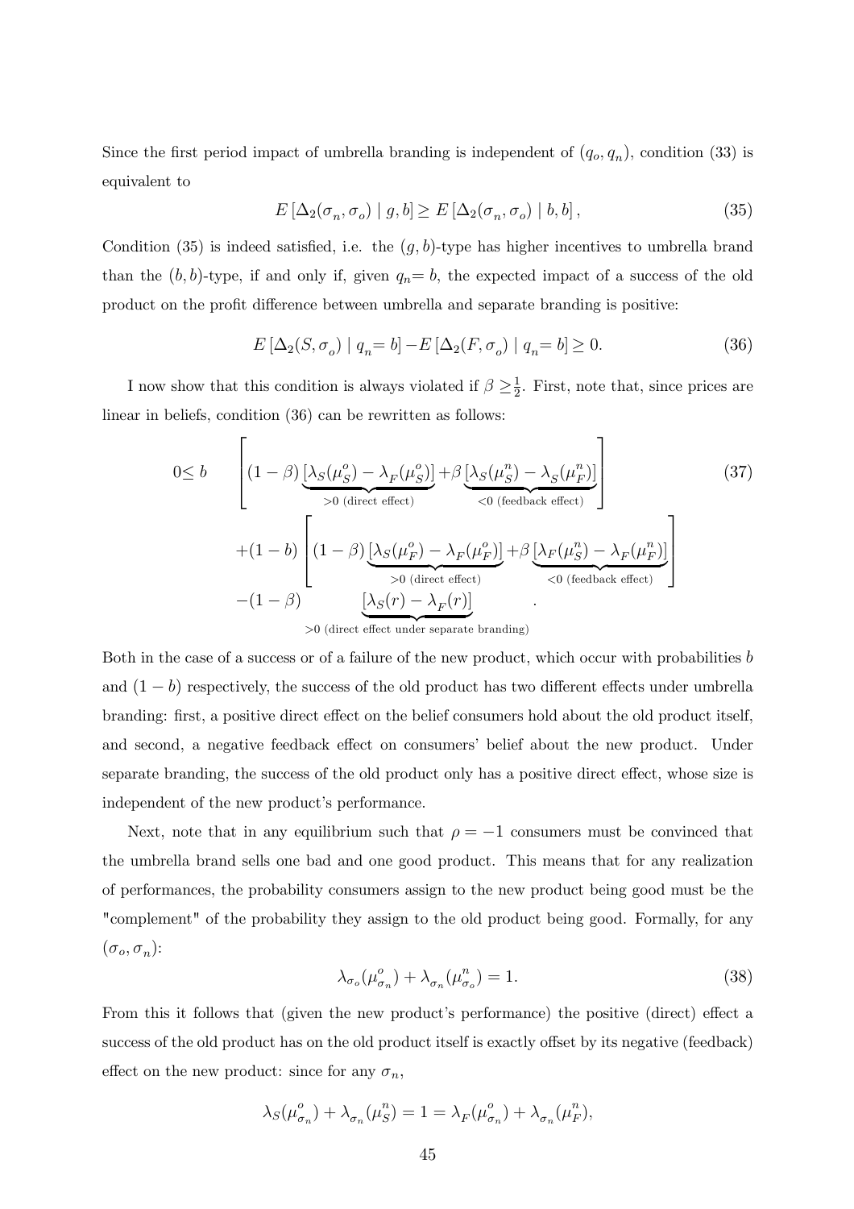Since the first period impact of umbrella branding is independent of $(q_o, q_n)$, condition (33) is equivalent to

$$E\left[\Delta_2(\sigma_n, \sigma_o) \mid g, b\right] \geq E\left[\Delta_2(\sigma_n, \sigma_o) \mid b, b\right], \tag{35}$$

Condition (35) is indeed satisfied, i.e. the $(g, b)$-type has higher incentives to umbrella brand than the $(b, b)$-type, if and only if, given $q_n = b$, the expected impact of a success of the old product on the profit difference between umbrella and separate branding is positive:

$$E\left[\Delta_2(S, \sigma_o) \mid q_n = b\right] - E\left[\Delta_2(F, \sigma_o) \mid q_n = b\right] \geq 0. \tag{36}$$

I now show that this condition is always violated if $\beta \geq \frac{1}{2}$. First, note that, since prices are linear in beliefs, condition (36) can be rewritten as follows:

$$\begin{aligned} 0 \leq\; & b \left[ (1-\beta) \underbrace{\left[\lambda_S(\mu_S^o) - \lambda_F(\mu_S^o)\right]}_{>0 \text{ (direct effect)}} + \beta \underbrace{\left[\lambda_S(\mu_S^n) - \lambda_S(\mu_F^n)\right]}_{<0 \text{ (feedback effect)}} \right] \\ & + (1-b) \left[ (1-\beta) \underbrace{\left[\lambda_S(\mu_F^o) - \lambda_F(\mu_F^o)\right]}_{>0 \text{ (direct effect)}} + \beta \underbrace{\left[\lambda_F(\mu_S^n) - \lambda_F(\mu_F^n)\right]}_{<0 \text{ (feedback effect)}} \right] \\ & - (1-\beta) \underbrace{\left[\lambda_S(r) - \lambda_F(r)\right]}_{>0 \text{ (direct effect under separate branding)}} . \end{aligned} \tag{37}$$

Both in the case of a success or of a failure of the new product, which occur with probabilities $b$ and $(1-b)$ respectively, the success of the old product has two different effects under umbrella branding: first, a positive direct effect on the belief consumers hold about the old product itself, and second, a negative feedback effect on consumers' belief about the new product. Under separate branding, the success of the old product only has a positive direct effect, whose size is independent of the new product's performance.

Next, note that in any equilibrium such that $\rho = -1$ consumers must be convinced that the umbrella brand sells one bad and one good product. This means that for any realization of performances, the probability consumers assign to the new product being good must be the "complement" of the probability they assign to the old product being good. Formally, for any $(\sigma_o, \sigma_n)$:

$$\lambda_{\sigma_o}(\mu_{\sigma_n}^o) + \lambda_{\sigma_n}(\mu_{\sigma_o}^n) = 1. \tag{38}$$

From this it follows that (given the new product's performance) the positive (direct) effect a success of the old product has on the old product itself is exactly offset by its negative (feedback) effect on the new product: since for any $\sigma_n$,

$$\lambda_S(\mu_{\sigma_n}^o) + \lambda_{\sigma_n}(\mu_S^n) = 1 = \lambda_F(\mu_{\sigma_n}^o) + \lambda_{\sigma_n}(\mu_F^n),$$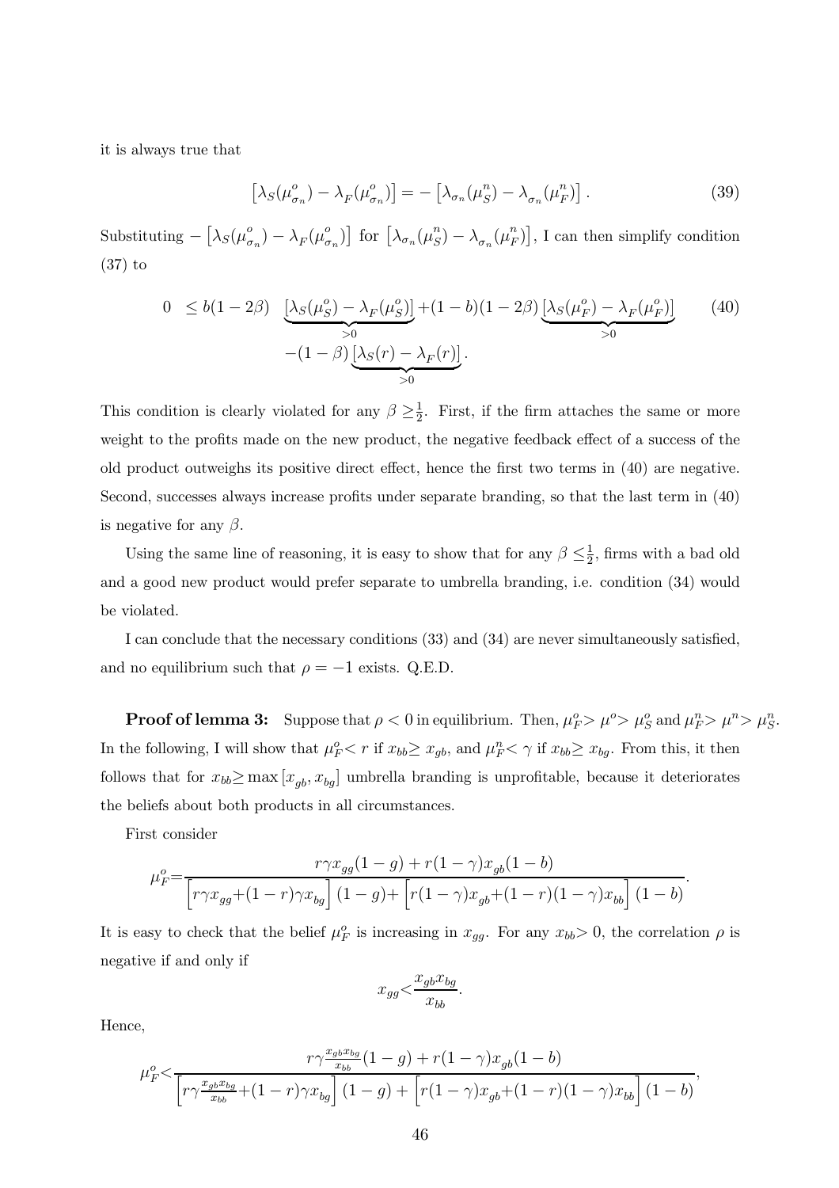it is always true that

$$\left[\lambda_S(\mu^o_{\sigma_n}) - \lambda_F(\mu^o_{\sigma_n})\right] = -\left[\lambda_{\sigma_n}(\mu^n_S) - \lambda_{\sigma_n}(\mu^n_F)\right]. \tag{39}$$

Substituting $-\left[\lambda_S(\mu^o_{\sigma_n}) - \lambda_F(\mu^o_{\sigma_n})\right]$ for $\left[\lambda_{\sigma_n}(\mu^n_S) - \lambda_{\sigma_n}(\mu^n_F)\right]$, I can then simplify condition (37) to

$$\begin{aligned} 0 \ \leq b(1-2\beta) \ & \underbrace{\left[\lambda_S(\mu^o_S) - \lambda_F(\mu^o_S)\right]}_{>0} + (1-b)(1-2\beta)\underbrace{\left[\lambda_S(\mu^o_F) - \lambda_F(\mu^o_F)\right]}_{>0} \\ & -(1-\beta)\underbrace{\left[\lambda_S(r) - \lambda_F(r)\right]}_{>0}. \end{aligned} \tag{40}$$

This condition is clearly violated for any $\beta \geq \frac{1}{2}$. First, if the firm attaches the same or more weight to the profits made on the new product, the negative feedback effect of a success of the old product outweighs its positive direct effect, hence the first two terms in (40) are negative. Second, successes always increase profits under separate branding, so that the last term in (40) is negative for any $\beta$.

Using the same line of reasoning, it is easy to show that for any $\beta \leq \frac{1}{2}$, firms with a bad old and a good new product would prefer separate to umbrella branding, i.e. condition (34) would be violated.

I can conclude that the necessary conditions (33) and (34) are never simultaneously satisfied, and no equilibrium such that $\rho = -1$ exists. Q.E.D.

**Proof of lemma 3:** Suppose that $\rho < 0$ in equilibrium. Then, $\mu^o_F > \mu^o > \mu^o_S$ and $\mu^n_F > \mu^n > \mu^n_S$. In the following, I will show that $\mu^o_F < r$ if $x_{bb} \geq x_{gb}$, and $\mu^n_F < \gamma$ if $x_{bb} \geq x_{bg}$. From this, it then follows that for $x_{bb} \geq \max\left[x_{gb}, x_{bg}\right]$ umbrella branding is unprofitable, because it deteriorates the beliefs about both products in all circumstances.

First consider

$$\mu^o_F = \frac{r\gamma x_{gg}(1-g) + r(1-\gamma)x_{gb}(1-b)}{\left[r\gamma x_{gg} + (1-r)\gamma x_{bg}\right](1-g) + \left[r(1-\gamma)x_{gb} + (1-r)(1-\gamma)x_{bb}\right](1-b)}.$$

It is easy to check that the belief $\mu^o_F$ is increasing in $x_{gg}$. For any $x_{bb} > 0$, the correlation $\rho$ is negative if and only if

$$x_{gg} < \frac{x_{gb}x_{bg}}{x_{bb}}.$$

Hence,

$$\mu^o_F < \frac{r\gamma\frac{x_{gb}x_{bg}}{x_{bb}}(1-g) + r(1-\gamma)x_{gb}(1-b)}{\left[r\gamma\frac{x_{gb}x_{bg}}{x_{bb}} + (1-r)\gamma x_{bg}\right](1-g) + \left[r(1-\gamma)x_{gb} + (1-r)(1-\gamma)x_{bb}\right](1-b)},$$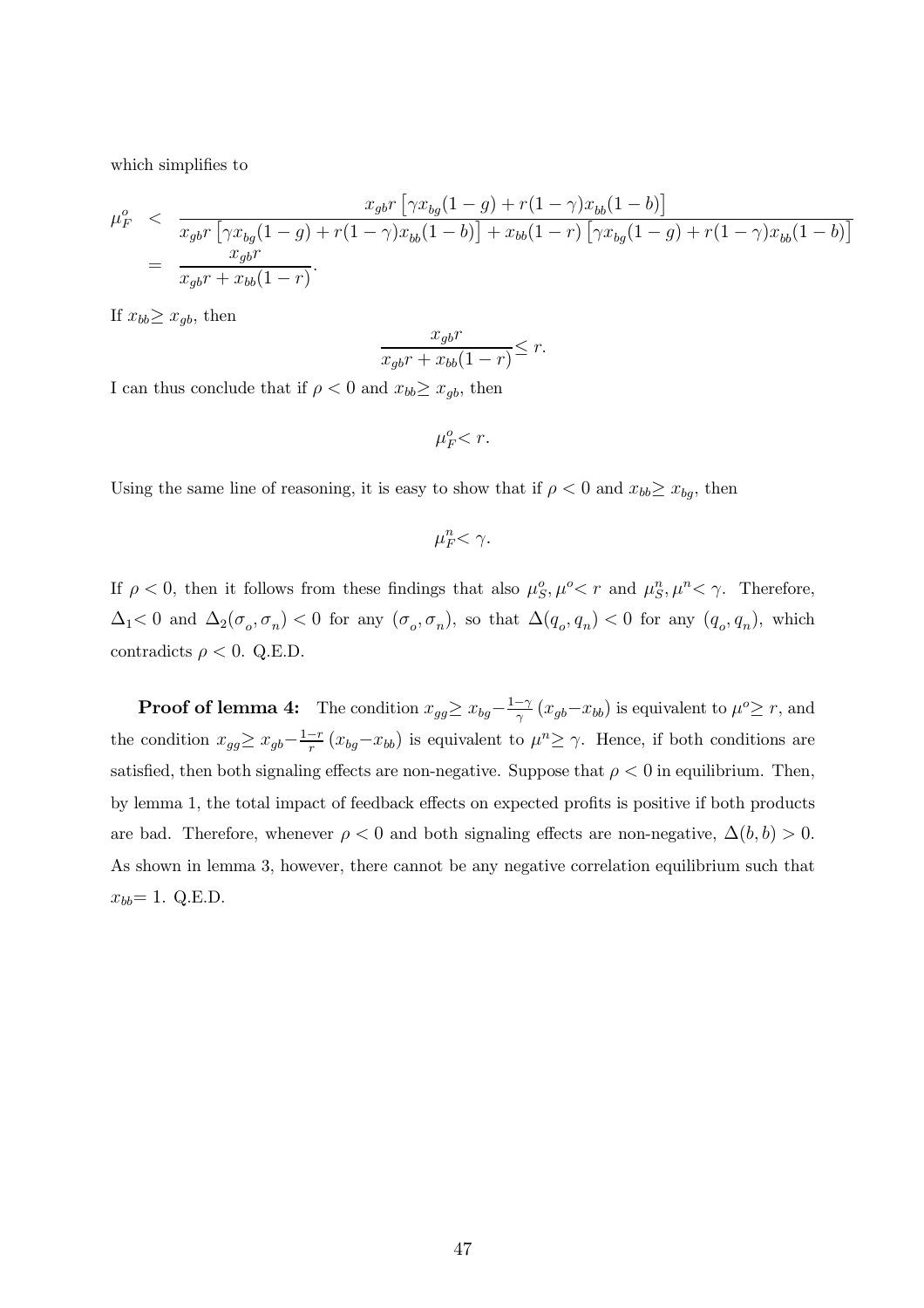which simplifies to

$$
\begin{aligned}
\mu_F^o &< \frac{x_{gb} r \left[\gamma x_{bg}(1-g) + r(1-\gamma) x_{bb}(1-b)\right]}{x_{gb} r \left[\gamma x_{bg}(1-g) + r(1-\gamma) x_{bb}(1-b)\right] + x_{bb}(1-r)\left[\gamma x_{bg}(1-g) + r(1-\gamma) x_{bb}(1-b)\right]} \\
&= \frac{x_{gb} r}{x_{gb} r + x_{bb}(1-r)}.
\end{aligned}
$$

If $x_{bb} \geq x_{gb}$, then

$$
\frac{x_{gb} r}{x_{gb} r + x_{bb}(1-r)} \leq r.
$$

I can thus conclude that if $\rho < 0$ and $x_{bb} \geq x_{gb}$, then

$$
\mu_F^o < r.
$$

Using the same line of reasoning, it is easy to show that if $\rho < 0$ and $x_{bb} \geq x_{bg}$, then

$$
\mu_F^n < \gamma.
$$

If $\rho < 0$, then it follows from these findings that also $\mu_S^o, \mu^o < r$ and $\mu_S^n, \mu^n < \gamma$. Therefore, $\Delta_1 < 0$ and $\Delta_2(\sigma_o, \sigma_n) < 0$ for any $(\sigma_o, \sigma_n)$, so that $\Delta(q_o, q_n) < 0$ for any $(q_o, q_n)$, which contradicts $\rho < 0$. Q.E.D.

**Proof of lemma 4:** The condition $x_{gg} \geq x_{bg} - \frac{1-\gamma}{\gamma}(x_{gb} - x_{bb})$ is equivalent to $\mu^o \geq r$, and the condition $x_{gg} \geq x_{gb} - \frac{1-r}{r}(x_{bg} - x_{bb})$ is equivalent to $\mu^n \geq \gamma$. Hence, if both conditions are satisfied, then both signaling effects are non-negative. Suppose that $\rho < 0$ in equilibrium. Then, by lemma 1, the total impact of feedback effects on expected profits is positive if both products are bad. Therefore, whenever $\rho < 0$ and both signaling effects are non-negative, $\Delta(b, b) > 0$. As shown in lemma 3, however, there cannot be any negative correlation equilibrium such that $x_{bb} = 1$. Q.E.D.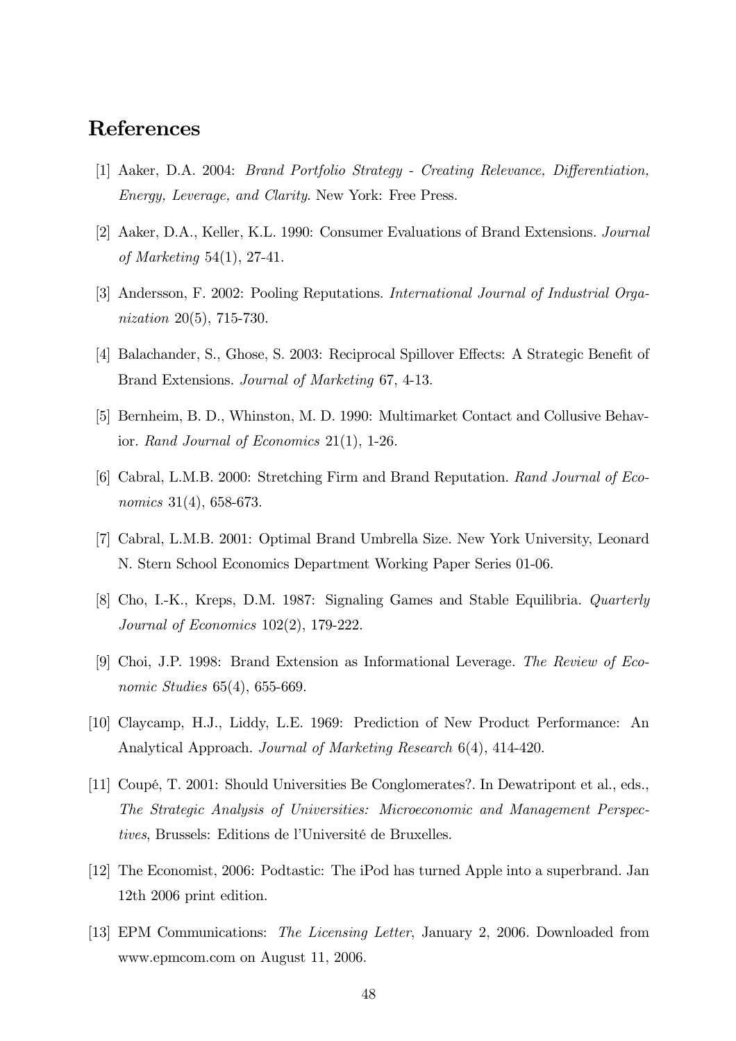## References

[1] Aaker, D.A. 2004: *Brand Portfolio Strategy - Creating Relevance, Differentiation, Energy, Leverage, and Clarity*. New York: Free Press.

[2] Aaker, D.A., Keller, K.L. 1990: Consumer Evaluations of Brand Extensions. *Journal of Marketing* 54(1), 27-41.

[3] Andersson, F. 2002: Pooling Reputations. *International Journal of Industrial Organization* 20(5), 715-730.

[4] Balachander, S., Ghose, S. 2003: Reciprocal Spillover Effects: A Strategic Benefit of Brand Extensions. *Journal of Marketing* 67, 4-13.

[5] Bernheim, B. D., Whinston, M. D. 1990: Multimarket Contact and Collusive Behavior. *Rand Journal of Economics* 21(1), 1-26.

[6] Cabral, L.M.B. 2000: Stretching Firm and Brand Reputation. *Rand Journal of Economics* 31(4), 658-673.

[7] Cabral, L.M.B. 2001: Optimal Brand Umbrella Size. New York University, Leonard N. Stern School Economics Department Working Paper Series 01-06.

[8] Cho, I.-K., Kreps, D.M. 1987: Signaling Games and Stable Equilibria. *Quarterly Journal of Economics* 102(2), 179-222.

[9] Choi, J.P. 1998: Brand Extension as Informational Leverage. *The Review of Economic Studies* 65(4), 655-669.

[10] Claycamp, H.J., Liddy, L.E. 1969: Prediction of New Product Performance: An Analytical Approach. *Journal of Marketing Research* 6(4), 414-420.

[11] Coupé, T. 2001: Should Universities Be Conglomerates?. In Dewatripont et al., eds., *The Strategic Analysis of Universities: Microeconomic and Management Perspectives*, Brussels: Editions de l'Université de Bruxelles.

[12] The Economist, 2006: Podtastic: The iPod has turned Apple into a superbrand. Jan 12th 2006 print edition.

[13] EPM Communications: *The Licensing Letter*, January 2, 2006. Downloaded from www.epmcom.com on August 11, 2006.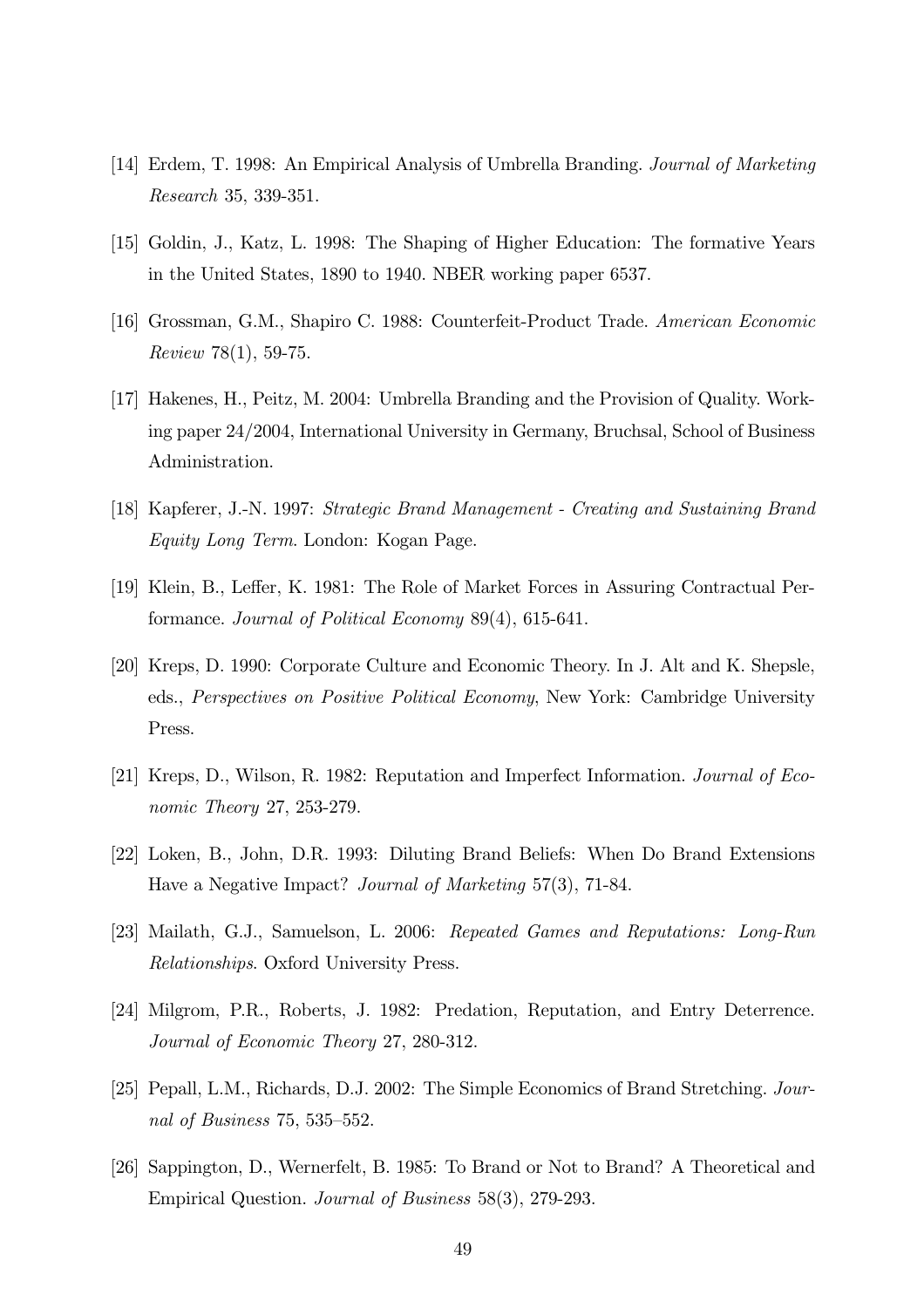[14] Erdem, T. 1998: An Empirical Analysis of Umbrella Branding. *Journal of Marketing Research* 35, 339-351.

[15] Goldin, J., Katz, L. 1998: The Shaping of Higher Education: The formative Years in the United States, 1890 to 1940. NBER working paper 6537.

[16] Grossman, G.M., Shapiro C. 1988: Counterfeit-Product Trade. *American Economic Review* 78(1), 59-75.

[17] Hakenes, H., Peitz, M. 2004: Umbrella Branding and the Provision of Quality. Working paper 24/2004, International University in Germany, Bruchsal, School of Business Administration.

[18] Kapferer, J.-N. 1997: *Strategic Brand Management - Creating and Sustaining Brand Equity Long Term*. London: Kogan Page.

[19] Klein, B., Leffer, K. 1981: The Role of Market Forces in Assuring Contractual Performance. *Journal of Political Economy* 89(4), 615-641.

[20] Kreps, D. 1990: Corporate Culture and Economic Theory. In J. Alt and K. Shepsle, eds., *Perspectives on Positive Political Economy*, New York: Cambridge University Press.

[21] Kreps, D., Wilson, R. 1982: Reputation and Imperfect Information. *Journal of Economic Theory* 27, 253-279.

[22] Loken, B., John, D.R. 1993: Diluting Brand Beliefs: When Do Brand Extensions Have a Negative Impact? *Journal of Marketing* 57(3), 71-84.

[23] Mailath, G.J., Samuelson, L. 2006: *Repeated Games and Reputations: Long-Run Relationships*. Oxford University Press.

[24] Milgrom, P.R., Roberts, J. 1982: Predation, Reputation, and Entry Deterrence. *Journal of Economic Theory* 27, 280-312.

[25] Pepall, L.M., Richards, D.J. 2002: The Simple Economics of Brand Stretching. *Journal of Business* 75, 535–552.

[26] Sappington, D., Wernerfelt, B. 1985: To Brand or Not to Brand? A Theoretical and Empirical Question. *Journal of Business* 58(3), 279-293.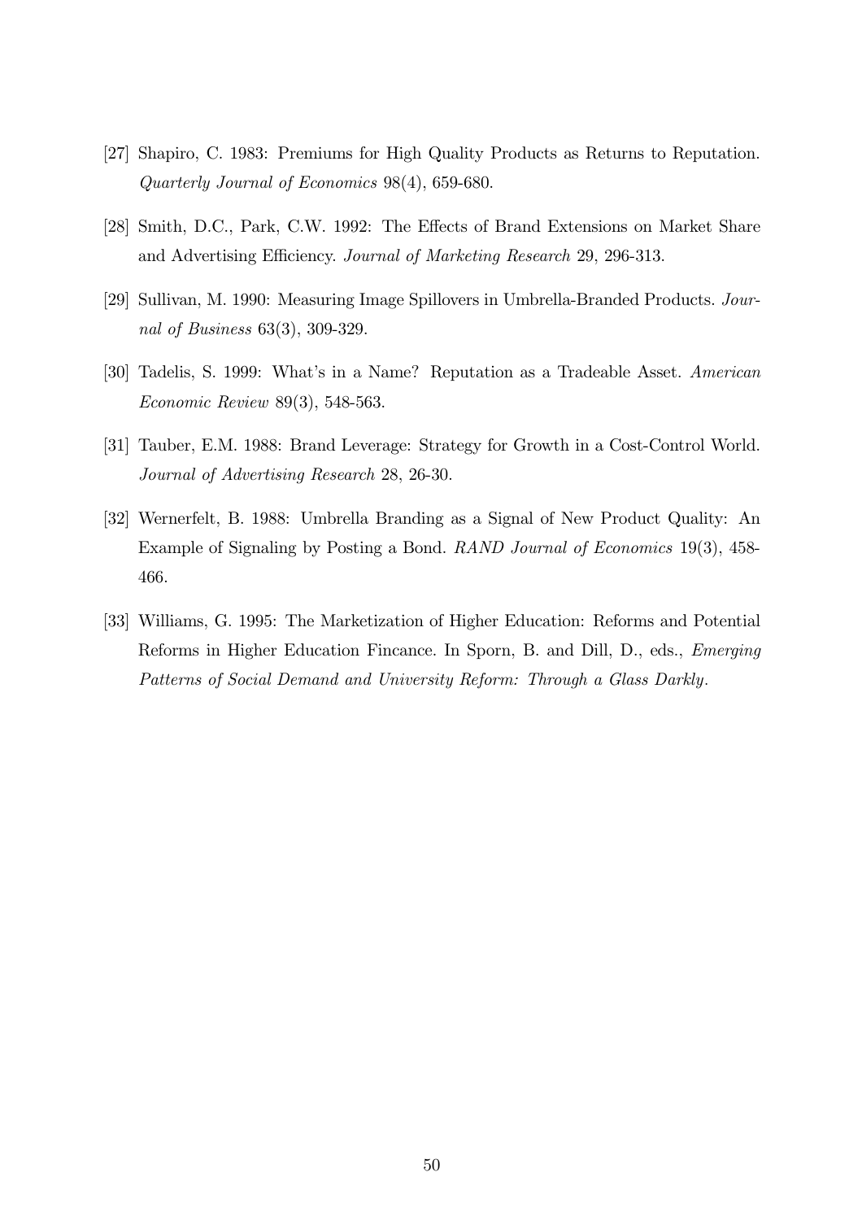[27] Shapiro, C. 1983: Premiums for High Quality Products as Returns to Reputation. *Quarterly Journal of Economics* 98(4), 659-680.

[28] Smith, D.C., Park, C.W. 1992: The Effects of Brand Extensions on Market Share and Advertising Efficiency. *Journal of Marketing Research* 29, 296-313.

[29] Sullivan, M. 1990: Measuring Image Spillovers in Umbrella-Branded Products. *Journal of Business* 63(3), 309-329.

[30] Tadelis, S. 1999: What's in a Name? Reputation as a Tradeable Asset. *American Economic Review* 89(3), 548-563.

[31] Tauber, E.M. 1988: Brand Leverage: Strategy for Growth in a Cost-Control World. *Journal of Advertising Research* 28, 26-30.

[32] Wernerfelt, B. 1988: Umbrella Branding as a Signal of New Product Quality: An Example of Signaling by Posting a Bond. *RAND Journal of Economics* 19(3), 458-466.

[33] Williams, G. 1995: The Marketization of Higher Education: Reforms and Potential Reforms in Higher Education Fincance. In Sporn, B. and Dill, D., eds., *Emerging Patterns of Social Demand and University Reform: Through a Glass Darkly.*